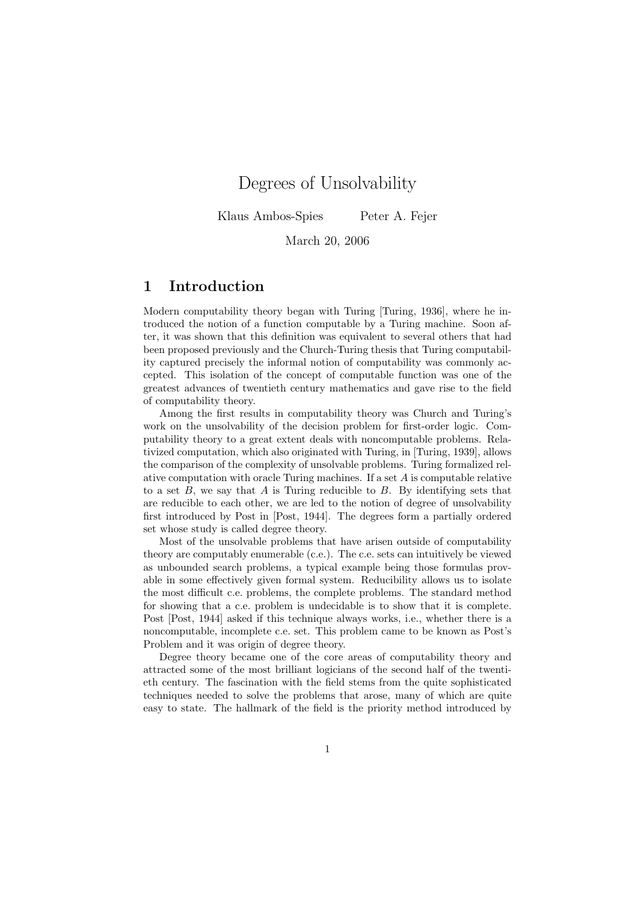# Degrees of Unsolvability

Klaus Ambos-Spies Peter A. Fejer

March 20, 2006

## 1 Introduction

Modern computability theory began with Turing [Turing, 1936], where he introduced the notion of a function computable by a Turing machine. Soon after, it was shown that this definition was equivalent to several others that had been proposed previously and the Church-Turing thesis that Turing computability captured precisely the informal notion of computability was commonly accepted. This isolation of the concept of computable function was one of the greatest advances of twentieth century mathematics and gave rise to the field of computability theory.

Among the first results in computability theory was Church and Turing's work on the unsolvability of the decision problem for first-order logic. Computability theory to a great extent deals with noncomputable problems. Relativized computation, which also originated with Turing, in [Turing, 1939], allows the comparison of the complexity of unsolvable problems. Turing formalized relative computation with oracle Turing machines. If a set $A$ is computable relative to a set $B$, we say that $A$ is Turing reducible to $B$. By identifying sets that are reducible to each other, we are led to the notion of degree of unsolvability first introduced by Post in [Post, 1944]. The degrees form a partially ordered set whose study is called degree theory.

Most of the unsolvable problems that have arisen outside of computability theory are computably enumerable (c.e.). The c.e. sets can intuitively be viewed as unbounded search problems, a typical example being those formulas provable in some effectively given formal system. Reducibility allows us to isolate the most difficult c.e. problems, the complete problems. The standard method for showing that a c.e. problem is undecidable is to show that it is complete. Post [Post, 1944] asked if this technique always works, i.e., whether there is a noncomputable, incomplete c.e. set. This problem came to be known as Post's Problem and it was origin of degree theory.

Degree theory became one of the core areas of computability theory and attracted some of the most brilliant logicians of the second half of the twentieth century. The fascination with the field stems from the quite sophisticated techniques needed to solve the problems that arose, many of which are quite easy to state. The hallmark of the field is the priority method introduced by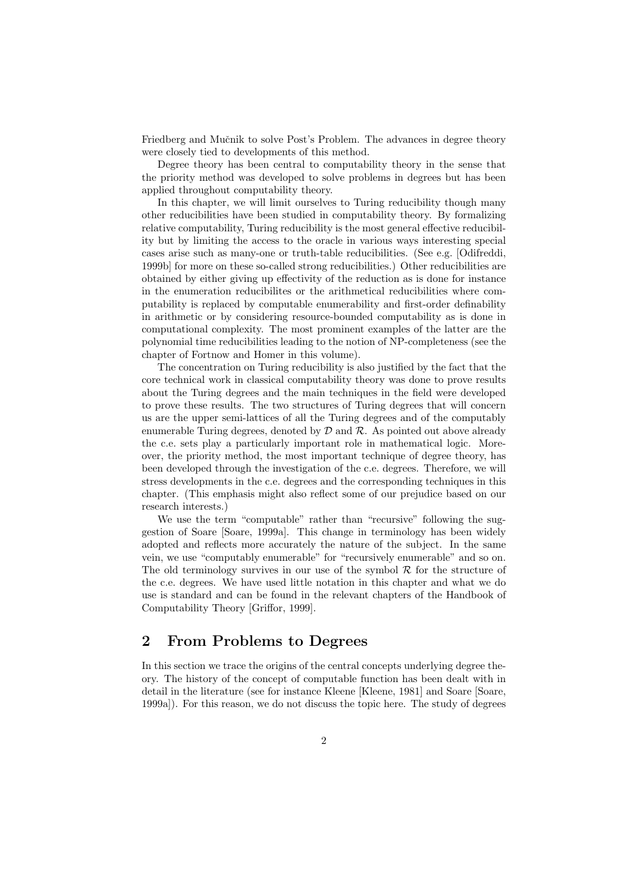Friedberg and Mučnik to solve Post's Problem. The advances in degree theory were closely tied to developments of this method.

Degree theory has been central to computability theory in the sense that the priority method was developed to solve problems in degrees but has been applied throughout computability theory.

In this chapter, we will limit ourselves to Turing reducibility though many other reducibilities have been studied in computability theory. By formalizing relative computability, Turing reducibility is the most general effective reducibility but by limiting the access to the oracle in various ways interesting special cases arise such as many-one or truth-table reducibilities. (See e.g. [Odifreddi, 1999b] for more on these so-called strong reducibilities.) Other reducibilities are obtained by either giving up effectivity of the reduction as is done for instance in the enumeration reducibilites or the arithmetical reducibilities where computability is replaced by computable enumerability and first-order definability in arithmetic or by considering resource-bounded computability as is done in computational complexity. The most prominent examples of the latter are the polynomial time reducibilities leading to the notion of NP-completeness (see the chapter of Fortnow and Homer in this volume).

The concentration on Turing reducibility is also justified by the fact that the core technical work in classical computability theory was done to prove results about the Turing degrees and the main techniques in the field were developed to prove these results. The two structures of Turing degrees that will concern us are the upper semi-lattices of all the Turing degrees and of the computably enumerable Turing degrees, denoted by $\mathcal{D}$ and $\mathcal{R}$. As pointed out above already the c.e. sets play a particularly important role in mathematical logic. Moreover, the priority method, the most important technique of degree theory, has been developed through the investigation of the c.e. degrees. Therefore, we will stress developments in the c.e. degrees and the corresponding techniques in this chapter. (This emphasis might also reflect some of our prejudice based on our research interests.)

We use the term "computable" rather than "recursive" following the suggestion of Soare [Soare, 1999a]. This change in terminology has been widely adopted and reflects more accurately the nature of the subject. In the same vein, we use "computably enumerable" for "recursively enumerable" and so on. The old terminology survives in our use of the symbol $\mathcal{R}$ for the structure of the c.e. degrees. We have used little notation in this chapter and what we do use is standard and can be found in the relevant chapters of the Handbook of Computability Theory [Griffor, 1999].

## 2 From Problems to Degrees

In this section we trace the origins of the central concepts underlying degree theory. The history of the concept of computable function has been dealt with in detail in the literature (see for instance Kleene [Kleene, 1981] and Soare [Soare, 1999a]). For this reason, we do not discuss the topic here. The study of degrees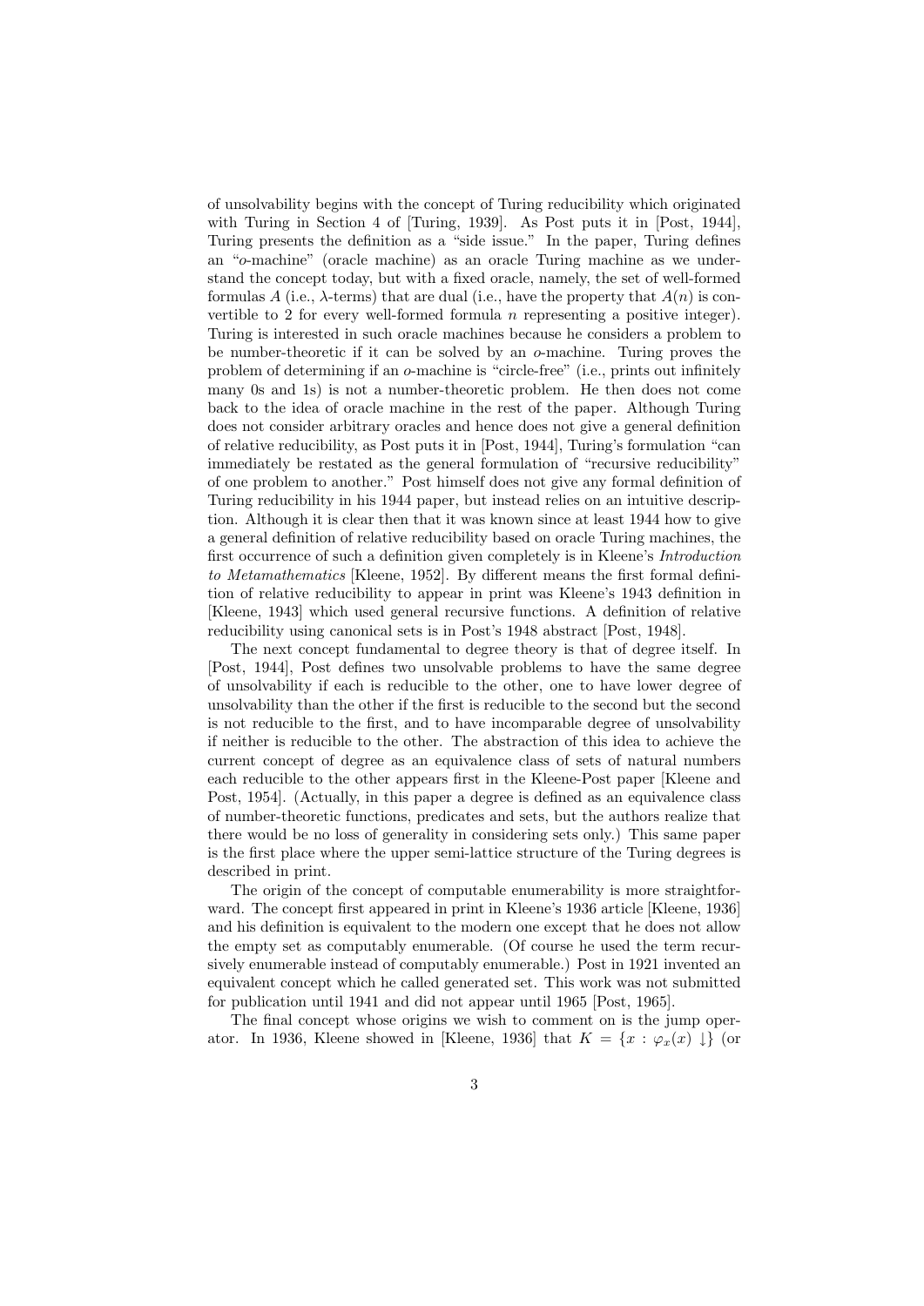of unsolvability begins with the concept of Turing reducibility which originated with Turing in Section 4 of [Turing, 1939]. As Post puts it in [Post, 1944], Turing presents the definition as a "side issue." In the paper, Turing defines an "$o$-machine" (oracle machine) as an oracle Turing machine as we understand the concept today, but with a fixed oracle, namely, the set of well-formed formulas $A$ (i.e., $\lambda$-terms) that are dual (i.e., have the property that $A(n)$ is convertible to 2 for every well-formed formula $n$ representing a positive integer). Turing is interested in such oracle machines because he considers a problem to be number-theoretic if it can be solved by an $o$-machine. Turing proves the problem of determining if an $o$-machine is "circle-free" (i.e., prints out infinitely many 0s and 1s) is not a number-theoretic problem. He then does not come back to the idea of oracle machine in the rest of the paper. Although Turing does not consider arbitrary oracles and hence does not give a general definition of relative reducibility, as Post puts it in [Post, 1944], Turing's formulation "can immediately be restated as the general formulation of "recursive reducibility" of one problem to another." Post himself does not give any formal definition of Turing reducibility in his 1944 paper, but instead relies on an intuitive description. Although it is clear then that it was known since at least 1944 how to give a general definition of relative reducibility based on oracle Turing machines, the first occurrence of such a definition given completely is in Kleene's *Introduction to Metamathematics* [Kleene, 1952]. By different means the first formal definition of relative reducibility to appear in print was Kleene's 1943 definition in [Kleene, 1943] which used general recursive functions. A definition of relative reducibility using canonical sets is in Post's 1948 abstract [Post, 1948].

The next concept fundamental to degree theory is that of degree itself. In [Post, 1944], Post defines two unsolvable problems to have the same degree of unsolvability if each is reducible to the other, one to have lower degree of unsolvability than the other if the first is reducible to the second but the second is not reducible to the first, and to have incomparable degree of unsolvability if neither is reducible to the other. The abstraction of this idea to achieve the current concept of degree as an equivalence class of sets of natural numbers each reducible to the other appears first in the Kleene-Post paper [Kleene and Post, 1954]. (Actually, in this paper a degree is defined as an equivalence class of number-theoretic functions, predicates and sets, but the authors realize that there would be no loss of generality in considering sets only.) This same paper is the first place where the upper semi-lattice structure of the Turing degrees is described in print.

The origin of the concept of computable enumerability is more straightforward. The concept first appeared in print in Kleene's 1936 article [Kleene, 1936] and his definition is equivalent to the modern one except that he does not allow the empty set as computably enumerable. (Of course he used the term recursively enumerable instead of computably enumerable.) Post in 1921 invented an equivalent concept which he called generated set. This work was not submitted for publication until 1941 and did not appear until 1965 [Post, 1965].

The final concept whose origins we wish to comment on is the jump operator. In 1936, Kleene showed in [Kleene, 1936] that $K = \{x : \varphi_x(x)\downarrow\}$ (or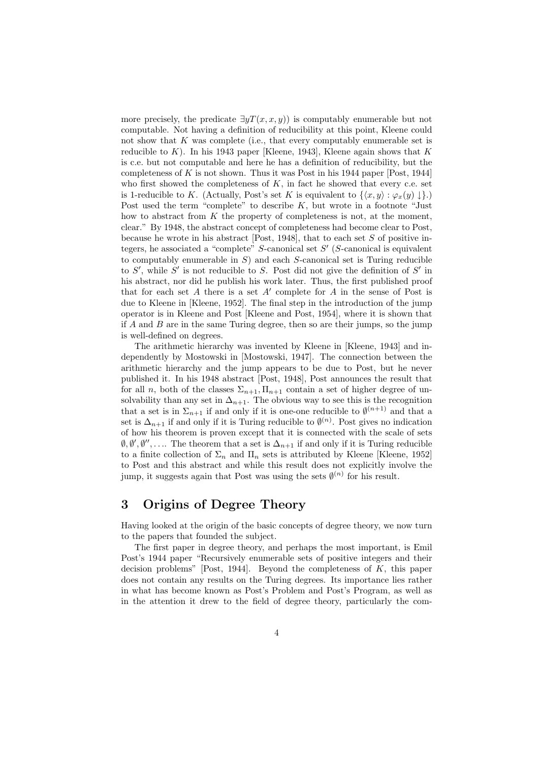more precisely, the predicate $\exists y T(x, x, y)$) is computably enumerable but not computable. Not having a definition of reducibility at this point, Kleene could not show that $K$ was complete (i.e., that every computably enumerable set is reducible to $K$). In his 1943 paper [Kleene, 1943], Kleene again shows that $K$ is c.e. but not computable and here he has a definition of reducibility, but the completeness of $K$ is not shown. Thus it was Post in his 1944 paper [Post, 1944] who first showed the completeness of $K$, in fact he showed that every c.e. set is 1-reducible to $K$. (Actually, Post's set $K$ is equivalent to $\{\langle x, y\rangle : \varphi_x(y)\downarrow\}$.) Post used the term "complete" to describe $K$, but wrote in a footnote "Just how to abstract from $K$ the property of completeness is not, at the moment, clear." By 1948, the abstract concept of completeness had become clear to Post, because he wrote in his abstract [Post, 1948], that to each set $S$ of positive integers, he associated a "complete" $S$-canonical set $S'$ ($S$-canonical is equivalent to computably enumerable in $S$) and each $S$-canonical set is Turing reducible to $S'$, while $S'$ is not reducible to $S$. Post did not give the definition of $S'$ in his abstract, nor did he publish his work later. Thus, the first published proof that for each set $A$ there is a set $A'$ complete for $A$ in the sense of Post is due to Kleene in [Kleene, 1952]. The final step in the introduction of the jump operator is in Kleene and Post [Kleene and Post, 1954], where it is shown that if $A$ and $B$ are in the same Turing degree, then so are their jumps, so the jump is well-defined on degrees.

The arithmetic hierarchy was invented by Kleene in [Kleene, 1943] and independently by Mostowski in [Mostowski, 1947]. The connection between the arithmetic hierarchy and the jump appears to be due to Post, but he never published it. In his 1948 abstract [Post, 1948], Post announces the result that for all $n$, both of the classes $\Sigma_{n+1}, \Pi_{n+1}$ contain a set of higher degree of unsolvability than any set in $\Delta_{n+1}$. The obvious way to see this is the recognition that a set is in $\Sigma_{n+1}$ if and only if it is one-one reducible to $\emptyset^{(n+1)}$ and that a set is $\Delta_{n+1}$ if and only if it is Turing reducible to $\emptyset^{(n)}$. Post gives no indication of how his theorem is proven except that it is connected with the scale of sets $\emptyset, \emptyset', \emptyset'', \ldots$. The theorem that a set is $\Delta_{n+1}$ if and only if it is Turing reducible to a finite collection of $\Sigma_n$ and $\Pi_n$ sets is attributed by Kleene [Kleene, 1952] to Post and this abstract and while this result does not explicitly involve the jump, it suggests again that Post was using the sets $\emptyset^{(n)}$ for his result.

## 3 Origins of Degree Theory

Having looked at the origin of the basic concepts of degree theory, we now turn to the papers that founded the subject.

The first paper in degree theory, and perhaps the most important, is Emil Post's 1944 paper "Recursively enumerable sets of positive integers and their decision problems" [Post, 1944]. Beyond the completeness of $K$, this paper does not contain any results on the Turing degrees. Its importance lies rather in what has become known as Post's Problem and Post's Program, as well as in the attention it drew to the field of degree theory, particularly the com-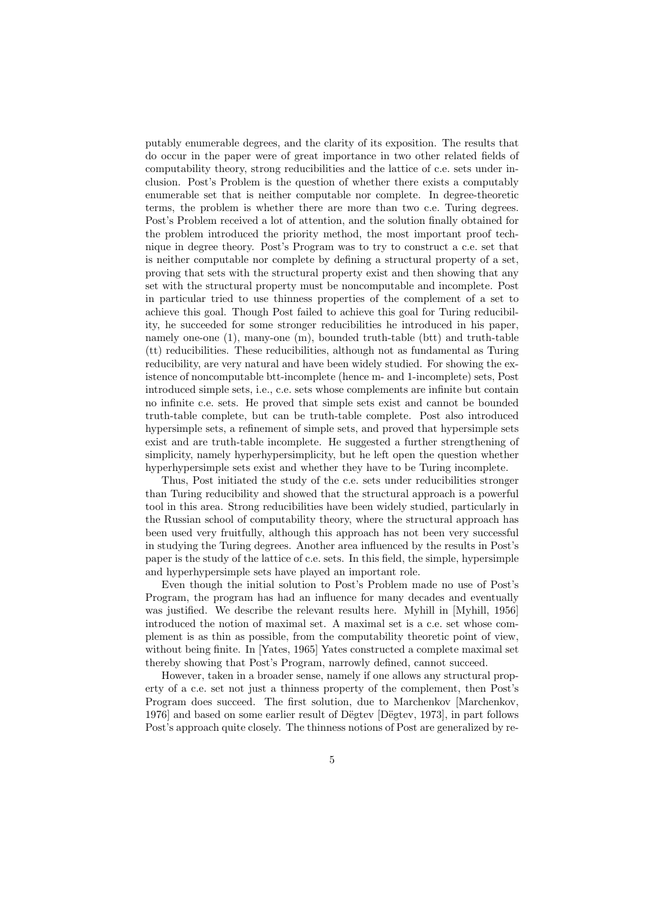putably enumerable degrees, and the clarity of its exposition. The results that do occur in the paper were of great importance in two other related fields of computability theory, strong reducibilities and the lattice of c.e. sets under inclusion. Post's Problem is the question of whether there exists a computably enumerable set that is neither computable nor complete. In degree-theoretic terms, the problem is whether there are more than two c.e. Turing degrees. Post's Problem received a lot of attention, and the solution finally obtained for the problem introduced the priority method, the most important proof technique in degree theory. Post's Program was to try to construct a c.e. set that is neither computable nor complete by defining a structural property of a set, proving that sets with the structural property exist and then showing that any set with the structural property must be noncomputable and incomplete. Post in particular tried to use thinness properties of the complement of a set to achieve this goal. Though Post failed to achieve this goal for Turing reducibility, he succeeded for some stronger reducibilities he introduced in his paper, namely one-one (1), many-one (m), bounded truth-table (btt) and truth-table (tt) reducibilities. These reducibilities, although not as fundamental as Turing reducibility, are very natural and have been widely studied. For showing the existence of noncomputable btt-incomplete (hence m- and 1-incomplete) sets, Post introduced simple sets, i.e., c.e. sets whose complements are infinite but contain no infinite c.e. sets. He proved that simple sets exist and cannot be bounded truth-table complete, but can be truth-table complete. Post also introduced hypersimple sets, a refinement of simple sets, and proved that hypersimple sets exist and are truth-table incomplete. He suggested a further strengthening of simplicity, namely hyperhypersimplicity, but he left open the question whether hyperhypersimple sets exist and whether they have to be Turing incomplete.

Thus, Post initiated the study of the c.e. sets under reducibilities stronger than Turing reducibility and showed that the structural approach is a powerful tool in this area. Strong reducibilities have been widely studied, particularly in the Russian school of computability theory, where the structural approach has been used very fruitfully, although this approach has not been very successful in studying the Turing degrees. Another area influenced by the results in Post's paper is the study of the lattice of c.e. sets. In this field, the simple, hypersimple and hyperhypersimple sets have played an important role.

Even though the initial solution to Post's Problem made no use of Post's Program, the program has had an influence for many decades and eventually was justified. We describe the relevant results here. Myhill in [Myhill, 1956] introduced the notion of maximal set. A maximal set is a c.e. set whose complement is as thin as possible, from the computability theoretic point of view, without being finite. In [Yates, 1965] Yates constructed a complete maximal set thereby showing that Post's Program, narrowly defined, cannot succeed.

However, taken in a broader sense, namely if one allows any structural property of a c.e. set not just a thinness property of the complement, then Post's Program does succeed. The first solution, due to Marchenkov [Marchenkov, 1976] and based on some earlier result of Dëgtev [Dëgtev, 1973], in part follows Post's approach quite closely. The thinness notions of Post are generalized by re-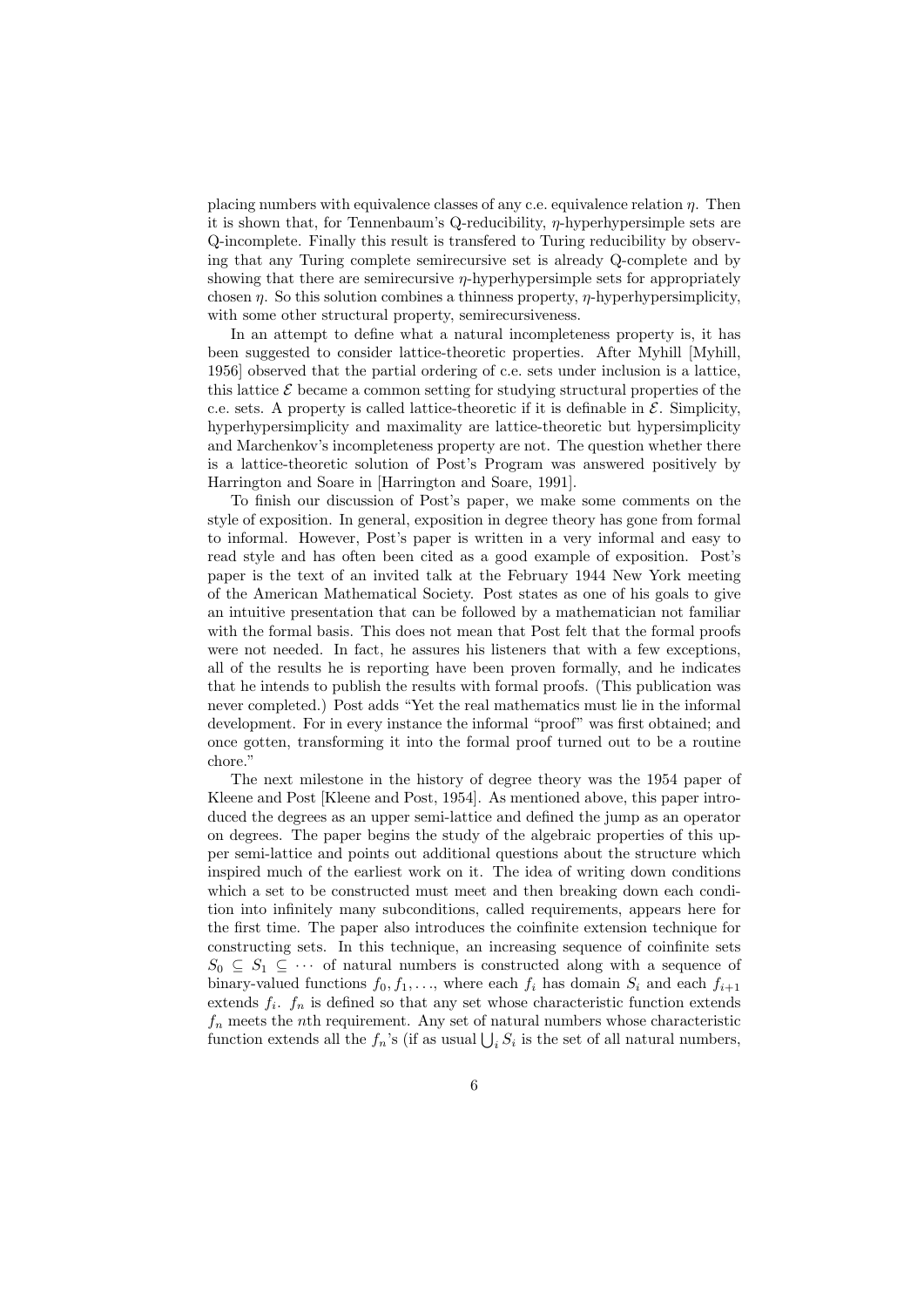placing numbers with equivalence classes of any c.e. equivalence relation $\eta$. Then it is shown that, for Tennenbaum's Q-reducibility, $\eta$-hyperhypersimple sets are Q-incomplete. Finally this result is transfered to Turing reducibility by observing that any Turing complete semirecursive set is already Q-complete and by showing that there are semirecursive $\eta$-hyperhypersimple sets for appropriately chosen $\eta$. So this solution combines a thinness property, $\eta$-hyperhypersimplicity, with some other structural property, semirecursiveness.

In an attempt to define what a natural incompleteness property is, it has been suggested to consider lattice-theoretic properties. After Myhill [Myhill, 1956] observed that the partial ordering of c.e. sets under inclusion is a lattice, this lattice $\mathcal{E}$ became a common setting for studying structural properties of the c.e. sets. A property is called lattice-theoretic if it is definable in $\mathcal{E}$. Simplicity, hyperhypersimplicity and maximality are lattice-theoretic but hypersimplicity and Marchenkov's incompleteness property are not. The question whether there is a lattice-theoretic solution of Post's Program was answered positively by Harrington and Soare in [Harrington and Soare, 1991].

To finish our discussion of Post's paper, we make some comments on the style of exposition. In general, exposition in degree theory has gone from formal to informal. However, Post's paper is written in a very informal and easy to read style and has often been cited as a good example of exposition. Post's paper is the text of an invited talk at the February 1944 New York meeting of the American Mathematical Society. Post states as one of his goals to give an intuitive presentation that can be followed by a mathematician not familiar with the formal basis. This does not mean that Post felt that the formal proofs were not needed. In fact, he assures his listeners that with a few exceptions, all of the results he is reporting have been proven formally, and he indicates that he intends to publish the results with formal proofs. (This publication was never completed.) Post adds "Yet the real mathematics must lie in the informal development. For in every instance the informal "proof" was first obtained; and once gotten, transforming it into the formal proof turned out to be a routine chore."

The next milestone in the history of degree theory was the 1954 paper of Kleene and Post [Kleene and Post, 1954]. As mentioned above, this paper introduced the degrees as an upper semi-lattice and defined the jump as an operator on degrees. The paper begins the study of the algebraic properties of this upper semi-lattice and points out additional questions about the structure which inspired much of the earliest work on it. The idea of writing down conditions which a set to be constructed must meet and then breaking down each condition into infinitely many subconditions, called requirements, appears here for the first time. The paper also introduces the coinfinite extension technique for constructing sets. In this technique, an increasing sequence of coinfinite sets $S_0 \subseteq S_1 \subseteq \cdots$ of natural numbers is constructed along with a sequence of binary-valued functions $f_0, f_1, \ldots$, where each $f_i$ has domain $S_i$ and each $f_{i+1}$ extends $f_i$. $f_n$ is defined so that any set whose characteristic function extends $f_n$ meets the $n$th requirement. Any set of natural numbers whose characteristic function extends all the $f_n$'s (if as usual $\bigcup_i S_i$ is the set of all natural numbers,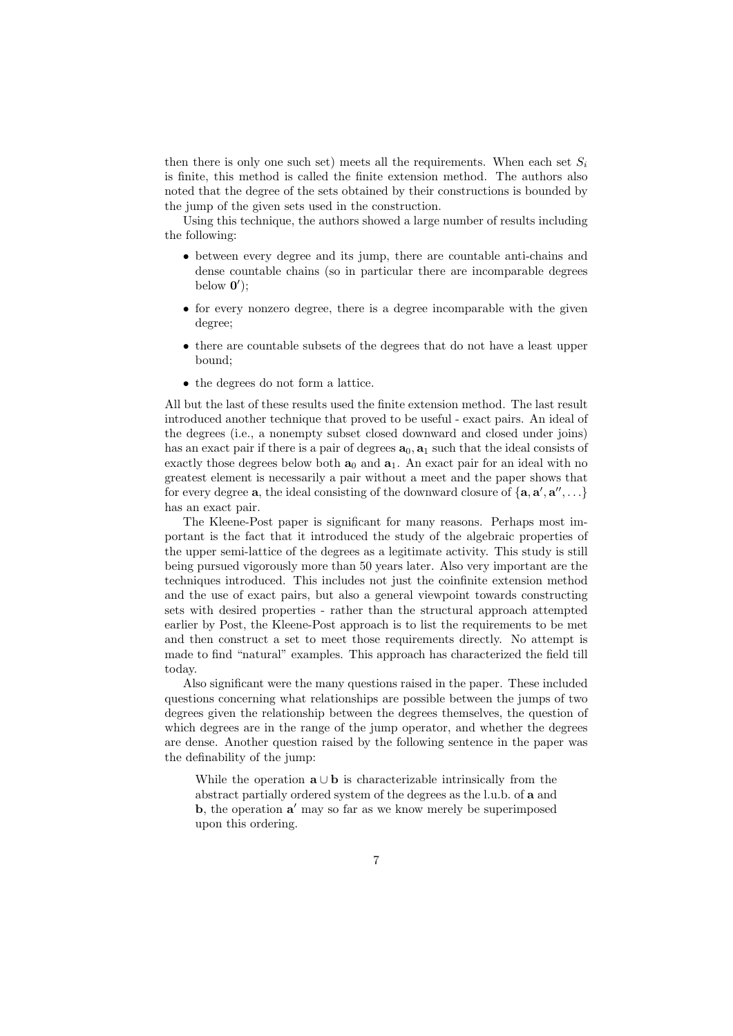then there is only one such set) meets all the requirements. When each set $S_i$ is finite, this method is called the finite extension method. The authors also noted that the degree of the sets obtained by their constructions is bounded by the jump of the given sets used in the construction.

Using this technique, the authors showed a large number of results including the following:

- between every degree and its jump, there are countable anti-chains and dense countable chains (so in particular there are incomparable degrees below $\mathbf{0}'$);
- for every nonzero degree, there is a degree incomparable with the given degree;
- there are countable subsets of the degrees that do not have a least upper bound;
- the degrees do not form a lattice.

All but the last of these results used the finite extension method. The last result introduced another technique that proved to be useful - exact pairs. An ideal of the degrees (i.e., a nonempty subset closed downward and closed under joins) has an exact pair if there is a pair of degrees $\mathbf{a}_0, \mathbf{a}_1$ such that the ideal consists of exactly those degrees below both $\mathbf{a}_0$ and $\mathbf{a}_1$. An exact pair for an ideal with no greatest element is necessarily a pair without a meet and the paper shows that for every degree $\mathbf{a}$, the ideal consisting of the downward closure of $\{\mathbf{a}, \mathbf{a}', \mathbf{a}'', \ldots\}$ has an exact pair.

The Kleene-Post paper is significant for many reasons. Perhaps most important is the fact that it introduced the study of the algebraic properties of the upper semi-lattice of the degrees as a legitimate activity. This study is still being pursued vigorously more than 50 years later. Also very important are the techniques introduced. This includes not just the coinfinite extension method and the use of exact pairs, but also a general viewpoint towards constructing sets with desired properties - rather than the structural approach attempted earlier by Post, the Kleene-Post approach is to list the requirements to be met and then construct a set to meet those requirements directly. No attempt is made to find "natural" examples. This approach has characterized the field till today.

Also significant were the many questions raised in the paper. These included questions concerning what relationships are possible between the jumps of two degrees given the relationship between the degrees themselves, the question of which degrees are in the range of the jump operator, and whether the degrees are dense. Another question raised by the following sentence in the paper was the definability of the jump:

> While the operation $\mathbf{a} \cup \mathbf{b}$ is characterizable intrinsically from the abstract partially ordered system of the degrees as the l.u.b. of $\mathbf{a}$ and $\mathbf{b}$, the operation $\mathbf{a}'$ may so far as we know merely be superimposed upon this ordering.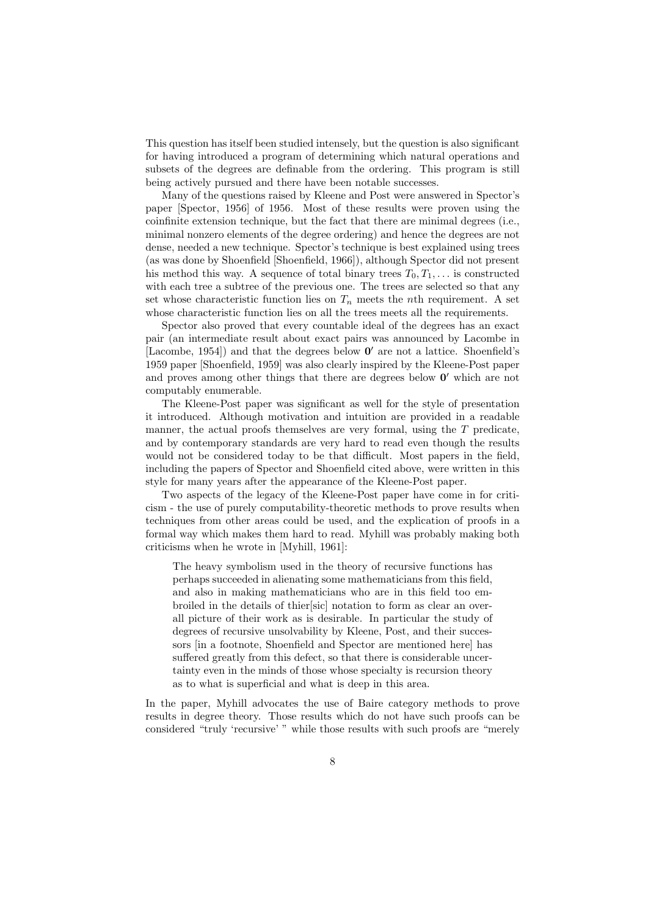This question has itself been studied intensely, but the question is also significant for having introduced a program of determining which natural operations and subsets of the degrees are definable from the ordering. This program is still being actively pursued and there have been notable successes.

Many of the questions raised by Kleene and Post were answered in Spector's paper [Spector, 1956] of 1956. Most of these results were proven using the coinfinite extension technique, but the fact that there are minimal degrees (i.e., minimal nonzero elements of the degree ordering) and hence the degrees are not dense, needed a new technique. Spector's technique is best explained using trees (as was done by Shoenfield [Shoenfield, 1966]), although Spector did not present his method this way. A sequence of total binary trees $T_0, T_1, \dots$ is constructed with each tree a subtree of the previous one. The trees are selected so that any set whose characteristic function lies on $T_n$ meets the $n$th requirement. A set whose characteristic function lies on all the trees meets all the requirements.

Spector also proved that every countable ideal of the degrees has an exact pair (an intermediate result about exact pairs was announced by Lacombe in [Lacombe, 1954]) and that the degrees below $\mathbf{0}'$ are not a lattice. Shoenfield's 1959 paper [Shoenfield, 1959] was also clearly inspired by the Kleene-Post paper and proves among other things that there are degrees below $\mathbf{0}'$ which are not computably enumerable.

The Kleene-Post paper was significant as well for the style of presentation it introduced. Although motivation and intuition are provided in a readable manner, the actual proofs themselves are very formal, using the $T$ predicate, and by contemporary standards are very hard to read even though the results would not be considered today to be that difficult. Most papers in the field, including the papers of Spector and Shoenfield cited above, were written in this style for many years after the appearance of the Kleene-Post paper.

Two aspects of the legacy of the Kleene-Post paper have come in for criticism - the use of purely computability-theoretic methods to prove results when techniques from other areas could be used, and the explication of proofs in a formal way which makes them hard to read. Myhill was probably making both criticisms when he wrote in [Myhill, 1961]:

> The heavy symbolism used in the theory of recursive functions has perhaps succeeded in alienating some mathematicians from this field, and also in making mathematicians who are in this field too embroiled in the details of thier[sic] notation to form as clear an overall picture of their work as is desirable. In particular the study of degrees of recursive unsolvability by Kleene, Post, and their successors [in a footnote, Shoenfield and Spector are mentioned here] has suffered greatly from this defect, so that there is considerable uncertainty even in the minds of those whose specialty is recursion theory as to what is superficial and what is deep in this area.

In the paper, Myhill advocates the use of Baire category methods to prove results in degree theory. Those results which do not have such proofs can be considered "truly 'recursive' " while those results with such proofs are "merely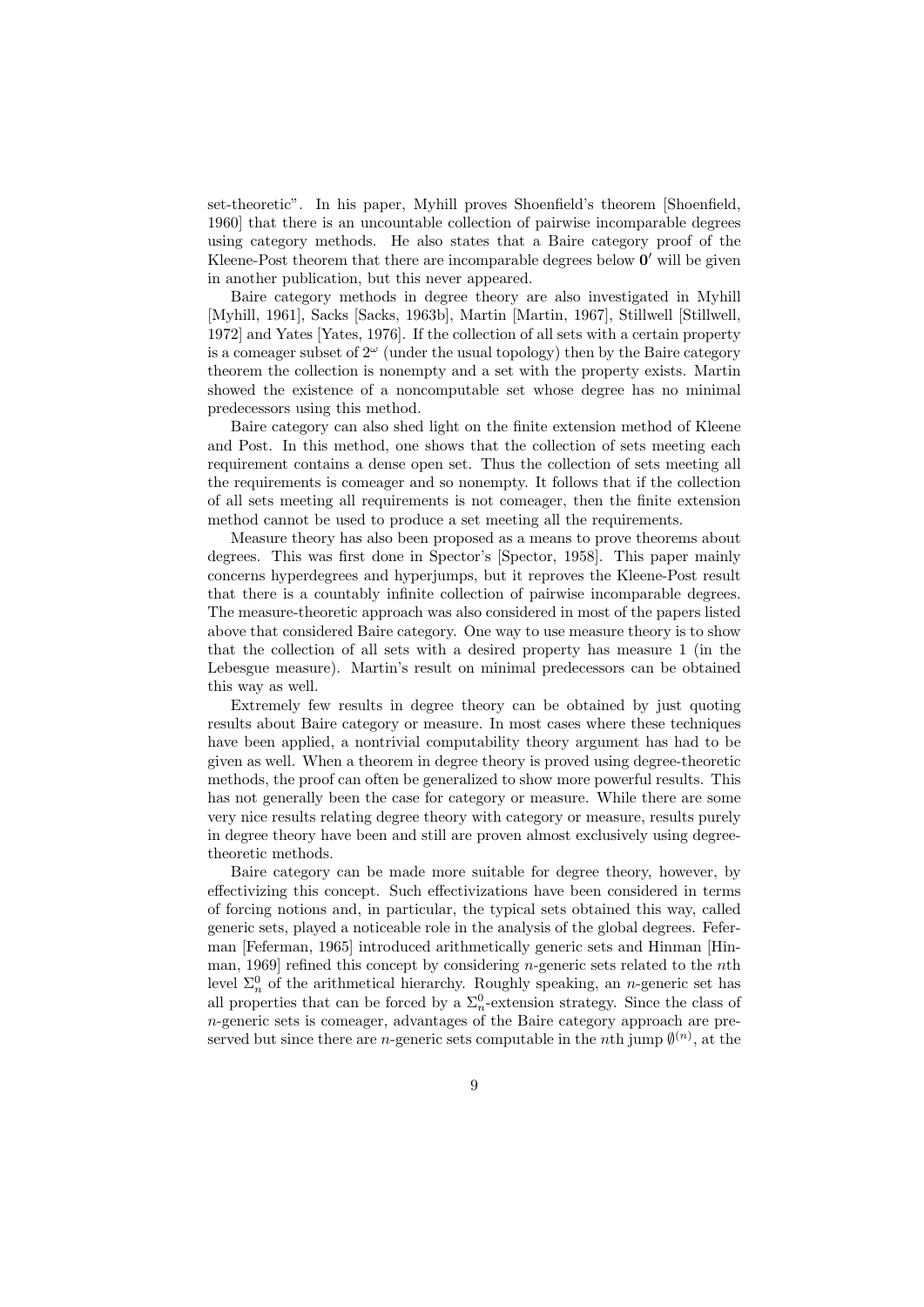set-theoretic". In his paper, Myhill proves Shoenfield's theorem [Shoenfield, 1960] that there is an uncountable collection of pairwise incomparable degrees using category methods. He also states that a Baire category proof of the Kleene-Post theorem that there are incomparable degrees below $\mathbf{0}'$ will be given in another publication, but this never appeared.

Baire category methods in degree theory are also investigated in Myhill [Myhill, 1961], Sacks [Sacks, 1963b], Martin [Martin, 1967], Stillwell [Stillwell, 1972] and Yates [Yates, 1976]. If the collection of all sets with a certain property is a comeager subset of $2^\omega$ (under the usual topology) then by the Baire category theorem the collection is nonempty and a set with the property exists. Martin showed the existence of a noncomputable set whose degree has no minimal predecessors using this method.

Baire category can also shed light on the finite extension method of Kleene and Post. In this method, one shows that the collection of sets meeting each requirement contains a dense open set. Thus the collection of sets meeting all the requirements is comeager and so nonempty. It follows that if the collection of all sets meeting all requirements is not comeager, then the finite extension method cannot be used to produce a set meeting all the requirements.

Measure theory has also been proposed as a means to prove theorems about degrees. This was first done in Spector's [Spector, 1958]. This paper mainly concerns hyperdegrees and hyperjumps, but it reproves the Kleene-Post result that there is a countably infinite collection of pairwise incomparable degrees. The measure-theoretic approach was also considered in most of the papers listed above that considered Baire category. One way to use measure theory is to show that the collection of all sets with a desired property has measure 1 (in the Lebesgue measure). Martin's result on minimal predecessors can be obtained this way as well.

Extremely few results in degree theory can be obtained by just quoting results about Baire category or measure. In most cases where these techniques have been applied, a nontrivial computability theory argument has had to be given as well. When a theorem in degree theory is proved using degree-theoretic methods, the proof can often be generalized to show more powerful results. This has not generally been the case for category or measure. While there are some very nice results relating degree theory with category or measure, results purely in degree theory have been and still are proven almost exclusively using degree-theoretic methods.

Baire category can be made more suitable for degree theory, however, by effectivizing this concept. Such effectivizations have been considered in terms of forcing notions and, in particular, the typical sets obtained this way, called generic sets, played a noticeable role in the analysis of the global degrees. Feferman [Feferman, 1965] introduced arithmetically generic sets and Hinman [Hinman, 1969] refined this concept by considering $n$-generic sets related to the $n$th level $\Sigma^0_n$ of the arithmetical hierarchy. Roughly speaking, an $n$-generic set has all properties that can be forced by a $\Sigma^0_n$-extension strategy. Since the class of $n$-generic sets is comeager, advantages of the Baire category approach are preserved but since there are $n$-generic sets computable in the $n$th jump $\emptyset^{(n)}$, at the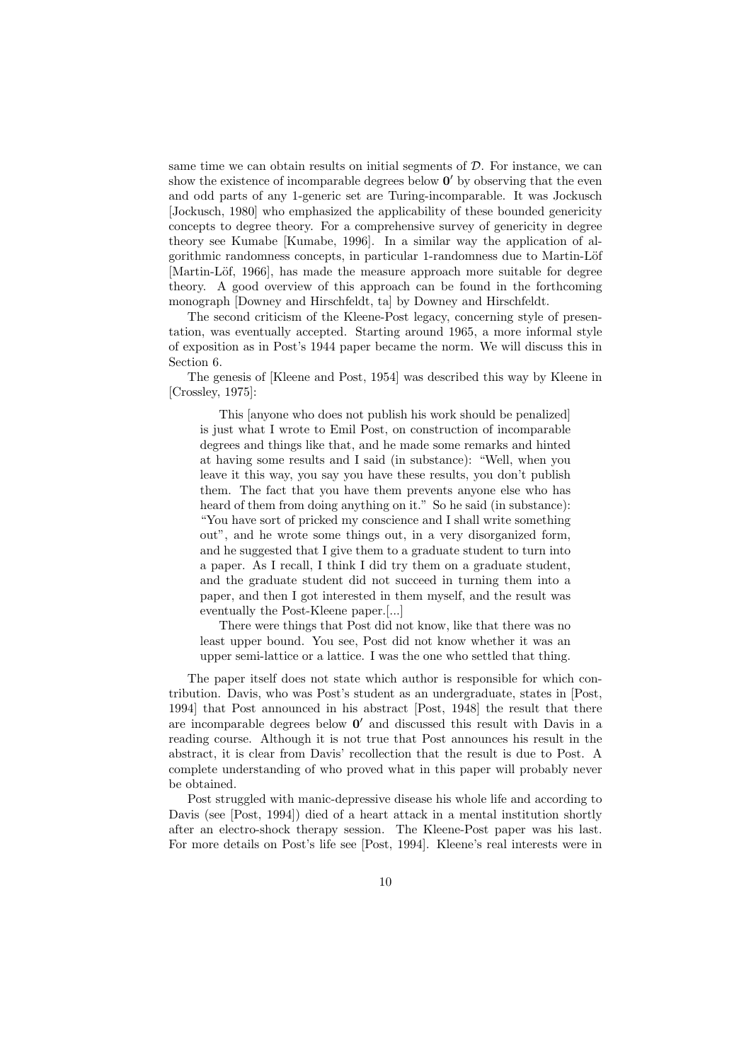same time we can obtain results on initial segments of $\mathcal{D}$. For instance, we can show the existence of incomparable degrees below $\mathbf{0}'$ by observing that the even and odd parts of any 1-generic set are Turing-incomparable. It was Jockusch [Jockusch, 1980] who emphasized the applicability of these bounded genericity concepts to degree theory. For a comprehensive survey of genericity in degree theory see Kumabe [Kumabe, 1996]. In a similar way the application of algorithmic randomness concepts, in particular 1-randomness due to Martin-Löf [Martin-Löf, 1966], has made the measure approach more suitable for degree theory. A good overview of this approach can be found in the forthcoming monograph [Downey and Hirschfeldt, ta] by Downey and Hirschfeldt.

The second criticism of the Kleene-Post legacy, concerning style of presentation, was eventually accepted. Starting around 1965, a more informal style of exposition as in Post's 1944 paper became the norm. We will discuss this in Section 6.

The genesis of [Kleene and Post, 1954] was described this way by Kleene in [Crossley, 1975]:

> This [anyone who does not publish his work should be penalized] is just what I wrote to Emil Post, on construction of incomparable degrees and things like that, and he made some remarks and hinted at having some results and I said (in substance): "Well, when you leave it this way, you say you have these results, you don't publish them. The fact that you have them prevents anyone else who has heard of them from doing anything on it." So he said (in substance): "You have sort of pricked my conscience and I shall write something out", and he wrote some things out, in a very disorganized form, and he suggested that I give them to a graduate student to turn into a paper. As I recall, I think I did try them on a graduate student, and the graduate student did not succeed in turning them into a paper, and then I got interested in them myself, and the result was eventually the Post-Kleene paper.[...]
>
> There were things that Post did not know, like that there was no least upper bound. You see, Post did not know whether it was an upper semi-lattice or a lattice. I was the one who settled that thing.

The paper itself does not state which author is responsible for which contribution. Davis, who was Post's student as an undergraduate, states in [Post, 1994] that Post announced in his abstract [Post, 1948] the result that there are incomparable degrees below $\mathbf{0}'$ and discussed this result with Davis in a reading course. Although it is not true that Post announces his result in the abstract, it is clear from Davis' recollection that the result is due to Post. A complete understanding of who proved what in this paper will probably never be obtained.

Post struggled with manic-depressive disease his whole life and according to Davis (see [Post, 1994]) died of a heart attack in a mental institution shortly after an electro-shock therapy session. The Kleene-Post paper was his last. For more details on Post's life see [Post, 1994]. Kleene's real interests were in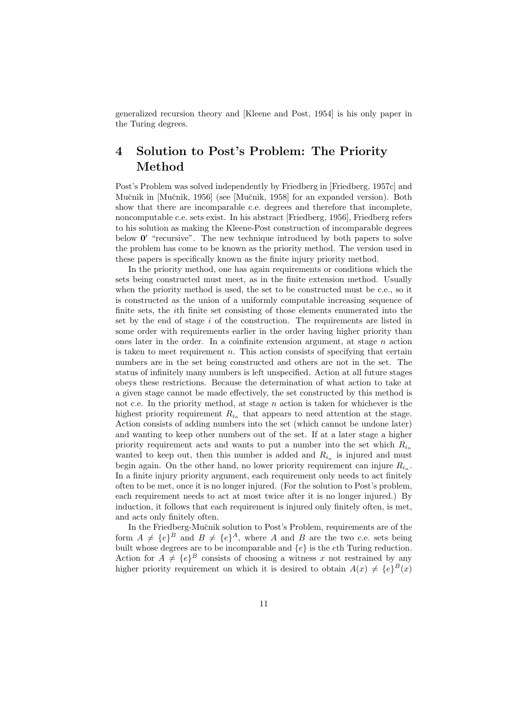generalized recursion theory and [Kleene and Post, 1954] is his only paper in the Turing degrees.

## 4 Solution to Post's Problem: The Priority Method

Post's Problem was solved independently by Friedberg in [Friedberg, 1957c] and Mučnik in [Mučnik, 1956] (see [Mučnik, 1958] for an expanded version). Both show that there are incomparable c.e. degrees and therefore that incomplete, noncomputable c.e. sets exist. In his abstract [Friedberg, 1956], Friedberg refers to his solution as making the Kleene-Post construction of incomparable degrees below $\mathbf{0}'$ "recursive". The new technique introduced by both papers to solve the problem has come to be known as the priority method. The version used in these papers is specifically known as the finite injury priority method.

In the priority method, one has again requirements or conditions which the sets being constructed must meet, as in the finite extension method. Usually when the priority method is used, the set to be constructed must be c.e., so it is constructed as the union of a uniformly computable increasing sequence of finite sets, the $i$th finite set consisting of those elements enumerated into the set by the end of stage $i$ of the construction. The requirements are listed in some order with requirements earlier in the order having higher priority than ones later in the order. In a coinfinite extension argument, at stage $n$ action is taken to meet requirement $n$. This action consists of specifying that certain numbers are in the set being constructed and others are not in the set. The status of infinitely many numbers is left unspecified. Action at all future stages obeys these restrictions. Because the determination of what action to take at a given stage cannot be made effectively, the set constructed by this method is not c.e. In the priority method, at stage $n$ action is taken for whichever is the highest priority requirement $R_{i_n}$ that appears to need attention at the stage. Action consists of adding numbers into the set (which cannot be undone later) and wanting to keep other numbers out of the set. If at a later stage a higher priority requirement acts and wants to put a number into the set which $R_{i_n}$ wanted to keep out, then this number is added and $R_{i_n}$ is injured and must begin again. On the other hand, no lower priority requirement can injure $R_{i_n}$. In a finite injury priority argument, each requirement only needs to act finitely often to be met, once it is no longer injured. (For the solution to Post's problem, each requirement needs to act at most twice after it is no longer injured.) By induction, it follows that each requirement is injured only finitely often, is met, and acts only finitely often.

In the Friedberg-Mučnik solution to Post's Problem, requirements are of the form $A \neq \{e\}^B$ and $B \neq \{e\}^A$, where $A$ and $B$ are the two c.e. sets being built whose degrees are to be incomparable and $\{e\}$ is the $e$th Turing reduction. Action for $A \neq \{e\}^B$ consists of choosing a witness $x$ not restrained by any higher priority requirement on which it is desired to obtain $A(x) \neq \{e\}^B(x)$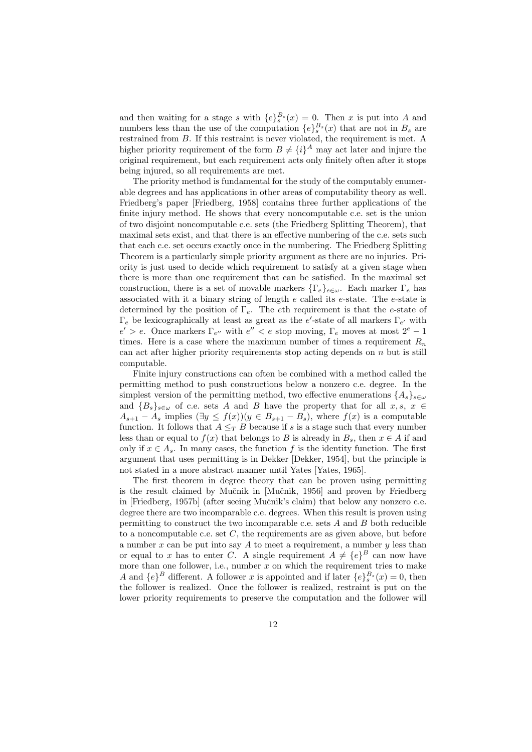and then waiting for a stage $s$ with $\{e\}_s^{B_s}(x) = 0$. Then $x$ is put into $A$ and numbers less than the use of the computation $\{e\}_s^{B_s}(x)$ that are not in $B_s$ are restrained from $B$. If this restraint is never violated, the requirement is met. A higher priority requirement of the form $B \neq \{i\}^A$ may act later and injure the original requirement, but each requirement acts only finitely often after it stops being injured, so all requirements are met.

The priority method is fundamental for the study of the computably enumerable degrees and has applications in other areas of computability theory as well. Friedberg's paper [Friedberg, 1958] contains three further applications of the finite injury method. He shows that every noncomputable c.e. set is the union of two disjoint noncomputable c.e. sets (the Friedberg Splitting Theorem), that maximal sets exist, and that there is an effective numbering of the c.e. sets such that each c.e. set occurs exactly once in the numbering. The Friedberg Splitting Theorem is a particularly simple priority argument as there are no injuries. Priority is just used to decide which requirement to satisfy at a given stage when there is more than one requirement that can be satisfied. In the maximal set construction, there is a set of movable markers $\{\Gamma_e\}_{e\in\omega}$. Each marker $\Gamma_e$ has associated with it a binary string of length $e$ called its $e$-state. The $e$-state is determined by the position of $\Gamma_e$. The $e$th requirement is that the $e$-state of $\Gamma_e$ be lexicographically at least as great as the $e'$-state of all markers $\Gamma_{e'}$ with $e' > e$. Once markers $\Gamma_{e''}$ with $e'' < e$ stop moving, $\Gamma_e$ moves at most $2^e - 1$ times. Here is a case where the maximum number of times a requirement $R_n$ can act after higher priority requirements stop acting depends on $n$ but is still computable.

Finite injury constructions can often be combined with a method called the permitting method to push constructions below a nonzero c.e. degree. In the simplest version of the permitting method, two effective enumerations $\{A_s\}_{s\in\omega}$ and $\{B_s\}_{s\in\omega}$ of c.e. sets $A$ and $B$ have the property that for all $x, s$, $x \in A_{s+1} - A_s$ implies $(\exists y \leq f(x))(y \in B_{s+1} - B_s)$, where $f(x)$ is a computable function. It follows that $A \leq_T B$ because if $s$ is a stage such that every number less than or equal to $f(x)$ that belongs to $B$ is already in $B_s$, then $x \in A$ if and only if $x \in A_s$. In many cases, the function $f$ is the identity function. The first argument that uses permitting is in Dekker [Dekker, 1954], but the principle is not stated in a more abstract manner until Yates [Yates, 1965].

The first theorem in degree theory that can be proven using permitting is the result claimed by Mučnik in [Mučnik, 1956] and proven by Friedberg in [Friedberg, 1957b] (after seeing Mučnik's claim) that below any nonzero c.e. degree there are two incomparable c.e. degrees. When this result is proven using permitting to construct the two incomparable c.e. sets $A$ and $B$ both reducible to a noncomputable c.e. set $C$, the requirements are as given above, but before a number $x$ can be put into say $A$ to meet a requirement, a number $y$ less than or equal to $x$ has to enter $C$. A single requirement $A \neq \{e\}^B$ can now have more than one follower, i.e., number $x$ on which the requirement tries to make $A$ and $\{e\}^B$ different. A follower $x$ is appointed and if later $\{e\}_s^{B_s}(x) = 0$, then the follower is realized. Once the follower is realized, restraint is put on the lower priority requirements to preserve the computation and the follower will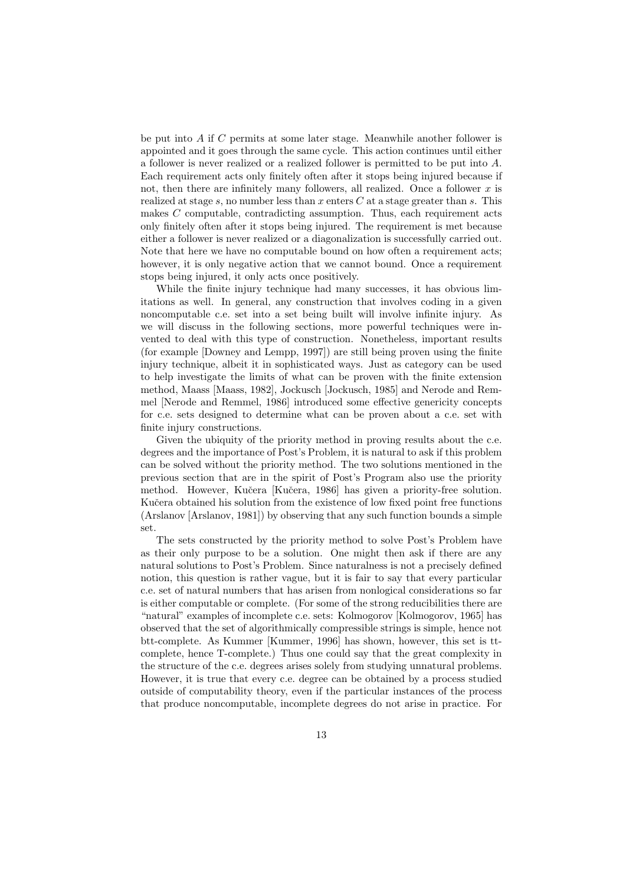be put into $A$ if $C$ permits at some later stage. Meanwhile another follower is appointed and it goes through the same cycle. This action continues until either a follower is never realized or a realized follower is permitted to be put into $A$. Each requirement acts only finitely often after it stops being injured because if not, then there are infinitely many followers, all realized. Once a follower $x$ is realized at stage $s$, no number less than $x$ enters $C$ at a stage greater than $s$. This makes $C$ computable, contradicting assumption. Thus, each requirement acts only finitely often after it stops being injured. The requirement is met because either a follower is never realized or a diagonalization is successfully carried out. Note that here we have no computable bound on how often a requirement acts; however, it is only negative action that we cannot bound. Once a requirement stops being injured, it only acts once positively.

While the finite injury technique had many successes, it has obvious limitations as well. In general, any construction that involves coding in a given noncomputable c.e. set into a set being built will involve infinite injury. As we will discuss in the following sections, more powerful techniques were invented to deal with this type of construction. Nonetheless, important results (for example [Downey and Lempp, 1997]) are still being proven using the finite injury technique, albeit it in sophisticated ways. Just as category can be used to help investigate the limits of what can be proven with the finite extension method, Maass [Maass, 1982], Jockusch [Jockusch, 1985] and Nerode and Remmel [Nerode and Remmel, 1986] introduced some effective genericity concepts for c.e. sets designed to determine what can be proven about a c.e. set with finite injury constructions.

Given the ubiquity of the priority method in proving results about the c.e. degrees and the importance of Post's Problem, it is natural to ask if this problem can be solved without the priority method. The two solutions mentioned in the previous section that are in the spirit of Post's Program also use the priority method. However, Kučera [Kučera, 1986] has given a priority-free solution. Kučera obtained his solution from the existence of low fixed point free functions (Arslanov [Arslanov, 1981]) by observing that any such function bounds a simple set.

The sets constructed by the priority method to solve Post's Problem have as their only purpose to be a solution. One might then ask if there are any natural solutions to Post's Problem. Since naturalness is not a precisely defined notion, this question is rather vague, but it is fair to say that every particular c.e. set of natural numbers that has arisen from nonlogical considerations so far is either computable or complete. (For some of the strong reducibilities there are "natural" examples of incomplete c.e. sets: Kolmogorov [Kolmogorov, 1965] has observed that the set of algorithmically compressible strings is simple, hence not btt-complete. As Kummer [Kummer, 1996] has shown, however, this set is tt-complete, hence T-complete.) Thus one could say that the great complexity in the structure of the c.e. degrees arises solely from studying unnatural problems. However, it is true that every c.e. degree can be obtained by a process studied outside of computability theory, even if the particular instances of the process that produce noncomputable, incomplete degrees do not arise in practice. For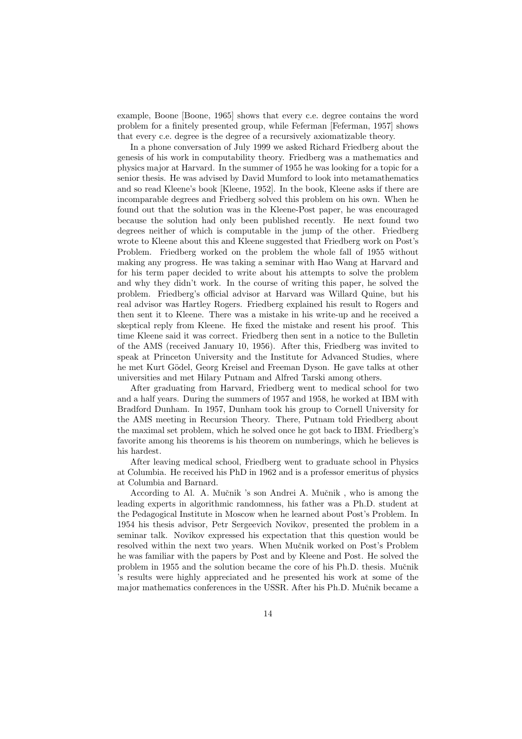example, Boone [Boone, 1965] shows that every c.e. degree contains the word problem for a finitely presented group, while Feferman [Feferman, 1957] shows that every c.e. degree is the degree of a recursively axiomatizable theory.

In a phone conversation of July 1999 we asked Richard Friedberg about the genesis of his work in computability theory. Friedberg was a mathematics and physics major at Harvard. In the summer of 1955 he was looking for a topic for a senior thesis. He was advised by David Mumford to look into metamathematics and so read Kleene's book [Kleene, 1952]. In the book, Kleene asks if there are incomparable degrees and Friedberg solved this problem on his own. When he found out that the solution was in the Kleene-Post paper, he was encouraged because the solution had only been published recently. He next found two degrees neither of which is computable in the jump of the other. Friedberg wrote to Kleene about this and Kleene suggested that Friedberg work on Post's Problem. Friedberg worked on the problem the whole fall of 1955 without making any progress. He was taking a seminar with Hao Wang at Harvard and for his term paper decided to write about his attempts to solve the problem and why they didn't work. In the course of writing this paper, he solved the problem. Friedberg's official advisor at Harvard was Willard Quine, but his real advisor was Hartley Rogers. Friedberg explained his result to Rogers and then sent it to Kleene. There was a mistake in his write-up and he received a skeptical reply from Kleene. He fixed the mistake and resent his proof. This time Kleene said it was correct. Friedberg then sent in a notice to the Bulletin of the AMS (received January 10, 1956). After this, Friedberg was invited to speak at Princeton University and the Institute for Advanced Studies, where he met Kurt Gödel, Georg Kreisel and Freeman Dyson. He gave talks at other universities and met Hilary Putnam and Alfred Tarski among others.

After graduating from Harvard, Friedberg went to medical school for two and a half years. During the summers of 1957 and 1958, he worked at IBM with Bradford Dunham. In 1957, Dunham took his group to Cornell University for the AMS meeting in Recursion Theory. There, Putnam told Friedberg about the maximal set problem, which he solved once he got back to IBM. Friedberg's favorite among his theorems is his theorem on numberings, which he believes is his hardest.

After leaving medical school, Friedberg went to graduate school in Physics at Columbia. He received his PhD in 1962 and is a professor emeritus of physics at Columbia and Barnard.

According to Al. A. Mučnik 's son Andrei A. Mučnik , who is among the leading experts in algorithmic randomness, his father was a Ph.D. student at the Pedagogical Institute in Moscow when he learned about Post's Problem. In 1954 his thesis advisor, Petr Sergeevich Novikov, presented the problem in a seminar talk. Novikov expressed his expectation that this question would be resolved within the next two years. When Mučnik worked on Post's Problem he was familiar with the papers by Post and by Kleene and Post. He solved the problem in 1955 and the solution became the core of his Ph.D. thesis. Mučnik 's results were highly appreciated and he presented his work at some of the major mathematics conferences in the USSR. After his Ph.D. Mučnik became a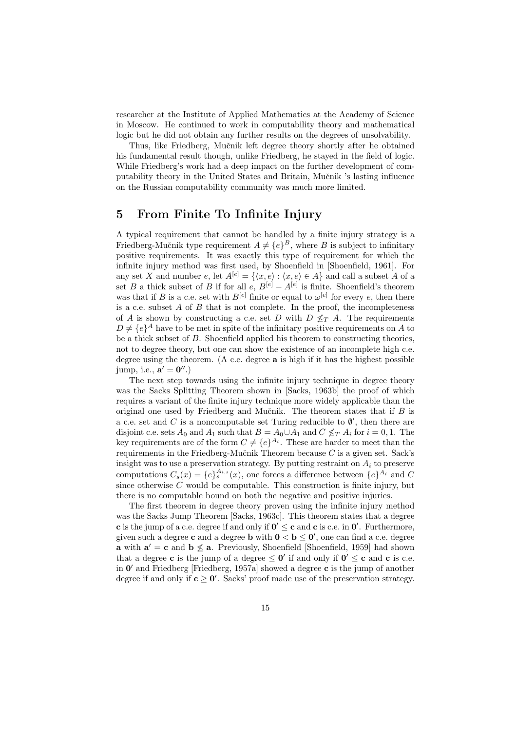researcher at the Institute of Applied Mathematics at the Academy of Science in Moscow. He continued to work in computability theory and mathematical logic but he did not obtain any further results on the degrees of unsolvability.

Thus, like Friedberg, Mučnik left degree theory shortly after he obtained his fundamental result though, unlike Friedberg, he stayed in the field of logic. While Friedberg's work had a deep impact on the further development of computability theory in the United States and Britain, Mučnik 's lasting influence on the Russian computability community was much more limited.

## 5 From Finite To Infinite Injury

A typical requirement that cannot be handled by a finite injury strategy is a Friedberg-Mučnik type requirement $A \neq \{e\}^B$, where $B$ is subject to infinitary positive requirements. It was exactly this type of requirement for which the infinite injury method was first used, by Shoenfield in [Shoenfield, 1961]. For any set $X$ and number $e$, let $A^{[e]} = \{\langle x, e\rangle : \langle x, e\rangle \in A\}$ and call a subset $A$ of a set $B$ a thick subset of $B$ if for all $e$, $B^{[e]} - A^{[e]}$ is finite. Shoenfield's theorem was that if $B$ is a c.e. set with $B^{[e]}$ finite or equal to $\omega^{[e]}$ for every $e$, then there is a c.e. subset $A$ of $B$ that is not complete. In the proof, the incompleteness of $A$ is shown by constructing a c.e. set $D$ with $D \not\leq_T A$. The requirements $D \neq \{e\}^A$ have to be met in spite of the infinitary positive requirements on $A$ to be a thick subset of $B$. Shoenfield applied his theorem to constructing theories, not to degree theory, but one can show the existence of an incomplete high c.e. degree using the theorem. (A c.e. degree $\mathbf{a}$ is high if it has the highest possible jump, i.e., $\mathbf{a}' = \mathbf{0}''$.)

The next step towards using the infinite injury technique in degree theory was the Sacks Splitting Theorem shown in [Sacks, 1963b] the proof of which requires a variant of the finite injury technique more widely applicable than the original one used by Friedberg and Mučnik. The theorem states that if $B$ is a c.e. set and $C$ is a noncomputable set Turing reducible to $\emptyset'$, then there are disjoint c.e. sets $A_0$ and $A_1$ such that $B = A_0 \cup A_1$ and $C \not\leq_T A_i$ for $i = 0, 1$. The key requirements are of the form $C \neq \{e\}^{A_i}$. These are harder to meet than the requirements in the Friedberg-Mučnik Theorem because $C$ is a given set. Sack's insight was to use a preservation strategy. By putting restraint on $A_i$ to preserve computations $C_s(x) = \{e\}_s^{A_{i,s}}(x)$, one forces a difference between $\{e\}^{A_i}$ and $C$ since otherwise $C$ would be computable. This construction is finite injury, but there is no computable bound on both the negative and positive injuries.

The first theorem in degree theory proven using the infinite injury method was the Sacks Jump Theorem [Sacks, 1963c]. This theorem states that a degree $\mathbf{c}$ is the jump of a c.e. degree if and only if $\mathbf{0}' \leq \mathbf{c}$ and $\mathbf{c}$ is c.e. in $\mathbf{0}'$. Furthermore, given such a degree $\mathbf{c}$ and a degree $\mathbf{b}$ with $\mathbf{0} < \mathbf{b} \leq \mathbf{0}'$, one can find a c.e. degree $\mathbf{a}$ with $\mathbf{a}' = \mathbf{c}$ and $\mathbf{b} \not\leq \mathbf{a}$. Previously, Shoenfield [Shoenfield, 1959] had shown that a degree $\mathbf{c}$ is the jump of a degree $\leq \mathbf{0}'$ if and only if $\mathbf{0}' \leq \mathbf{c}$ and $\mathbf{c}$ is c.e. in $\mathbf{0}'$ and Friedberg [Friedberg, 1957a] showed a degree $\mathbf{c}$ is the jump of another degree if and only if $\mathbf{c} \geq \mathbf{0}'$. Sacks' proof made use of the preservation strategy.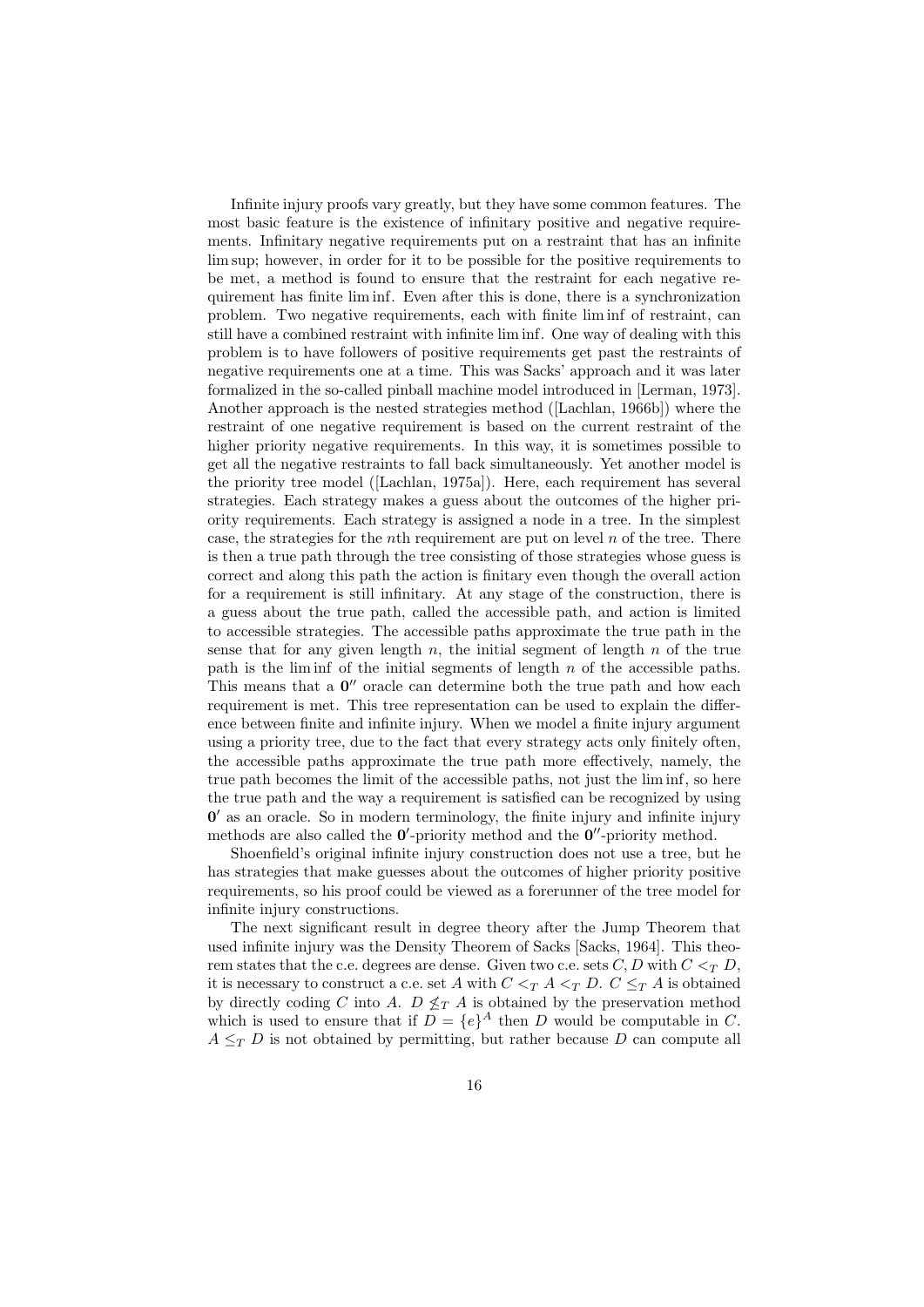Infinite injury proofs vary greatly, but they have some common features. The most basic feature is the existence of infinitary positive and negative requirements. Infinitary negative requirements put on a restraint that has an infinite lim sup; however, in order for it to be possible for the positive requirements to be met, a method is found to ensure that the restraint for each negative requirement has finite lim inf. Even after this is done, there is a synchronization problem. Two negative requirements, each with finite lim inf of restraint, can still have a combined restraint with infinite lim inf. One way of dealing with this problem is to have followers of positive requirements get past the restraints of negative requirements one at a time. This was Sacks' approach and it was later formalized in the so-called pinball machine model introduced in [Lerman, 1973]. Another approach is the nested strategies method ([Lachlan, 1966b]) where the restraint of one negative requirement is based on the current restraint of the higher priority negative requirements. In this way, it is sometimes possible to get all the negative restraints to fall back simultaneously. Yet another model is the priority tree model ([Lachlan, 1975a]). Here, each requirement has several strategies. Each strategy makes a guess about the outcomes of the higher priority requirements. Each strategy is assigned a node in a tree. In the simplest case, the strategies for the $n$th requirement are put on level $n$ of the tree. There is then a true path through the tree consisting of those strategies whose guess is correct and along this path the action is finitary even though the overall action for a requirement is still infinitary. At any stage of the construction, there is a guess about the true path, called the accessible path, and action is limited to accessible strategies. The accessible paths approximate the true path in the sense that for any given length $n$, the initial segment of length $n$ of the true path is the lim inf of the initial segments of length $n$ of the accessible paths. This means that a $\mathbf{0}''$ oracle can determine both the true path and how each requirement is met. This tree representation can be used to explain the difference between finite and infinite injury. When we model a finite injury argument using a priority tree, due to the fact that every strategy acts only finitely often, the accessible paths approximate the true path more effectively, namely, the true path becomes the limit of the accessible paths, not just the lim inf, so here the true path and the way a requirement is satisfied can be recognized by using $\mathbf{0}'$ as an oracle. So in modern terminology, the finite injury and infinite injury methods are also called the $\mathbf{0}'$-priority method and the $\mathbf{0}''$-priority method.

Shoenfield's original infinite injury construction does not use a tree, but he has strategies that make guesses about the outcomes of higher priority positive requirements, so his proof could be viewed as a forerunner of the tree model for infinite injury constructions.

The next significant result in degree theory after the Jump Theorem that used infinite injury was the Density Theorem of Sacks [Sacks, 1964]. This theorem states that the c.e. degrees are dense. Given two c.e. sets $C, D$ with $C <_T D$, it is necessary to construct a c.e. set $A$ with $C <_T A <_T D$. $C \leq_T A$ is obtained by directly coding $C$ into $A$. $D \not\leq_T A$ is obtained by the preservation method which is used to ensure that if $D = \{e\}^A$ then $D$ would be computable in $C$. $A \leq_T D$ is not obtained by permitting, but rather because $D$ can compute all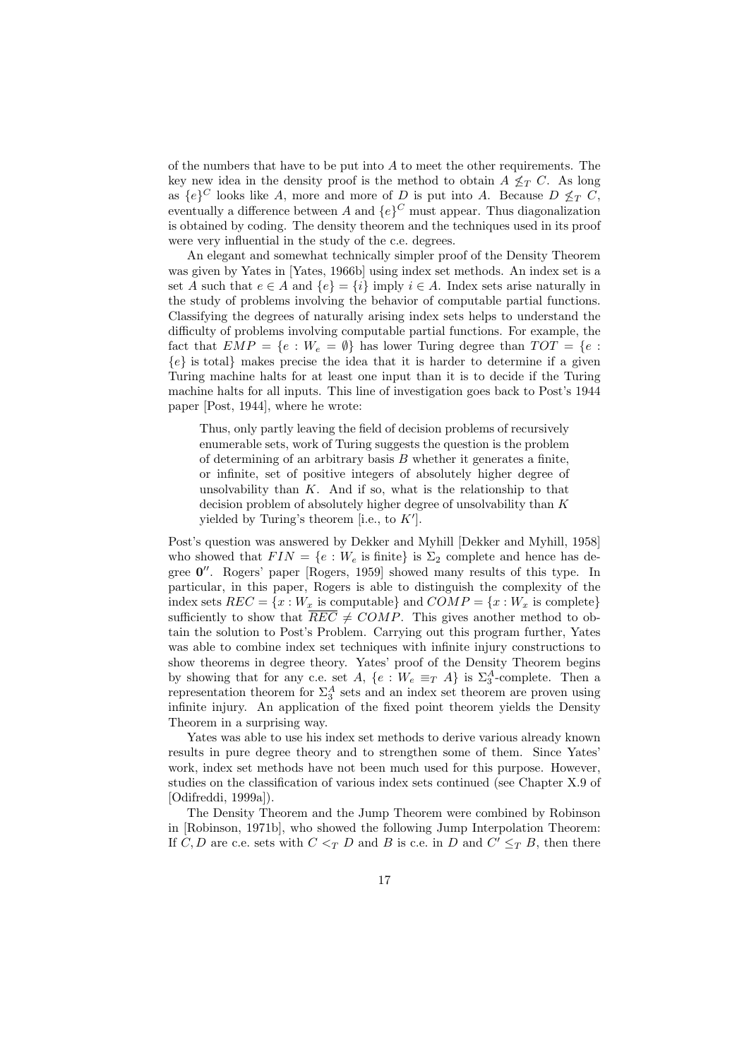of the numbers that have to be put into $A$ to meet the other requirements. The key new idea in the density proof is the method to obtain $A \not\leq_T C$. As long as $\{e\}^C$ looks like $A$, more and more of $D$ is put into $A$. Because $D \not\leq_T C$, eventually a difference between $A$ and $\{e\}^C$ must appear. Thus diagonalization is obtained by coding. The density theorem and the techniques used in its proof were very influential in the study of the c.e. degrees.

An elegant and somewhat technically simpler proof of the Density Theorem was given by Yates in [Yates, 1966b] using index set methods. An index set is a set $A$ such that $e \in A$ and $\{e\} = \{i\}$ imply $i \in A$. Index sets arise naturally in the study of problems involving the behavior of computable partial functions. Classifying the degrees of naturally arising index sets helps to understand the difficulty of problems involving computable partial functions. For example, the fact that $EMP = \{e : W_e = \emptyset\}$ has lower Turing degree than $TOT = \{e : \{e\}$ is total$\}$ makes precise the idea that it is harder to determine if a given Turing machine halts for at least one input than it is to decide if the Turing machine halts for all inputs. This line of investigation goes back to Post's 1944 paper [Post, 1944], where he wrote:

> Thus, only partly leaving the field of decision problems of recursively enumerable sets, work of Turing suggests the question is the problem of determining of an arbitrary basis $B$ whether it generates a finite, or infinite, set of positive integers of absolutely higher degree of unsolvability than $K$. And if so, what is the relationship to that decision problem of absolutely higher degree of unsolvability than $K$ yielded by Turing's theorem [i.e., to $K'$].

Post's question was answered by Dekker and Myhill [Dekker and Myhill, 1958] who showed that $FIN = \{e : W_e$ is finite$\}$ is $\Sigma_2$ complete and hence has degree $\mathbf{0}''$. Rogers' paper [Rogers, 1959] showed many results of this type. In particular, in this paper, Rogers is able to distinguish the complexity of the index sets $REC = \{x : W_x$ is computable$\}$ and $COMP = \{x : W_x$ is complete$\}$ sufficiently to show that $\overline{REC} \neq COMP$. This gives another method to obtain the solution to Post's Problem. Carrying out this program further, Yates was able to combine index set techniques with infinite injury constructions to show theorems in degree theory. Yates' proof of the Density Theorem begins by showing that for any c.e. set $A$, $\{e : W_e \equiv_T A\}$ is $\Sigma_3^A$-complete. Then a representation theorem for $\Sigma_3^A$ sets and an index set theorem are proven using infinite injury. An application of the fixed point theorem yields the Density Theorem in a surprising way.

Yates was able to use his index set methods to derive various already known results in pure degree theory and to strengthen some of them. Since Yates' work, index set methods have not been much used for this purpose. However, studies on the classification of various index sets continued (see Chapter X.9 of [Odifreddi, 1999a]).

The Density Theorem and the Jump Theorem were combined by Robinson in [Robinson, 1971b], who showed the following Jump Interpolation Theorem: If $C, D$ are c.e. sets with $C <_T D$ and $B$ is c.e. in $D$ and $C' \leq_T B$, then there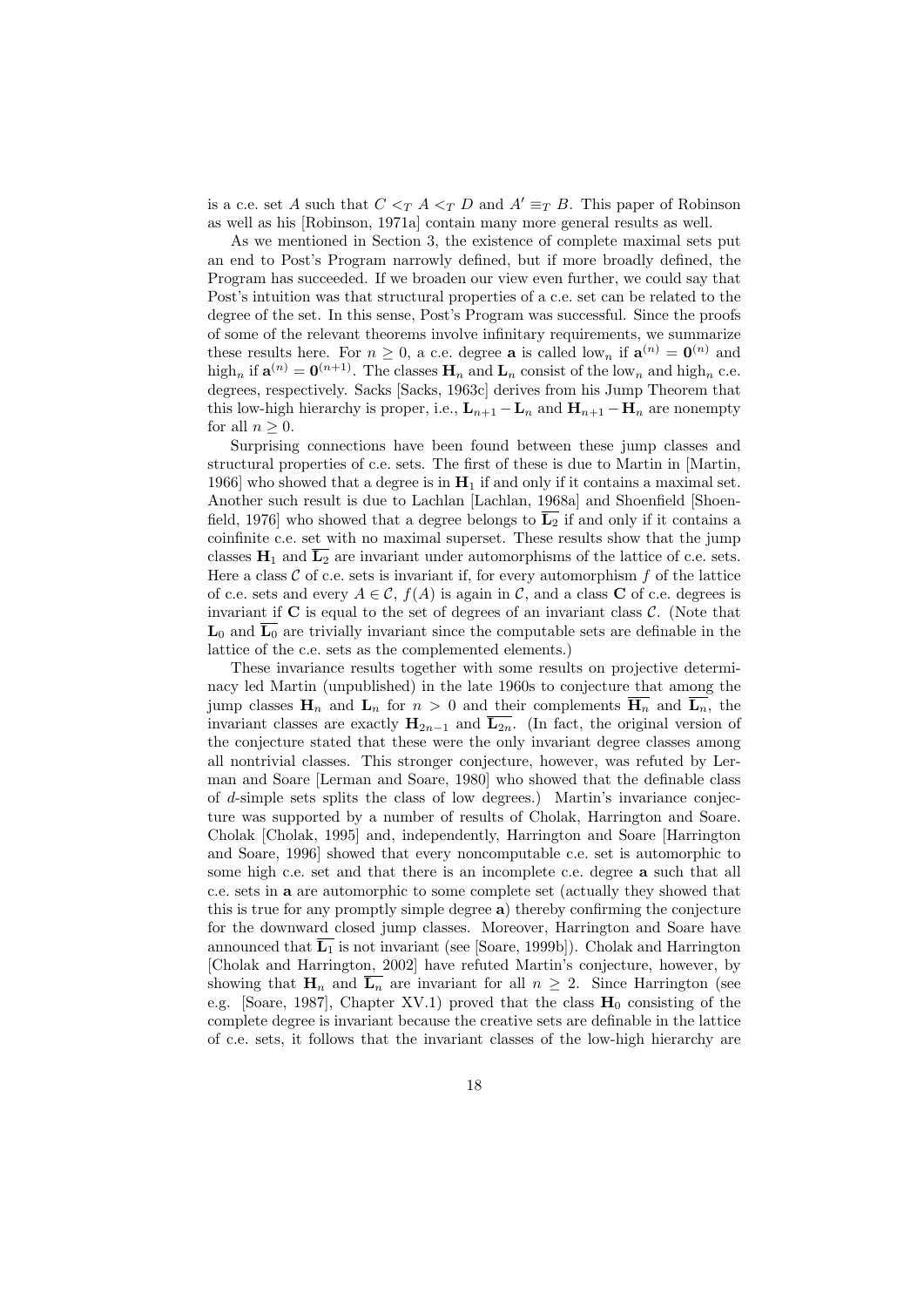is a c.e. set $A$ such that $C <_T A <_T D$ and $A' \equiv_T B$. This paper of Robinson as well as his [Robinson, 1971a] contain many more general results as well.

As we mentioned in Section 3, the existence of complete maximal sets put an end to Post's Program narrowly defined, but if more broadly defined, the Program has succeeded. If we broaden our view even further, we could say that Post's intuition was that structural properties of a c.e. set can be related to the degree of the set. In this sense, Post's Program was successful. Since the proofs of some of the relevant theorems involve infinitary requirements, we summarize these results here. For $n \geq 0$, a c.e. degree $\mathbf{a}$ is called low$_n$ if $\mathbf{a}^{(n)} = \mathbf{0}^{(n)}$ and high$_n$ if $\mathbf{a}^{(n)} = \mathbf{0}^{(n+1)}$. The classes $\mathbf{H}_n$ and $\mathbf{L}_n$ consist of the low$_n$ and high$_n$ c.e. degrees, respectively. Sacks [Sacks, 1963c] derives from his Jump Theorem that this low-high hierarchy is proper, i.e., $\mathbf{L}_{n+1} - \mathbf{L}_n$ and $\mathbf{H}_{n+1} - \mathbf{H}_n$ are nonempty for all $n \geq 0$.

Surprising connections have been found between these jump classes and structural properties of c.e. sets. The first of these is due to Martin in [Martin, 1966] who showed that a degree is in $\mathbf{H}_1$ if and only if it contains a maximal set. Another such result is due to Lachlan [Lachlan, 1968a] and Shoenfield [Shoenfield, 1976] who showed that a degree belongs to $\overline{\mathbf{L}_2}$ if and only if it contains a coinfinite c.e. set with no maximal superset. These results show that the jump classes $\mathbf{H}_1$ and $\overline{\mathbf{L}_2}$ are invariant under automorphisms of the lattice of c.e. sets. Here a class $\mathcal{C}$ of c.e. sets is invariant if, for every automorphism $f$ of the lattice of c.e. sets and every $A \in \mathcal{C}$, $f(A)$ is again in $\mathcal{C}$, and a class $\mathbf{C}$ of c.e. degrees is invariant if $\mathbf{C}$ is equal to the set of degrees of an invariant class $\mathcal{C}$. (Note that $\mathbf{L}_0$ and $\overline{\mathbf{L}_0}$ are trivially invariant since the computable sets are definable in the lattice of the c.e. sets as the complemented elements.)

These invariance results together with some results on projective determinacy led Martin (unpublished) in the late 1960s to conjecture that among the jump classes $\mathbf{H}_n$ and $\mathbf{L}_n$ for $n > 0$ and their complements $\overline{\mathbf{H}_n}$ and $\overline{\mathbf{L}_n}$, the invariant classes are exactly $\mathbf{H}_{2n-1}$ and $\overline{\mathbf{L}_{2n}}$. (In fact, the original version of the conjecture stated that these were the only invariant degree classes among all nontrivial classes. This stronger conjecture, however, was refuted by Lerman and Soare [Lerman and Soare, 1980] who showed that the definable class of $d$-simple sets splits the class of low degrees.) Martin's invariance conjecture was supported by a number of results of Cholak, Harrington and Soare. Cholak [Cholak, 1995] and, independently, Harrington and Soare [Harrington and Soare, 1996] showed that every noncomputable c.e. set is automorphic to some high c.e. set and that there is an incomplete c.e. degree $\mathbf{a}$ such that all c.e. sets in $\mathbf{a}$ are automorphic to some complete set (actually they showed that this is true for any promptly simple degree $\mathbf{a}$) thereby confirming the conjecture for the downward closed jump classes. Moreover, Harrington and Soare have announced that $\overline{\mathbf{L}_1}$ is not invariant (see [Soare, 1999b]). Cholak and Harrington [Cholak and Harrington, 2002] have refuted Martin's conjecture, however, by showing that $\mathbf{H}_n$ and $\overline{\mathbf{L}_n}$ are invariant for all $n \geq 2$. Since Harrington (see e.g. [Soare, 1987], Chapter XV.1) proved that the class $\mathbf{H}_0$ consisting of the complete degree is invariant because the creative sets are definable in the lattice of c.e. sets, it follows that the invariant classes of the low-high hierarchy are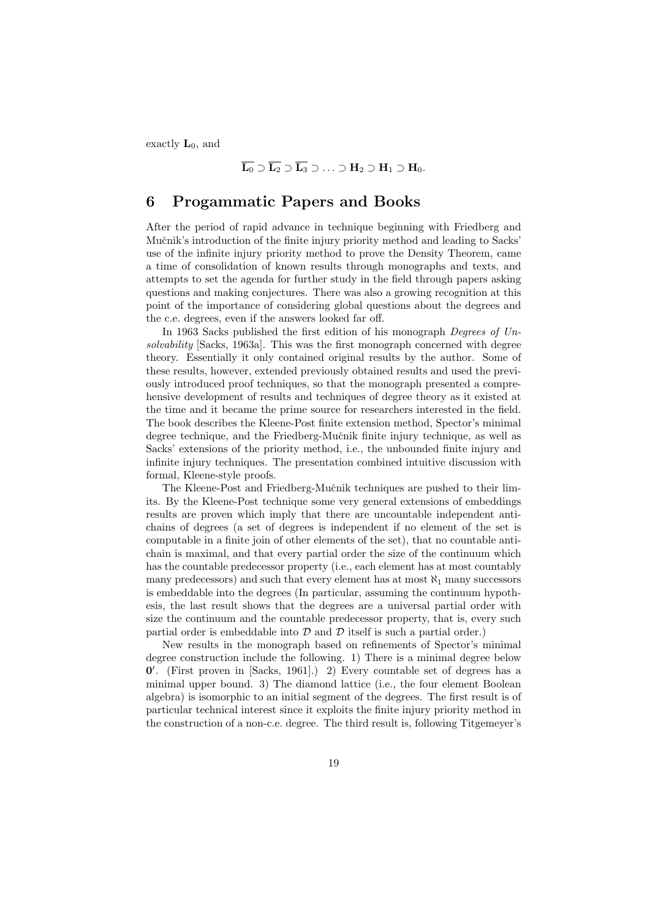exactly $\mathbf{L}_0$, and

$$\overline{\mathbf{L}_0} \supset \overline{\mathbf{L}_2} \supset \overline{\mathbf{L}_3} \supset \ldots \supset \mathbf{H}_2 \supset \mathbf{H}_1 \supset \mathbf{H}_0.$$

## 6 Progammatic Papers and Books

After the period of rapid advance in technique beginning with Friedberg and Mučnik's introduction of the finite injury priority method and leading to Sacks' use of the infinite injury priority method to prove the Density Theorem, came a time of consolidation of known results through monographs and texts, and attempts to set the agenda for further study in the field through papers asking questions and making conjectures. There was also a growing recognition at this point of the importance of considering global questions about the degrees and the c.e. degrees, even if the answers looked far off.

In 1963 Sacks published the first edition of his monograph *Degrees of Unsolvability* [Sacks, 1963a]. This was the first monograph concerned with degree theory. Essentially it only contained original results by the author. Some of these results, however, extended previously obtained results and used the previously introduced proof techniques, so that the monograph presented a comprehensive development of results and techniques of degree theory as it existed at the time and it became the prime source for researchers interested in the field. The book describes the Kleene-Post finite extension method, Spector's minimal degree technique, and the Friedberg-Mučnik finite injury technique, as well as Sacks' extensions of the priority method, i.e., the unbounded finite injury and infinite injury techniques. The presentation combined intuitive discussion with formal, Kleene-style proofs.

The Kleene-Post and Friedberg-Mučnik techniques are pushed to their limits. By the Kleene-Post technique some very general extensions of embeddings results are proven which imply that there are uncountable independent antichains of degrees (a set of degrees is independent if no element of the set is computable in a finite join of other elements of the set), that no countable antichain is maximal, and that every partial order the size of the continuum which has the countable predecessor property (i.e., each element has at most countably many predecessors) and such that every element has at most $\aleph_1$ many successors is embeddable into the degrees (In particular, assuming the continuum hypothesis, the last result shows that the degrees are a universal partial order with size the continuum and the countable predecessor property, that is, every such partial order is embeddable into $\mathcal{D}$ and $\mathcal{D}$ itself is such a partial order.)

New results in the monograph based on refinements of Spector's minimal degree construction include the following. 1) There is a minimal degree below $\mathbf{0}'$. (First proven in [Sacks, 1961].) 2) Every countable set of degrees has a minimal upper bound. 3) The diamond lattice (i.e., the four element Boolean algebra) is isomorphic to an initial segment of the degrees. The first result is of particular technical interest since it exploits the finite injury priority method in the construction of a non-c.e. degree. The third result is, following Titgemeyer's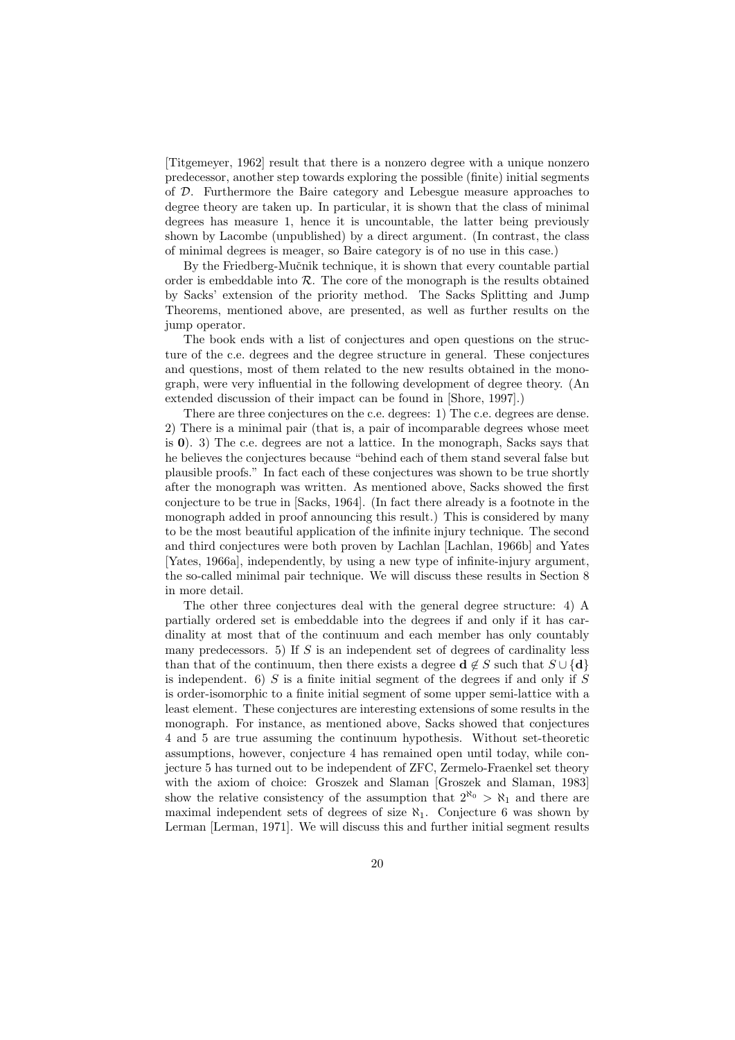[Titgemeyer, 1962] result that there is a nonzero degree with a unique nonzero predecessor, another step towards exploring the possible (finite) initial segments of $\mathcal{D}$. Furthermore the Baire category and Lebesgue measure approaches to degree theory are taken up. In particular, it is shown that the class of minimal degrees has measure 1, hence it is uncountable, the latter being previously shown by Lacombe (unpublished) by a direct argument. (In contrast, the class of minimal degrees is meager, so Baire category is of no use in this case.)

By the Friedberg-Mučnik technique, it is shown that every countable partial order is embeddable into $\mathcal{R}$. The core of the monograph is the results obtained by Sacks' extension of the priority method. The Sacks Splitting and Jump Theorems, mentioned above, are presented, as well as further results on the jump operator.

The book ends with a list of conjectures and open questions on the structure of the c.e. degrees and the degree structure in general. These conjectures and questions, most of them related to the new results obtained in the monograph, were very influential in the following development of degree theory. (An extended discussion of their impact can be found in [Shore, 1997].)

There are three conjectures on the c.e. degrees: 1) The c.e. degrees are dense. 2) There is a minimal pair (that is, a pair of incomparable degrees whose meet is $\mathbf{0}$). 3) The c.e. degrees are not a lattice. In the monograph, Sacks says that he believes the conjectures because "behind each of them stand several false but plausible proofs." In fact each of these conjectures was shown to be true shortly after the monograph was written. As mentioned above, Sacks showed the first conjecture to be true in [Sacks, 1964]. (In fact there already is a footnote in the monograph added in proof announcing this result.) This is considered by many to be the most beautiful application of the infinite injury technique. The second and third conjectures were both proven by Lachlan [Lachlan, 1966b] and Yates [Yates, 1966a], independently, by using a new type of infinite-injury argument, the so-called minimal pair technique. We will discuss these results in Section 8 in more detail.

The other three conjectures deal with the general degree structure: 4) A partially ordered set is embeddable into the degrees if and only if it has cardinality at most that of the continuum and each member has only countably many predecessors. 5) If $S$ is an independent set of degrees of cardinality less than that of the continuum, then there exists a degree $\mathbf{d} \notin S$ such that $S \cup \{\mathbf{d}\}$ is independent. 6) $S$ is a finite initial segment of the degrees if and only if $S$ is order-isomorphic to a finite initial segment of some upper semi-lattice with a least element. These conjectures are interesting extensions of some results in the monograph. For instance, as mentioned above, Sacks showed that conjectures 4 and 5 are true assuming the continuum hypothesis. Without set-theoretic assumptions, however, conjecture 4 has remained open until today, while conjecture 5 has turned out to be independent of ZFC, Zermelo-Fraenkel set theory with the axiom of choice: Groszek and Slaman [Groszek and Slaman, 1983] show the relative consistency of the assumption that $2^{\aleph_0} > \aleph_1$ and there are maximal independent sets of degrees of size $\aleph_1$. Conjecture 6 was shown by Lerman [Lerman, 1971]. We will discuss this and further initial segment results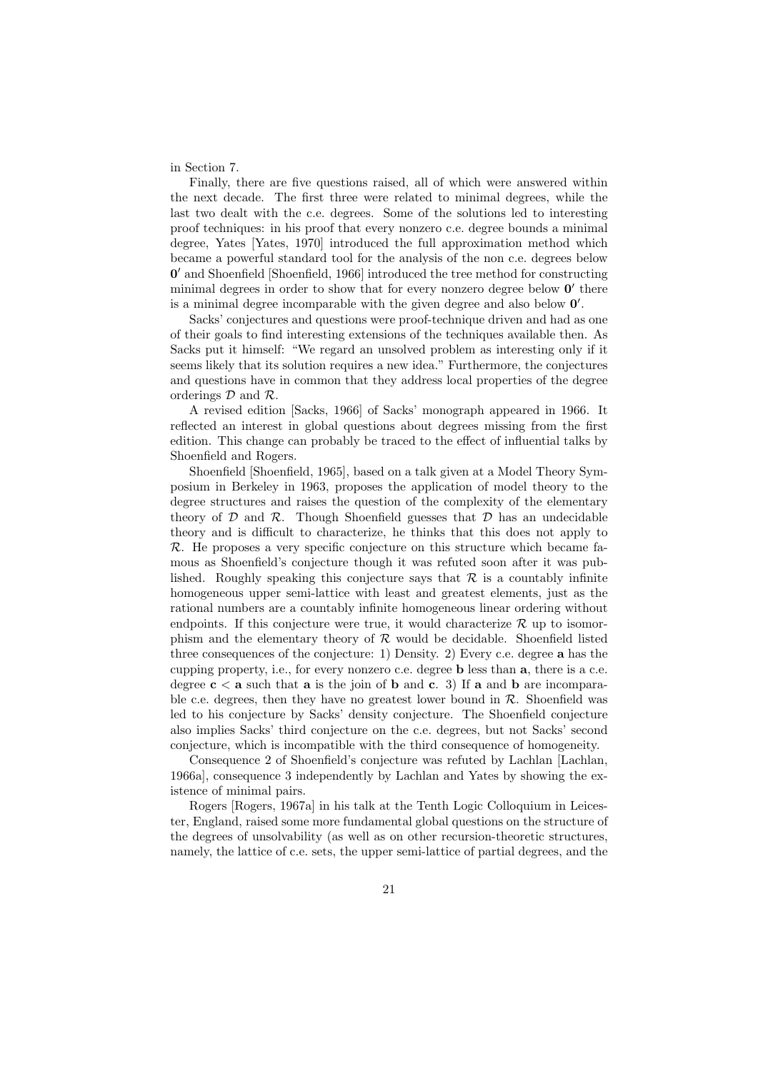in Section 7.

Finally, there are five questions raised, all of which were answered within the next decade. The first three were related to minimal degrees, while the last two dealt with the c.e. degrees. Some of the solutions led to interesting proof techniques: in his proof that every nonzero c.e. degree bounds a minimal degree, Yates [Yates, 1970] introduced the full approximation method which became a powerful standard tool for the analysis of the non c.e. degrees below $\mathbf{0}'$ and Shoenfield [Shoenfield, 1966] introduced the tree method for constructing minimal degrees in order to show that for every nonzero degree below $\mathbf{0}'$ there is a minimal degree incomparable with the given degree and also below $\mathbf{0}'$.

Sacks' conjectures and questions were proof-technique driven and had as one of their goals to find interesting extensions of the techniques available then. As Sacks put it himself: "We regard an unsolved problem as interesting only if it seems likely that its solution requires a new idea." Furthermore, the conjectures and questions have in common that they address local properties of the degree orderings $\mathcal{D}$ and $\mathcal{R}$.

A revised edition [Sacks, 1966] of Sacks' monograph appeared in 1966. It reflected an interest in global questions about degrees missing from the first edition. This change can probably be traced to the effect of influential talks by Shoenfield and Rogers.

Shoenfield [Shoenfield, 1965], based on a talk given at a Model Theory Symposium in Berkeley in 1963, proposes the application of model theory to the degree structures and raises the question of the complexity of the elementary theory of $\mathcal{D}$ and $\mathcal{R}$. Though Shoenfield guesses that $\mathcal{D}$ has an undecidable theory and is difficult to characterize, he thinks that this does not apply to $\mathcal{R}$. He proposes a very specific conjecture on this structure which became famous as Shoenfield's conjecture though it was refuted soon after it was published. Roughly speaking this conjecture says that $\mathcal{R}$ is a countably infinite homogeneous upper semi-lattice with least and greatest elements, just as the rational numbers are a countably infinite homogeneous linear ordering without endpoints. If this conjecture were true, it would characterize $\mathcal{R}$ up to isomorphism and the elementary theory of $\mathcal{R}$ would be decidable. Shoenfield listed three consequences of the conjecture: 1) Density. 2) Every c.e. degree $\mathbf{a}$ has the cupping property, i.e., for every nonzero c.e. degree $\mathbf{b}$ less than $\mathbf{a}$, there is a c.e. degree $\mathbf{c} < \mathbf{a}$ such that $\mathbf{a}$ is the join of $\mathbf{b}$ and $\mathbf{c}$. 3) If $\mathbf{a}$ and $\mathbf{b}$ are incomparable c.e. degrees, then they have no greatest lower bound in $\mathcal{R}$. Shoenfield was led to his conjecture by Sacks' density conjecture. The Shoenfield conjecture also implies Sacks' third conjecture on the c.e. degrees, but not Sacks' second conjecture, which is incompatible with the third consequence of homogeneity.

Consequence 2 of Shoenfield's conjecture was refuted by Lachlan [Lachlan, 1966a], consequence 3 independently by Lachlan and Yates by showing the existence of minimal pairs.

Rogers [Rogers, 1967a] in his talk at the Tenth Logic Colloquium in Leicester, England, raised some more fundamental global questions on the structure of the degrees of unsolvability (as well as on other recursion-theoretic structures, namely, the lattice of c.e. sets, the upper semi-lattice of partial degrees, and the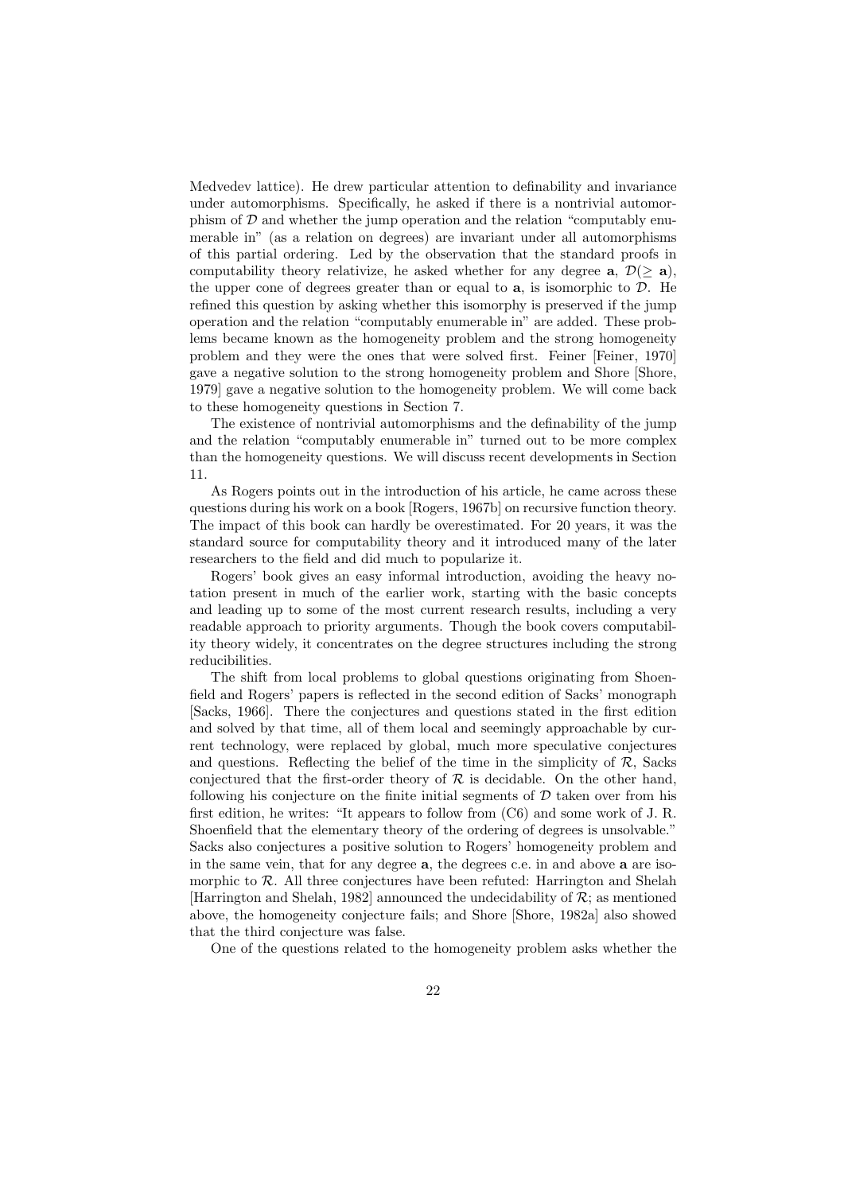Medvedev lattice). He drew particular attention to definability and invariance under automorphisms. Specifically, he asked if there is a nontrivial automorphism of $\mathcal{D}$ and whether the jump operation and the relation "computably enumerable in" (as a relation on degrees) are invariant under all automorphisms of this partial ordering. Led by the observation that the standard proofs in computability theory relativize, he asked whether for any degree $\mathbf{a}$, $\mathcal{D}(\geq \mathbf{a})$, the upper cone of degrees greater than or equal to $\mathbf{a}$, is isomorphic to $\mathcal{D}$. He refined this question by asking whether this isomorphy is preserved if the jump operation and the relation "computably enumerable in" are added. These problems became known as the homogeneity problem and the strong homogeneity problem and they were the ones that were solved first. Feiner [Feiner, 1970] gave a negative solution to the strong homogeneity problem and Shore [Shore, 1979] gave a negative solution to the homogeneity problem. We will come back to these homogeneity questions in Section 7.

The existence of nontrivial automorphisms and the definability of the jump and the relation "computably enumerable in" turned out to be more complex than the homogeneity questions. We will discuss recent developments in Section 11.

As Rogers points out in the introduction of his article, he came across these questions during his work on a book [Rogers, 1967b] on recursive function theory. The impact of this book can hardly be overestimated. For 20 years, it was the standard source for computability theory and it introduced many of the later researchers to the field and did much to popularize it.

Rogers' book gives an easy informal introduction, avoiding the heavy notation present in much of the earlier work, starting with the basic concepts and leading up to some of the most current research results, including a very readable approach to priority arguments. Though the book covers computability theory widely, it concentrates on the degree structures including the strong reducibilities.

The shift from local problems to global questions originating from Shoenfield and Rogers' papers is reflected in the second edition of Sacks' monograph [Sacks, 1966]. There the conjectures and questions stated in the first edition and solved by that time, all of them local and seemingly approachable by current technology, were replaced by global, much more speculative conjectures and questions. Reflecting the belief of the time in the simplicity of $\mathcal{R}$, Sacks conjectured that the first-order theory of $\mathcal{R}$ is decidable. On the other hand, following his conjecture on the finite initial segments of $\mathcal{D}$ taken over from his first edition, he writes: "It appears to follow from (C6) and some work of J. R. Shoenfield that the elementary theory of the ordering of degrees is unsolvable." Sacks also conjectures a positive solution to Rogers' homogeneity problem and in the same vein, that for any degree $\mathbf{a}$, the degrees c.e. in and above $\mathbf{a}$ are isomorphic to $\mathcal{R}$. All three conjectures have been refuted: Harrington and Shelah [Harrington and Shelah, 1982] announced the undecidability of $\mathcal{R}$; as mentioned above, the homogeneity conjecture fails; and Shore [Shore, 1982a] also showed that the third conjecture was false.

One of the questions related to the homogeneity problem asks whether the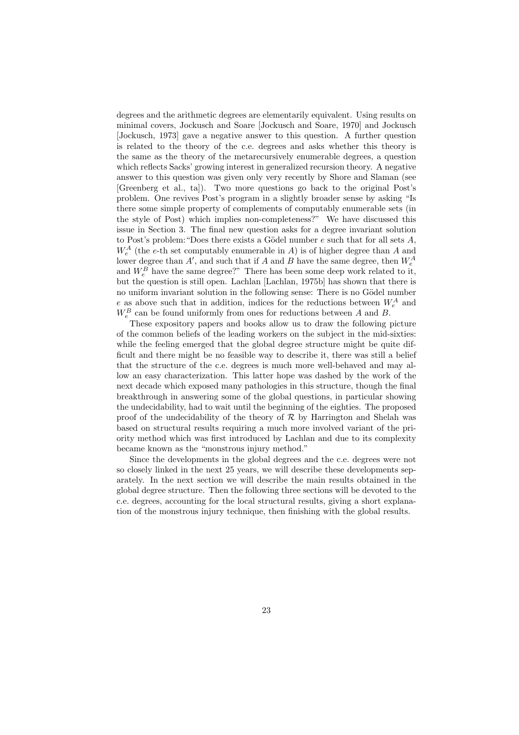degrees and the arithmetic degrees are elementarily equivalent. Using results on minimal covers, Jockusch and Soare [Jockusch and Soare, 1970] and Jockusch [Jockusch, 1973] gave a negative answer to this question. A further question is related to the theory of the c.e. degrees and asks whether this theory is the same as the theory of the metarecursively enumerable degrees, a question which reflects Sacks' growing interest in generalized recursion theory. A negative answer to this question was given only very recently by Shore and Slaman (see [Greenberg et al., ta]). Two more questions go back to the original Post's problem. One revives Post's program in a slightly broader sense by asking "Is there some simple property of complements of computably enumerable sets (in the style of Post) which implies non-completeness?" We have discussed this issue in Section 3. The final new question asks for a degree invariant solution to Post's problem:"Does there exists a Gödel number $e$ such that for all sets $A$, $W_e^A$ (the $e$-th set computably enumerable in $A$) is of higher degree than $A$ and lower degree than $A'$, and such that if $A$ and $B$ have the same degree, then $W_e^A$ and $W_e^B$ have the same degree?" There has been some deep work related to it, but the question is still open. Lachlan [Lachlan, 1975b] has shown that there is no uniform invariant solution in the following sense: There is no Gödel number $e$ as above such that in addition, indices for the reductions between $W_e^A$ and $W_e^B$ can be found uniformly from ones for reductions between $A$ and $B$.

These expository papers and books allow us to draw the following picture of the common beliefs of the leading workers on the subject in the mid-sixties: while the feeling emerged that the global degree structure might be quite difficult and there might be no feasible way to describe it, there was still a belief that the structure of the c.e. degrees is much more well-behaved and may allow an easy characterization. This latter hope was dashed by the work of the next decade which exposed many pathologies in this structure, though the final breakthrough in answering some of the global questions, in particular showing the undecidability, had to wait until the beginning of the eighties. The proposed proof of the undecidability of the theory of $\mathcal{R}$ by Harrington and Shelah was based on structural results requiring a much more involved variant of the priority method which was first introduced by Lachlan and due to its complexity became known as the "monstrous injury method."

Since the developments in the global degrees and the c.e. degrees were not so closely linked in the next 25 years, we will describe these developments separately. In the next section we will describe the main results obtained in the global degree structure. Then the following three sections will be devoted to the c.e. degrees, accounting for the local structural results, giving a short explanation of the monstrous injury technique, then finishing with the global results.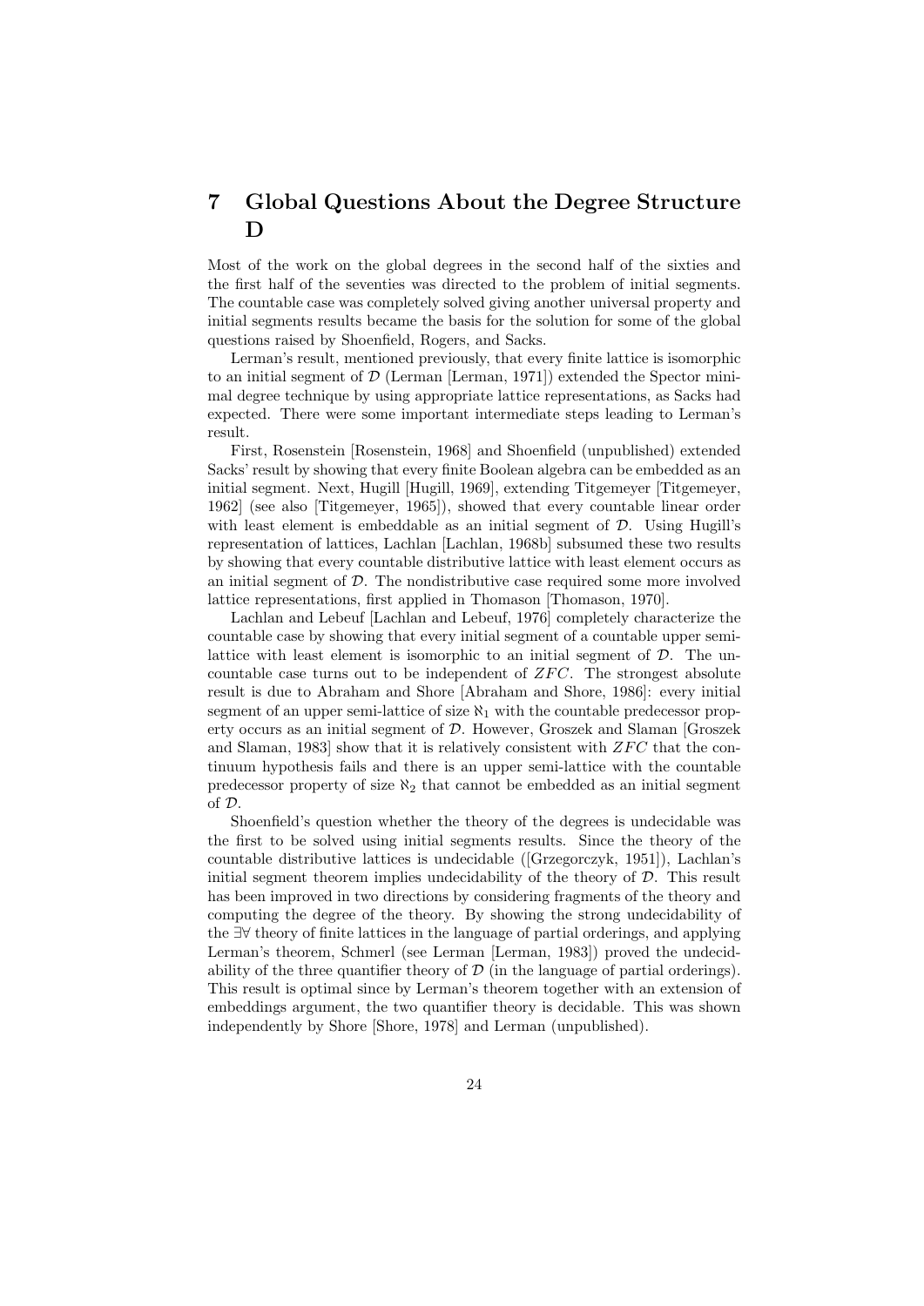# 7 Global Questions About the Degree Structure D

Most of the work on the global degrees in the second half of the sixties and the first half of the seventies was directed to the problem of initial segments. The countable case was completely solved giving another universal property and initial segments results became the basis for the solution for some of the global questions raised by Shoenfield, Rogers, and Sacks.

Lerman's result, mentioned previously, that every finite lattice is isomorphic to an initial segment of $\mathcal{D}$ (Lerman [Lerman, 1971]) extended the Spector minimal degree technique by using appropriate lattice representations, as Sacks had expected. There were some important intermediate steps leading to Lerman's result.

First, Rosenstein [Rosenstein, 1968] and Shoenfield (unpublished) extended Sacks' result by showing that every finite Boolean algebra can be embedded as an initial segment. Next, Hugill [Hugill, 1969], extending Titgemeyer [Titgemeyer, 1962] (see also [Titgemeyer, 1965]), showed that every countable linear order with least element is embeddable as an initial segment of $\mathcal{D}$. Using Hugill's representation of lattices, Lachlan [Lachlan, 1968b] subsumed these two results by showing that every countable distributive lattice with least element occurs as an initial segment of $\mathcal{D}$. The nondistributive case required some more involved lattice representations, first applied in Thomason [Thomason, 1970].

Lachlan and Lebeuf [Lachlan and Lebeuf, 1976] completely characterize the countable case by showing that every initial segment of a countable upper semi-lattice with least element is isomorphic to an initial segment of $\mathcal{D}$. The uncountable case turns out to be independent of $ZFC$. The strongest absolute result is due to Abraham and Shore [Abraham and Shore, 1986]: every initial segment of an upper semi-lattice of size $\aleph_1$ with the countable predecessor property occurs as an initial segment of $\mathcal{D}$. However, Groszek and Slaman [Groszek and Slaman, 1983] show that it is relatively consistent with $ZFC$ that the continuum hypothesis fails and there is an upper semi-lattice with the countable predecessor property of size $\aleph_2$ that cannot be embedded as an initial segment of $\mathcal{D}$.

Shoenfield's question whether the theory of the degrees is undecidable was the first to be solved using initial segments results. Since the theory of the countable distributive lattices is undecidable ([Grzegorczyk, 1951]), Lachlan's initial segment theorem implies undecidability of the theory of $\mathcal{D}$. This result has been improved in two directions by considering fragments of the theory and computing the degree of the theory. By showing the strong undecidability of the $\exists\forall$ theory of finite lattices in the language of partial orderings, and applying Lerman's theorem, Schmerl (see Lerman [Lerman, 1983]) proved the undecidability of the three quantifier theory of $\mathcal{D}$ (in the language of partial orderings). This result is optimal since by Lerman's theorem together with an extension of embeddings argument, the two quantifier theory is decidable. This was shown independently by Shore [Shore, 1978] and Lerman (unpublished).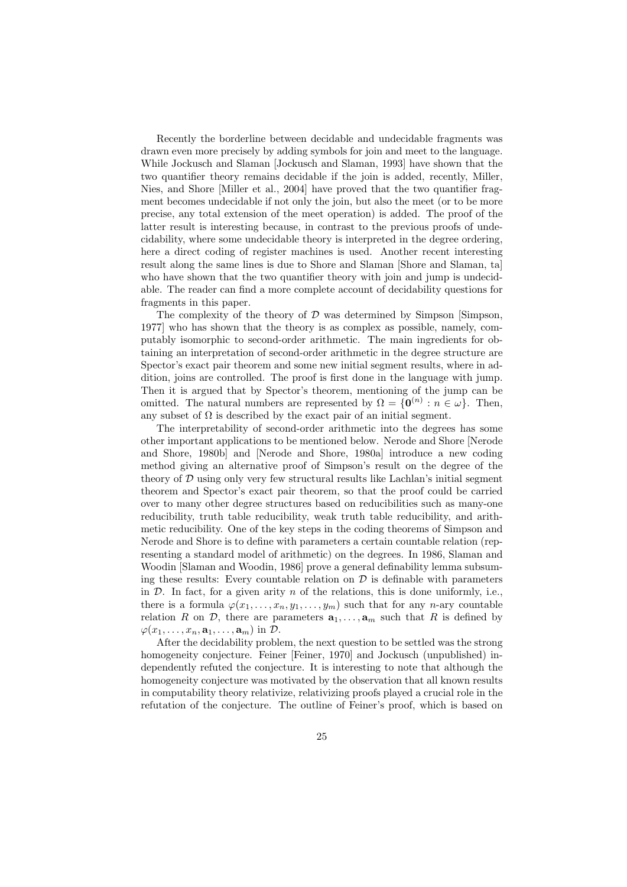Recently the borderline between decidable and undecidable fragments was drawn even more precisely by adding symbols for join and meet to the language. While Jockusch and Slaman [Jockusch and Slaman, 1993] have shown that the two quantifier theory remains decidable if the join is added, recently, Miller, Nies, and Shore [Miller et al., 2004] have proved that the two quantifier fragment becomes undecidable if not only the join, but also the meet (or to be more precise, any total extension of the meet operation) is added. The proof of the latter result is interesting because, in contrast to the previous proofs of undecidability, where some undecidable theory is interpreted in the degree ordering, here a direct coding of register machines is used. Another recent interesting result along the same lines is due to Shore and Slaman [Shore and Slaman, ta] who have shown that the two quantifier theory with join and jump is undecidable. The reader can find a more complete account of decidability questions for fragments in this paper.

The complexity of the theory of $\mathcal{D}$ was determined by Simpson [Simpson, 1977] who has shown that the theory is as complex as possible, namely, computably isomorphic to second-order arithmetic. The main ingredients for obtaining an interpretation of second-order arithmetic in the degree structure are Spector's exact pair theorem and some new initial segment results, where in addition, joins are controlled. The proof is first done in the language with jump. Then it is argued that by Spector's theorem, mentioning of the jump can be omitted. The natural numbers are represented by $\Omega = \{\mathbf{0}^{(n)} : n \in \omega\}$. Then, any subset of $\Omega$ is described by the exact pair of an initial segment.

The interpretability of second-order arithmetic into the degrees has some other important applications to be mentioned below. Nerode and Shore [Nerode and Shore, 1980b] and [Nerode and Shore, 1980a] introduce a new coding method giving an alternative proof of Simpson's result on the degree of the theory of $\mathcal{D}$ using only very few structural results like Lachlan's initial segment theorem and Spector's exact pair theorem, so that the proof could be carried over to many other degree structures based on reducibilities such as many-one reducibility, truth table reducibility, weak truth table reducibility, and arithmetic reducibility. One of the key steps in the coding theorems of Simpson and Nerode and Shore is to define with parameters a certain countable relation (representing a standard model of arithmetic) on the degrees. In 1986, Slaman and Woodin [Slaman and Woodin, 1986] prove a general definability lemma subsuming these results: Every countable relation on $\mathcal{D}$ is definable with parameters in $\mathcal{D}$. In fact, for a given arity $n$ of the relations, this is done uniformly, i.e., there is a formula $\varphi(x_1, \ldots, x_n, y_1, \ldots, y_m)$ such that for any $n$-ary countable relation $R$ on $\mathcal{D}$, there are parameters $\mathbf{a}_1, \ldots, \mathbf{a}_m$ such that $R$ is defined by $\varphi(x_1, \ldots, x_n, \mathbf{a}_1, \ldots, \mathbf{a}_m)$ in $\mathcal{D}$.

After the decidability problem, the next question to be settled was the strong homogeneity conjecture. Feiner [Feiner, 1970] and Jockusch (unpublished) independently refuted the conjecture. It is interesting to note that although the homogeneity conjecture was motivated by the observation that all known results in computability theory relativize, relativizing proofs played a crucial role in the refutation of the conjecture. The outline of Feiner's proof, which is based on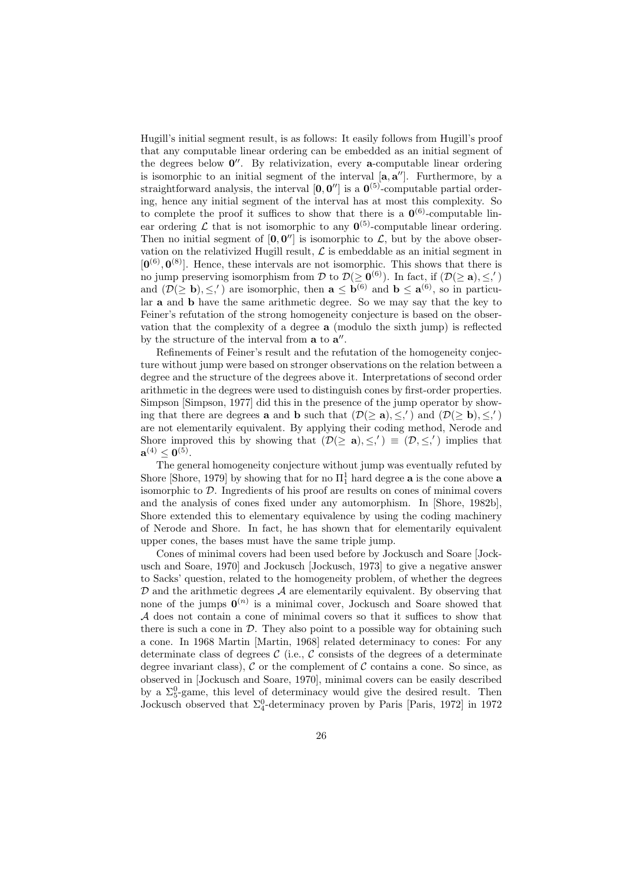Hugill's initial segment result, is as follows: It easily follows from Hugill's proof that any computable linear ordering can be embedded as an initial segment of the degrees below $\mathbf{0}''$. By relativization, every $\mathbf{a}$-computable linear ordering is isomorphic to an initial segment of the interval $[\mathbf{a}, \mathbf{a}'']$. Furthermore, by a straightforward analysis, the interval $[\mathbf{0}, \mathbf{0}'']$ is a $\mathbf{0}^{(5)}$-computable partial ordering, hence any initial segment of the interval has at most this complexity. So to complete the proof it suffices to show that there is a $\mathbf{0}^{(6)}$-computable linear ordering $\mathcal{L}$ that is not isomorphic to any $\mathbf{0}^{(5)}$-computable linear ordering. Then no initial segment of $[\mathbf{0}, \mathbf{0}'']$ is isomorphic to $\mathcal{L}$, but by the above observation on the relativized Hugill result, $\mathcal{L}$ is embeddable as an initial segment in $[\mathbf{0}^{(6)}, \mathbf{0}^{(8)}]$. Hence, these intervals are not isomorphic. This shows that there is no jump preserving isomorphism from $\mathcal{D}$ to $\mathcal{D}(\geq \mathbf{0}^{(6)})$. In fact, if $(\mathcal{D}(\geq \mathbf{a}), \leq, ')$ and $(\mathcal{D}(\geq \mathbf{b}), \leq, ')$ are isomorphic, then $\mathbf{a} \leq \mathbf{b}^{(6)}$ and $\mathbf{b} \leq \mathbf{a}^{(6)}$, so in particular $\mathbf{a}$ and $\mathbf{b}$ have the same arithmetic degree. So we may say that the key to Feiner's refutation of the strong homogeneity conjecture is based on the observation that the complexity of a degree $\mathbf{a}$ (modulo the sixth jump) is reflected by the structure of the interval from $\mathbf{a}$ to $\mathbf{a}''$.

Refinements of Feiner's result and the refutation of the homogeneity conjecture without jump were based on stronger observations on the relation between a degree and the structure of the degrees above it. Interpretations of second order arithmetic in the degrees were used to distinguish cones by first-order properties. Simpson [Simpson, 1977] did this in the presence of the jump operator by showing that there are degrees $\mathbf{a}$ and $\mathbf{b}$ such that $(\mathcal{D}(\geq \mathbf{a}), \leq, ')$ and $(\mathcal{D}(\geq \mathbf{b}), \leq, ')$ are not elementarily equivalent. By applying their coding method, Nerode and Shore improved this by showing that $(\mathcal{D}(\geq \mathbf{a}), \leq, ') \equiv (\mathcal{D}, \leq, ')$ implies that $\mathbf{a}^{(4)} \leq \mathbf{0}^{(5)}$.

The general homogeneity conjecture without jump was eventually refuted by Shore [Shore, 1979] by showing that for no $\Pi^1_1$ hard degree $\mathbf{a}$ is the cone above $\mathbf{a}$ isomorphic to $\mathcal{D}$. Ingredients of his proof are results on cones of minimal covers and the analysis of cones fixed under any automorphism. In [Shore, 1982b], Shore extended this to elementary equivalence by using the coding machinery of Nerode and Shore. In fact, he has shown that for elementarily equivalent upper cones, the bases must have the same triple jump.

Cones of minimal covers had been used before by Jockusch and Soare [Jockusch and Soare, 1970] and Jockusch [Jockusch, 1973] to give a negative answer to Sacks' question, related to the homogeneity problem, of whether the degrees $\mathcal{D}$ and the arithmetic degrees $\mathcal{A}$ are elementarily equivalent. By observing that none of the jumps $\mathbf{0}^{(n)}$ is a minimal cover, Jockusch and Soare showed that $\mathcal{A}$ does not contain a cone of minimal covers so that it suffices to show that there is such a cone in $\mathcal{D}$. They also point to a possible way for obtaining such a cone. In 1968 Martin [Martin, 1968] related determinacy to cones: For any determinate class of degrees $\mathcal{C}$ (i.e., $\mathcal{C}$ consists of the degrees of a determinate degree invariant class), $\mathcal{C}$ or the complement of $\mathcal{C}$ contains a cone. So since, as observed in [Jockusch and Soare, 1970], minimal covers can be easily described by a $\Sigma^0_5$-game, this level of determinacy would give the desired result. Then Jockusch observed that $\Sigma^0_4$-determinacy proven by Paris [Paris, 1972] in 1972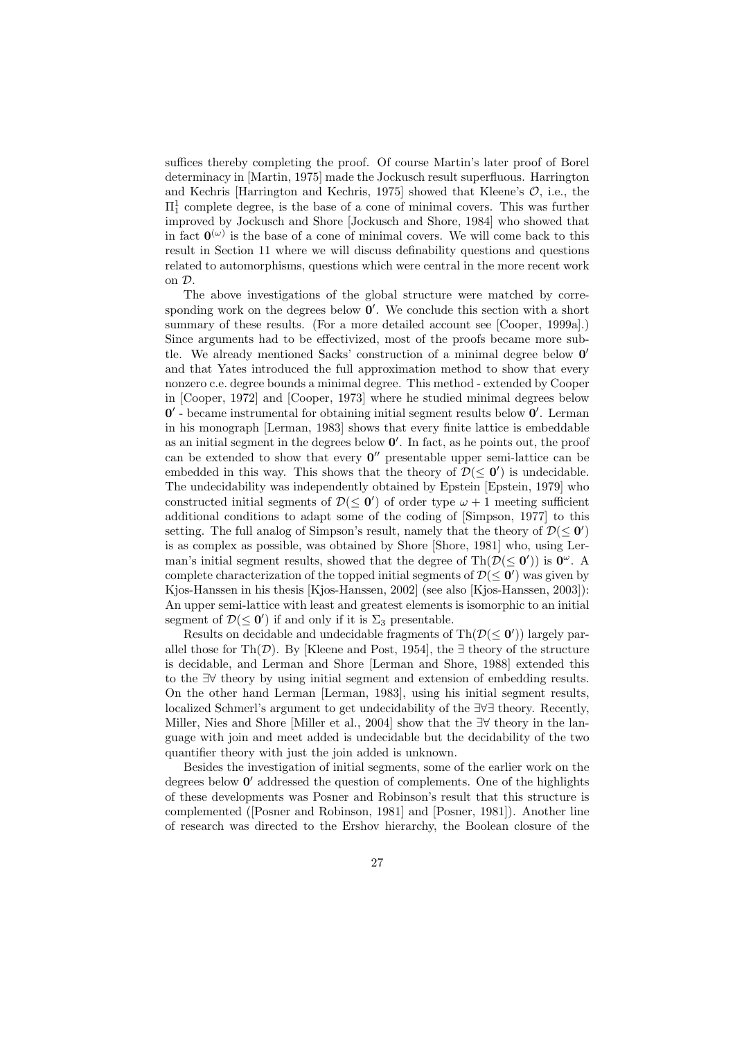suffices thereby completing the proof. Of course Martin's later proof of Borel determinacy in [Martin, 1975] made the Jockusch result superfluous. Harrington and Kechris [Harrington and Kechris, 1975] showed that Kleene's $\mathcal{O}$, i.e., the $\Pi^1_1$ complete degree, is the base of a cone of minimal covers. This was further improved by Jockusch and Shore [Jockusch and Shore, 1984] who showed that in fact $\mathbf{0}^{(\omega)}$ is the base of a cone of minimal covers. We will come back to this result in Section 11 where we will discuss definability questions and questions related to automorphisms, questions which were central in the more recent work on $\mathcal{D}$.

The above investigations of the global structure were matched by corresponding work on the degrees below $\mathbf{0}'$. We conclude this section with a short summary of these results. (For a more detailed account see [Cooper, 1999a].) Since arguments had to be effectivized, most of the proofs became more subtle. We already mentioned Sacks' construction of a minimal degree below $\mathbf{0}'$ and that Yates introduced the full approximation method to show that every nonzero c.e. degree bounds a minimal degree. This method - extended by Cooper in [Cooper, 1972] and [Cooper, 1973] where he studied minimal degrees below $\mathbf{0}'$ - became instrumental for obtaining initial segment results below $\mathbf{0}'$. Lerman in his monograph [Lerman, 1983] shows that every finite lattice is embeddable as an initial segment in the degrees below $\mathbf{0}'$. In fact, as he points out, the proof can be extended to show that every $\mathbf{0}''$ presentable upper semi-lattice can be embedded in this way. This shows that the theory of $\mathcal{D}(\leq \mathbf{0}')$ is undecidable. The undecidability was independently obtained by Epstein [Epstein, 1979] who constructed initial segments of $\mathcal{D}(\leq \mathbf{0}')$ of order type $\omega + 1$ meeting sufficient additional conditions to adapt some of the coding of [Simpson, 1977] to this setting. The full analog of Simpson's result, namely that the theory of $\mathcal{D}(\leq \mathbf{0}')$ is as complex as possible, was obtained by Shore [Shore, 1981] who, using Lerman's initial segment results, showed that the degree of $\mathrm{Th}(\mathcal{D}(\leq \mathbf{0}'))$ is $\mathbf{0}^{\omega}$. A complete characterization of the topped initial segments of $\mathcal{D}(\leq \mathbf{0}')$ was given by Kjos-Hanssen in his thesis [Kjos-Hanssen, 2002] (see also [Kjos-Hanssen, 2003]): An upper semi-lattice with least and greatest elements is isomorphic to an initial segment of $\mathcal{D}(\leq \mathbf{0}')$ if and only if it is $\Sigma_3$ presentable.

Results on decidable and undecidable fragments of $\mathrm{Th}(\mathcal{D}(\leq \mathbf{0}'))$ largely parallel those for $\mathrm{Th}(\mathcal{D})$. By [Kleene and Post, 1954], the $\exists$ theory of the structure is decidable, and Lerman and Shore [Lerman and Shore, 1988] extended this to the $\exists\forall$ theory by using initial segment and extension of embedding results. On the other hand Lerman [Lerman, 1983], using his initial segment results, localized Schmerl's argument to get undecidability of the $\exists\forall\exists$ theory. Recently, Miller, Nies and Shore [Miller et al., 2004] show that the $\exists\forall$ theory in the language with join and meet added is undecidable but the decidability of the two quantifier theory with just the join added is unknown.

Besides the investigation of initial segments, some of the earlier work on the degrees below $\mathbf{0}'$ addressed the question of complements. One of the highlights of these developments was Posner and Robinson's result that this structure is complemented ([Posner and Robinson, 1981] and [Posner, 1981]). Another line of research was directed to the Ershov hierarchy, the Boolean closure of the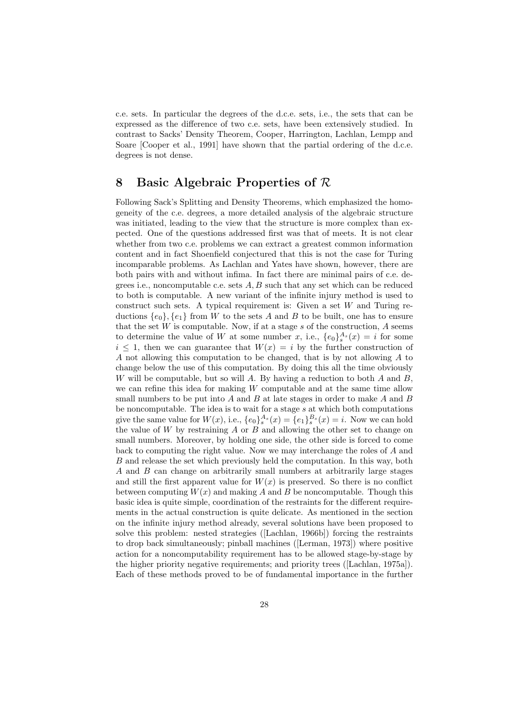c.e. sets. In particular the degrees of the d.c.e. sets, i.e., the sets that can be expressed as the difference of two c.e. sets, have been extensively studied. In contrast to Sacks' Density Theorem, Cooper, Harrington, Lachlan, Lempp and Soare [Cooper et al., 1991] have shown that the partial ordering of the d.c.e. degrees is not dense.

## 8 Basic Algebraic Properties of $\mathcal{R}$

Following Sack's Splitting and Density Theorems, which emphasized the homogeneity of the c.e. degrees, a more detailed analysis of the algebraic structure was initiated, leading to the view that the structure is more complex than expected. One of the questions addressed first was that of meets. It is not clear whether from two c.e. problems we can extract a greatest common information content and in fact Shoenfield conjectured that this is not the case for Turing incomparable problems. As Lachlan and Yates have shown, however, there are both pairs with and without infima. In fact there are minimal pairs of c.e. degrees i.e., noncomputable c.e. sets $A, B$ such that any set which can be reduced to both is computable. A new variant of the infinite injury method is used to construct such sets. A typical requirement is: Given a set $W$ and Turing reductions $\{e_0\}, \{e_1\}$ from $W$ to the sets $A$ and $B$ to be built, one has to ensure that the set $W$ is computable. Now, if at a stage $s$ of the construction, $A$ seems to determine the value of $W$ at some number $x$, i.e., $\{e_0\}_s^{A_s}(x) = i$ for some $i \leq 1$, then we can guarantee that $W(x) = i$ by the further construction of $A$ not allowing this computation to be changed, that is by not allowing $A$ to change below the use of this computation. By doing this all the time obviously $W$ will be computable, but so will $A$. By having a reduction to both $A$ and $B$, we can refine this idea for making $W$ computable and at the same time allow small numbers to be put into $A$ and $B$ at late stages in order to make $A$ and $B$ be noncomputable. The idea is to wait for a stage $s$ at which both computations give the same value for $W(x)$, i.e., $\{e_0\}_s^{A_s}(x) = \{e_1\}_s^{B_s}(x) = i$. Now we can hold the value of $W$ by restraining $A$ or $B$ and allowing the other set to change on small numbers. Moreover, by holding one side, the other side is forced to come back to computing the right value. Now we may interchange the roles of $A$ and $B$ and release the set which previously held the computation. In this way, both $A$ and $B$ can change on arbitrarily small numbers at arbitrarily large stages and still the first apparent value for $W(x)$ is preserved. So there is no conflict between computing $W(x)$ and making $A$ and $B$ be noncomputable. Though this basic idea is quite simple, coordination of the restraints for the different requirements in the actual construction is quite delicate. As mentioned in the section on the infinite injury method already, several solutions have been proposed to solve this problem: nested strategies ([Lachlan, 1966b]) forcing the restraints to drop back simultaneously; pinball machines ([Lerman, 1973]) where positive action for a noncomputability requirement has to be allowed stage-by-stage by the higher priority negative requirements; and priority trees ([Lachlan, 1975a]). Each of these methods proved to be of fundamental importance in the further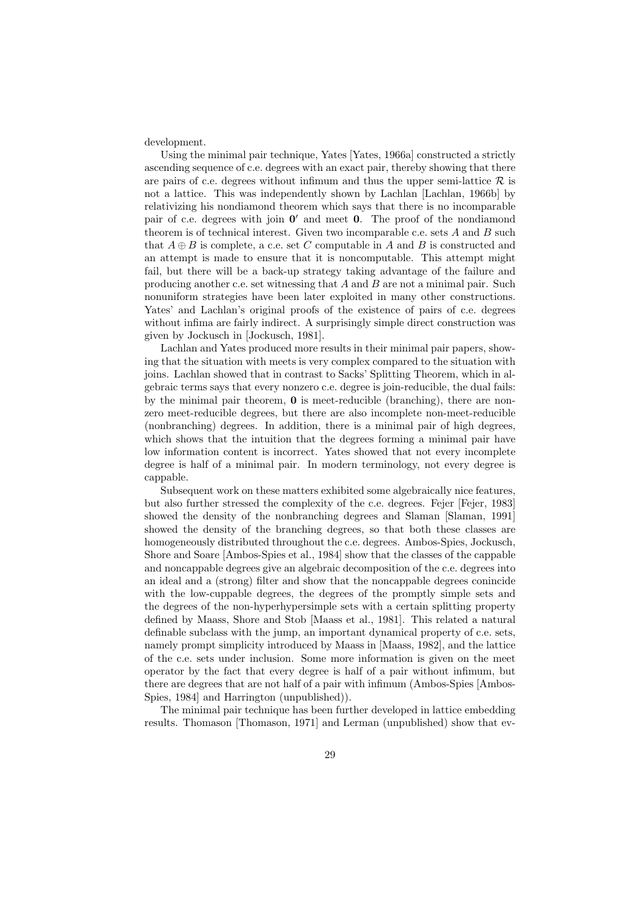development.

Using the minimal pair technique, Yates [Yates, 1966a] constructed a strictly ascending sequence of c.e. degrees with an exact pair, thereby showing that there are pairs of c.e. degrees without infimum and thus the upper semi-lattice $\mathcal{R}$ is not a lattice. This was independently shown by Lachlan [Lachlan, 1966b] by relativizing his nondiamond theorem which says that there is no incomparable pair of c.e. degrees with join $\mathbf{0}'$ and meet $\mathbf{0}$. The proof of the nondiamond theorem is of technical interest. Given two incomparable c.e. sets $A$ and $B$ such that $A \oplus B$ is complete, a c.e. set $C$ computable in $A$ and $B$ is constructed and an attempt is made to ensure that it is noncomputable. This attempt might fail, but there will be a back-up strategy taking advantage of the failure and producing another c.e. set witnessing that $A$ and $B$ are not a minimal pair. Such nonuniform strategies have been later exploited in many other constructions. Yates' and Lachlan's original proofs of the existence of pairs of c.e. degrees without infima are fairly indirect. A surprisingly simple direct construction was given by Jockusch in [Jockusch, 1981].

Lachlan and Yates produced more results in their minimal pair papers, showing that the situation with meets is very complex compared to the situation with joins. Lachlan showed that in contrast to Sacks' Splitting Theorem, which in algebraic terms says that every nonzero c.e. degree is join-reducible, the dual fails: by the minimal pair theorem, $\mathbf{0}$ is meet-reducible (branching), there are nonzero meet-reducible degrees, but there are also incomplete non-meet-reducible (nonbranching) degrees. In addition, there is a minimal pair of high degrees, which shows that the intuition that the degrees forming a minimal pair have low information content is incorrect. Yates showed that not every incomplete degree is half of a minimal pair. In modern terminology, not every degree is cappable.

Subsequent work on these matters exhibited some algebraically nice features, but also further stressed the complexity of the c.e. degrees. Fejer [Fejer, 1983] showed the density of the nonbranching degrees and Slaman [Slaman, 1991] showed the density of the branching degrees, so that both these classes are homogeneously distributed throughout the c.e. degrees. Ambos-Spies, Jockusch, Shore and Soare [Ambos-Spies et al., 1984] show that the classes of the cappable and noncappable degrees give an algebraic decomposition of the c.e. degrees into an ideal and a (strong) filter and show that the noncappable degrees conincide with the low-cuppable degrees, the degrees of the promptly simple sets and the degrees of the non-hyperhypersimple sets with a certain splitting property defined by Maass, Shore and Stob [Maass et al., 1981]. This related a natural definable subclass with the jump, an important dynamical property of c.e. sets, namely prompt simplicity introduced by Maass in [Maass, 1982], and the lattice of the c.e. sets under inclusion. Some more information is given on the meet operator by the fact that every degree is half of a pair without infimum, but there are degrees that are not half of a pair with infimum (Ambos-Spies [Ambos-Spies, 1984] and Harrington (unpublished)).

The minimal pair technique has been further developed in lattice embedding results. Thomason [Thomason, 1971] and Lerman (unpublished) show that ev-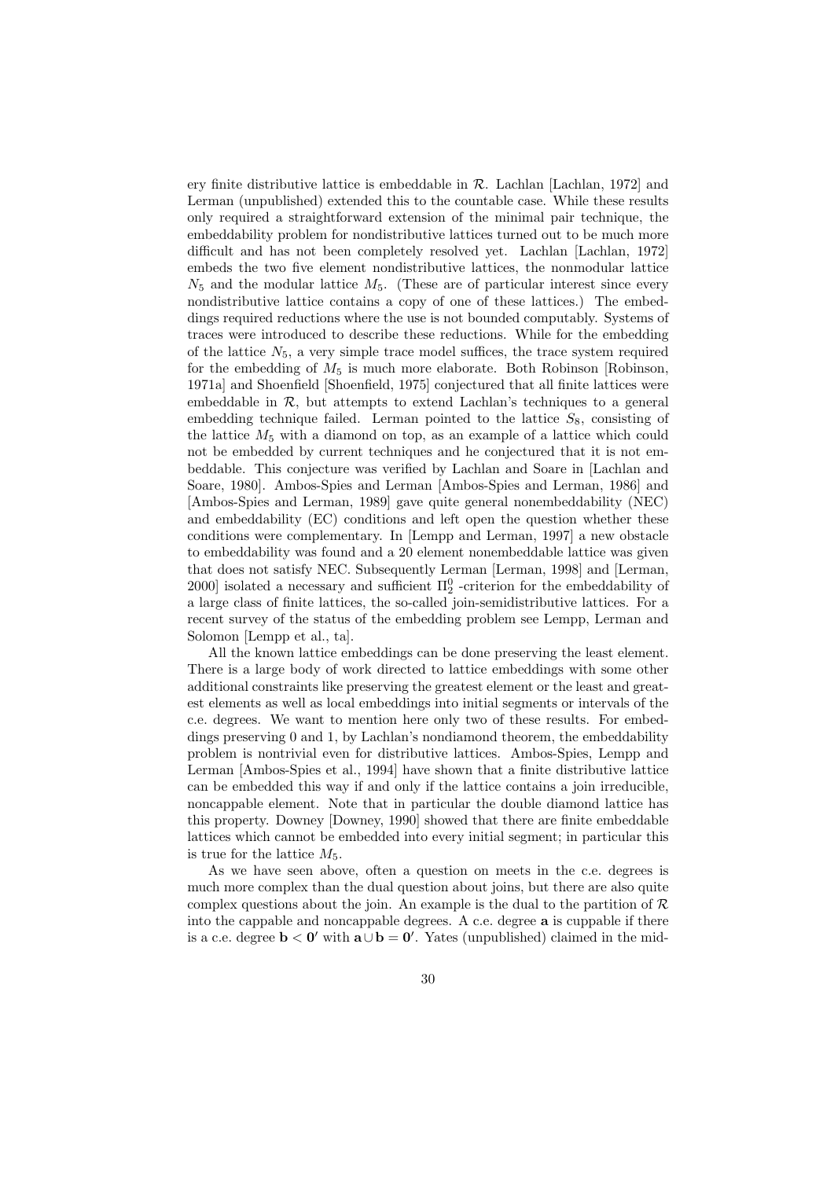ery finite distributive lattice is embeddable in $\mathcal{R}$. Lachlan [Lachlan, 1972] and Lerman (unpublished) extended this to the countable case. While these results only required a straightforward extension of the minimal pair technique, the embeddability problem for nondistributive lattices turned out to be much more difficult and has not been completely resolved yet. Lachlan [Lachlan, 1972] embeds the two five element nondistributive lattices, the nonmodular lattice $N_5$ and the modular lattice $M_5$. (These are of particular interest since every nondistributive lattice contains a copy of one of these lattices.) The embeddings required reductions where the use is not bounded computably. Systems of traces were introduced to describe these reductions. While for the embedding of the lattice $N_5$, a very simple trace model suffices, the trace system required for the embedding of $M_5$ is much more elaborate. Both Robinson [Robinson, 1971a] and Shoenfield [Shoenfield, 1975] conjectured that all finite lattices were embeddable in $\mathcal{R}$, but attempts to extend Lachlan's techniques to a general embedding technique failed. Lerman pointed to the lattice $S_8$, consisting of the lattice $M_5$ with a diamond on top, as an example of a lattice which could not be embedded by current techniques and he conjectured that it is not embeddable. This conjecture was verified by Lachlan and Soare in [Lachlan and Soare, 1980]. Ambos-Spies and Lerman [Ambos-Spies and Lerman, 1986] and [Ambos-Spies and Lerman, 1989] gave quite general nonembeddability (NEC) and embeddability (EC) conditions and left open the question whether these conditions were complementary. In [Lempp and Lerman, 1997] a new obstacle to embeddability was found and a 20 element nonembeddable lattice was given that does not satisfy NEC. Subsequently Lerman [Lerman, 1998] and [Lerman, 2000] isolated a necessary and sufficient $\Pi^0_2$ -criterion for the embeddability of a large class of finite lattices, the so-called join-semidistributive lattices. For a recent survey of the status of the embedding problem see Lempp, Lerman and Solomon [Lempp et al., ta].

All the known lattice embeddings can be done preserving the least element. There is a large body of work directed to lattice embeddings with some other additional constraints like preserving the greatest element or the least and greatest elements as well as local embeddings into initial segments or intervals of the c.e. degrees. We want to mention here only two of these results. For embeddings preserving 0 and 1, by Lachlan's nondiamond theorem, the embeddability problem is nontrivial even for distributive lattices. Ambos-Spies, Lempp and Lerman [Ambos-Spies et al., 1994] have shown that a finite distributive lattice can be embedded this way if and only if the lattice contains a join irreducible, noncappable element. Note that in particular the double diamond lattice has this property. Downey [Downey, 1990] showed that there are finite embeddable lattices which cannot be embedded into every initial segment; in particular this is true for the lattice $M_5$.

As we have seen above, often a question on meets in the c.e. degrees is much more complex than the dual question about joins, but there are also quite complex questions about the join. An example is the dual to the partition of $\mathcal{R}$ into the cappable and noncappable degrees. A c.e. degree $\mathbf{a}$ is cuppable if there is a c.e. degree $\mathbf{b} < \mathbf{0}'$ with $\mathbf{a} \cup \mathbf{b} = \mathbf{0}'$. Yates (unpublished) claimed in the mid-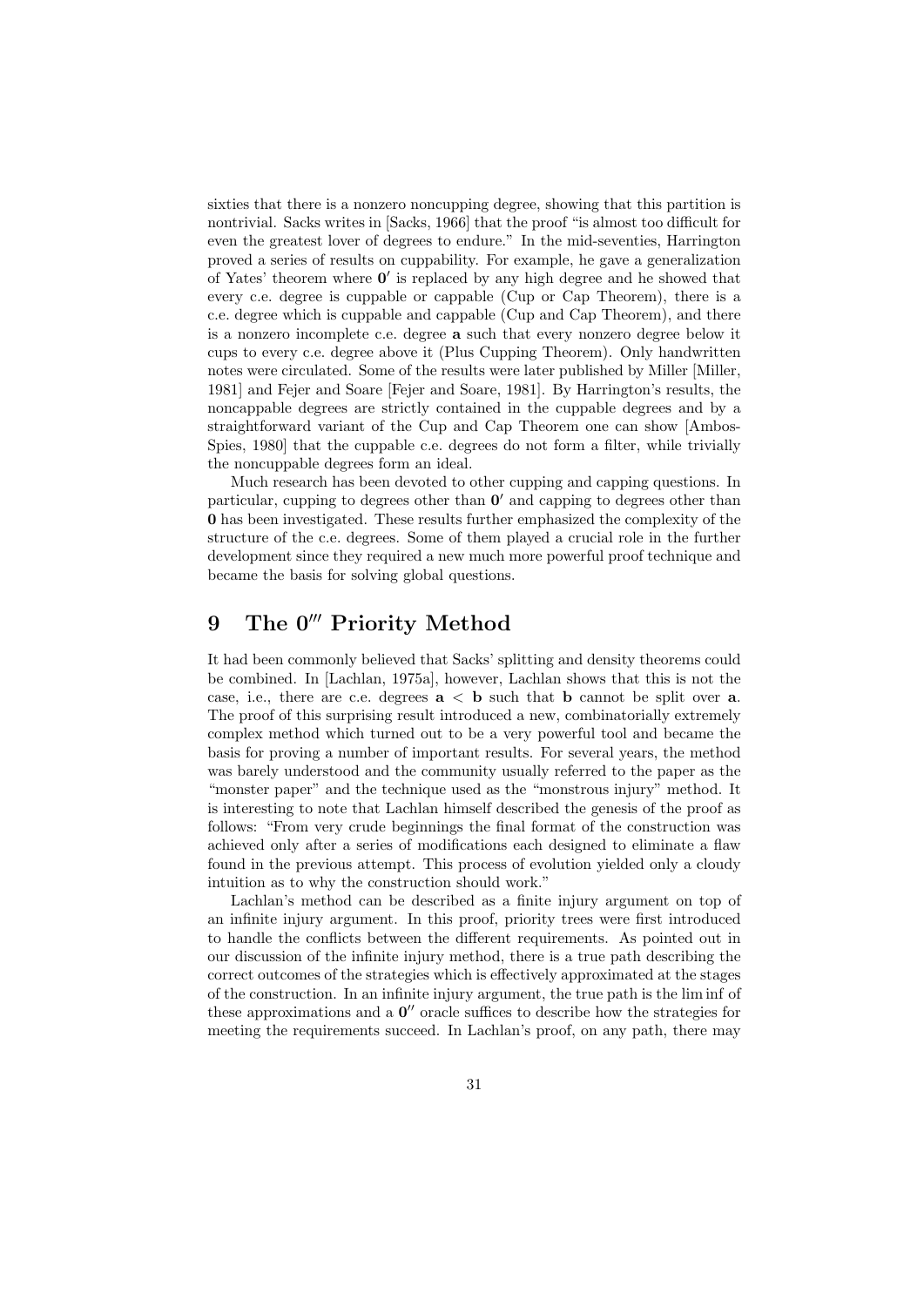sixties that there is a nonzero noncupping degree, showing that this partition is nontrivial. Sacks writes in [Sacks, 1966] that the proof "is almost too difficult for even the greatest lover of degrees to endure." In the mid-seventies, Harrington proved a series of results on cuppability. For example, he gave a generalization of Yates' theorem where $\mathbf{0}'$ is replaced by any high degree and he showed that every c.e. degree is cuppable or cappable (Cup or Cap Theorem), there is a c.e. degree which is cuppable and cappable (Cup and Cap Theorem), and there is a nonzero incomplete c.e. degree $\mathbf{a}$ such that every nonzero degree below it cups to every c.e. degree above it (Plus Cupping Theorem). Only handwritten notes were circulated. Some of the results were later published by Miller [Miller, 1981] and Fejer and Soare [Fejer and Soare, 1981]. By Harrington's results, the noncappable degrees are strictly contained in the cuppable degrees and by a straightforward variant of the Cup and Cap Theorem one can show [Ambos-Spies, 1980] that the cuppable c.e. degrees do not form a filter, while trivially the noncuppable degrees form an ideal.

Much research has been devoted to other cupping and capping questions. In particular, cupping to degrees other than $\mathbf{0}'$ and capping to degrees other than $\mathbf{0}$ has been investigated. These results further emphasized the complexity of the structure of the c.e. degrees. Some of them played a crucial role in the further development since they required a new much more powerful proof technique and became the basis for solving global questions.

# 9 The $\mathbf{0}'''$ Priority Method

It had been commonly believed that Sacks' splitting and density theorems could be combined. In [Lachlan, 1975a], however, Lachlan shows that this is not the case, i.e., there are c.e. degrees $\mathbf{a} < \mathbf{b}$ such that $\mathbf{b}$ cannot be split over $\mathbf{a}$. The proof of this surprising result introduced a new, combinatorially extremely complex method which turned out to be a very powerful tool and became the basis for proving a number of important results. For several years, the method was barely understood and the community usually referred to the paper as the "monster paper" and the technique used as the "monstrous injury" method. It is interesting to note that Lachlan himself described the genesis of the proof as follows: "From very crude beginnings the final format of the construction was achieved only after a series of modifications each designed to eliminate a flaw found in the previous attempt. This process of evolution yielded only a cloudy intuition as to why the construction should work."

Lachlan's method can be described as a finite injury argument on top of an infinite injury argument. In this proof, priority trees were first introduced to handle the conflicts between the different requirements. As pointed out in our discussion of the infinite injury method, there is a true path describing the correct outcomes of the strategies which is effectively approximated at the stages of the construction. In an infinite injury argument, the true path is the lim inf of these approximations and a $\mathbf{0}''$ oracle suffices to describe how the strategies for meeting the requirements succeed. In Lachlan's proof, on any path, there may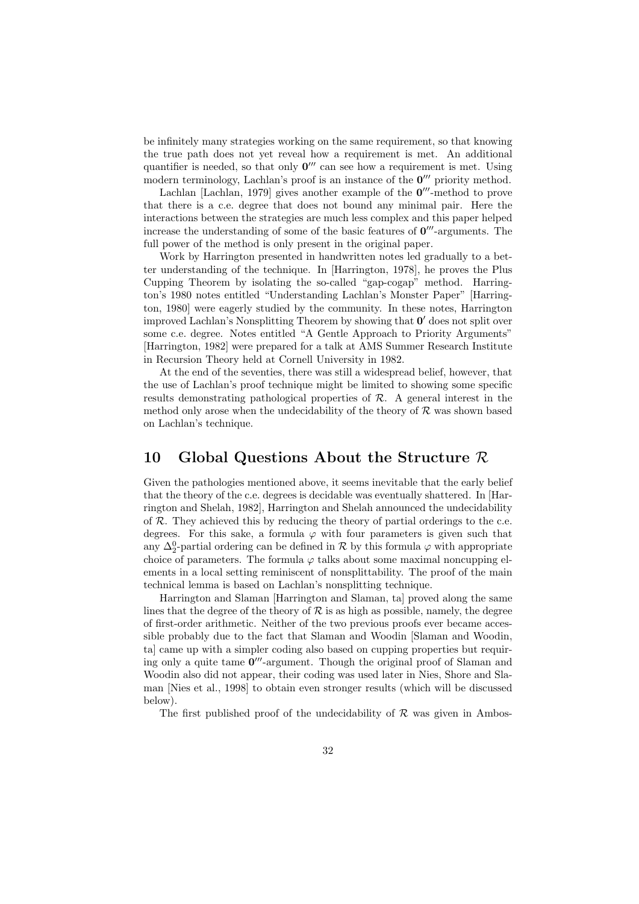be infinitely many strategies working on the same requirement, so that knowing the true path does not yet reveal how a requirement is met. An additional quantifier is needed, so that only $\mathbf{0}'''$ can see how a requirement is met. Using modern terminology, Lachlan's proof is an instance of the $\mathbf{0}'''$ priority method.

Lachlan [Lachlan, 1979] gives another example of the $\mathbf{0}'''$-method to prove that there is a c.e. degree that does not bound any minimal pair. Here the interactions between the strategies are much less complex and this paper helped increase the understanding of some of the basic features of $\mathbf{0}'''$-arguments. The full power of the method is only present in the original paper.

Work by Harrington presented in handwritten notes led gradually to a better understanding of the technique. In [Harrington, 1978], he proves the Plus Cupping Theorem by isolating the so-called "gap-cogap" method. Harrington's 1980 notes entitled "Understanding Lachlan's Monster Paper" [Harrington, 1980] were eagerly studied by the community. In these notes, Harrington improved Lachlan's Nonsplitting Theorem by showing that $\mathbf{0}'$ does not split over some c.e. degree. Notes entitled "A Gentle Approach to Priority Arguments" [Harrington, 1982] were prepared for a talk at AMS Summer Research Institute in Recursion Theory held at Cornell University in 1982.

At the end of the seventies, there was still a widespread belief, however, that the use of Lachlan's proof technique might be limited to showing some specific results demonstrating pathological properties of $\mathcal{R}$. A general interest in the method only arose when the undecidability of the theory of $\mathcal{R}$ was shown based on Lachlan's technique.

## 10 Global Questions About the Structure $\mathcal{R}$

Given the pathologies mentioned above, it seems inevitable that the early belief that the theory of the c.e. degrees is decidable was eventually shattered. In [Harrington and Shelah, 1982], Harrington and Shelah announced the undecidability of $\mathcal{R}$. They achieved this by reducing the theory of partial orderings to the c.e. degrees. For this sake, a formula $\varphi$ with four parameters is given such that any $\Delta^0_2$-partial ordering can be defined in $\mathcal{R}$ by this formula $\varphi$ with appropriate choice of parameters. The formula $\varphi$ talks about some maximal noncupping elements in a local setting reminiscent of nonsplittability. The proof of the main technical lemma is based on Lachlan's nonsplitting technique.

Harrington and Slaman [Harrington and Slaman, ta] proved along the same lines that the degree of the theory of $\mathcal{R}$ is as high as possible, namely, the degree of first-order arithmetic. Neither of the two previous proofs ever became accessible probably due to the fact that Slaman and Woodin [Slaman and Woodin, ta] came up with a simpler coding also based on cupping properties but requiring only a quite tame $\mathbf{0}'''$-argument. Though the original proof of Slaman and Woodin also did not appear, their coding was used later in Nies, Shore and Slaman [Nies et al., 1998] to obtain even stronger results (which will be discussed below).

The first published proof of the undecidability of $\mathcal{R}$ was given in Ambos-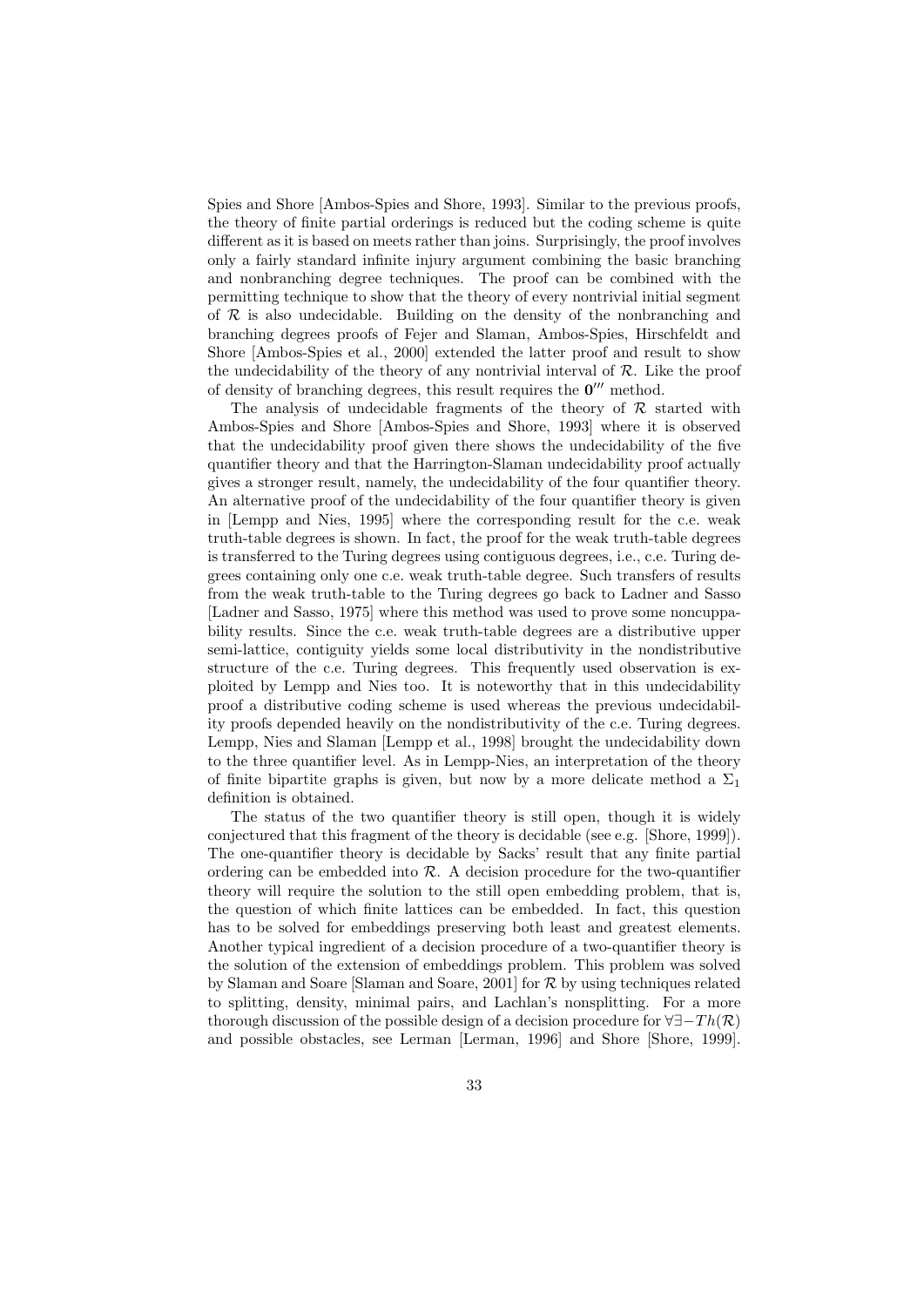Spies and Shore [Ambos-Spies and Shore, 1993]. Similar to the previous proofs, the theory of finite partial orderings is reduced but the coding scheme is quite different as it is based on meets rather than joins. Surprisingly, the proof involves only a fairly standard infinite injury argument combining the basic branching and nonbranching degree techniques. The proof can be combined with the permitting technique to show that the theory of every nontrivial initial segment of $\mathcal{R}$ is also undecidable. Building on the density of the nonbranching and branching degrees proofs of Fejer and Slaman, Ambos-Spies, Hirschfeldt and Shore [Ambos-Spies et al., 2000] extended the latter proof and result to show the undecidability of the theory of any nontrivial interval of $\mathcal{R}$. Like the proof of density of branching degrees, this result requires the $\mathbf{0}'''$ method.

The analysis of undecidable fragments of the theory of $\mathcal{R}$ started with Ambos-Spies and Shore [Ambos-Spies and Shore, 1993] where it is observed that the undecidability proof given there shows the undecidability of the five quantifier theory and that the Harrington-Slaman undecidability proof actually gives a stronger result, namely, the undecidability of the four quantifier theory. An alternative proof of the undecidability of the four quantifier theory is given in [Lempp and Nies, 1995] where the corresponding result for the c.e. weak truth-table degrees is shown. In fact, the proof for the weak truth-table degrees is transferred to the Turing degrees using contiguous degrees, i.e., c.e. Turing degrees containing only one c.e. weak truth-table degree. Such transfers of results from the weak truth-table to the Turing degrees go back to Ladner and Sasso [Ladner and Sasso, 1975] where this method was used to prove some noncuppability results. Since the c.e. weak truth-table degrees are a distributive upper semi-lattice, contiguity yields some local distributivity in the nondistributive structure of the c.e. Turing degrees. This frequently used observation is exploited by Lempp and Nies too. It is noteworthy that in this undecidability proof a distributive coding scheme is used whereas the previous undecidability proofs depended heavily on the nondistributivity of the c.e. Turing degrees. Lempp, Nies and Slaman [Lempp et al., 1998] brought the undecidability down to the three quantifier level. As in Lempp-Nies, an interpretation of the theory of finite bipartite graphs is given, but now by a more delicate method a $\Sigma_1$ definition is obtained.

The status of the two quantifier theory is still open, though it is widely conjectured that this fragment of the theory is decidable (see e.g. [Shore, 1999]). The one-quantifier theory is decidable by Sacks' result that any finite partial ordering can be embedded into $\mathcal{R}$. A decision procedure for the two-quantifier theory will require the solution to the still open embedding problem, that is, the question of which finite lattices can be embedded. In fact, this question has to be solved for embeddings preserving both least and greatest elements. Another typical ingredient of a decision procedure of a two-quantifier theory is the solution of the extension of embeddings problem. This problem was solved by Slaman and Soare [Slaman and Soare, 2001] for $\mathcal{R}$ by using techniques related to splitting, density, minimal pairs, and Lachlan's nonsplitting. For a more thorough discussion of the possible design of a decision procedure for $\forall\exists-Th(\mathcal{R})$ and possible obstacles, see Lerman [Lerman, 1996] and Shore [Shore, 1999].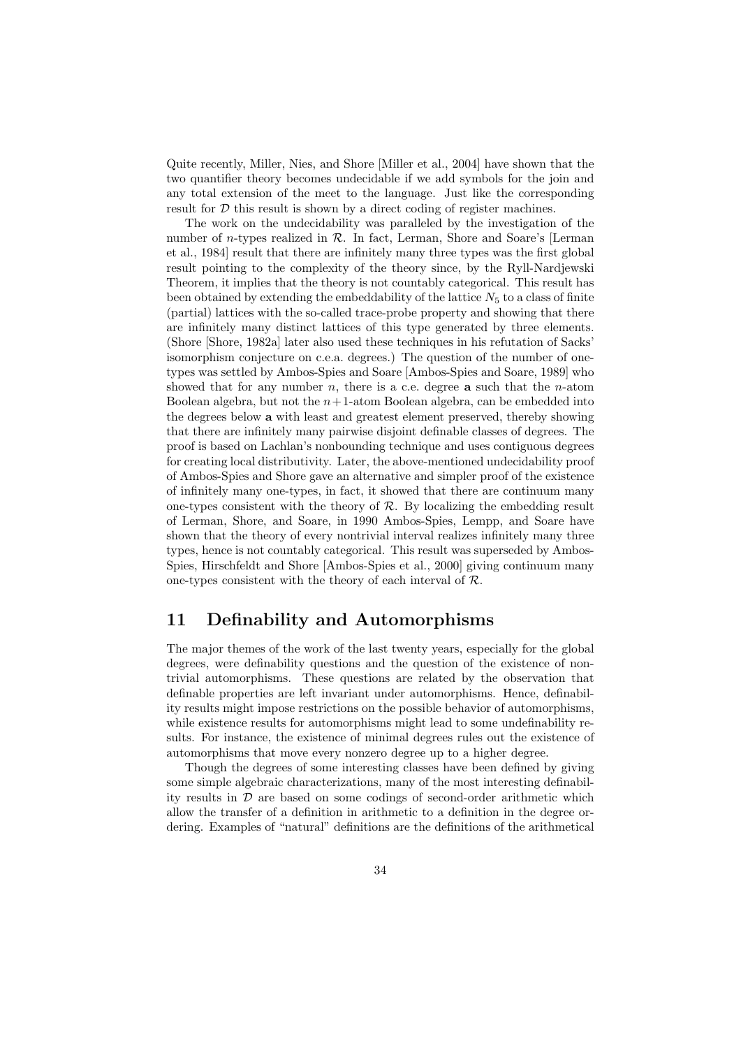Quite recently, Miller, Nies, and Shore [Miller et al., 2004] have shown that the two quantifier theory becomes undecidable if we add symbols for the join and any total extension of the meet to the language. Just like the corresponding result for $\mathcal{D}$ this result is shown by a direct coding of register machines.

The work on the undecidability was paralleled by the investigation of the number of $n$-types realized in $\mathcal{R}$. In fact, Lerman, Shore and Soare's [Lerman et al., 1984] result that there are infinitely many three types was the first global result pointing to the complexity of the theory since, by the Ryll-Nardjewski Theorem, it implies that the theory is not countably categorical. This result has been obtained by extending the embeddability of the lattice $N_5$ to a class of finite (partial) lattices with the so-called trace-probe property and showing that there are infinitely many distinct lattices of this type generated by three elements. (Shore [Shore, 1982a] later also used these techniques in his refutation of Sacks' isomorphism conjecture on c.e.a. degrees.) The question of the number of one-types was settled by Ambos-Spies and Soare [Ambos-Spies and Soare, 1989] who showed that for any number $n$, there is a c.e. degree $\mathbf{a}$ such that the $n$-atom Boolean algebra, but not the $n+1$-atom Boolean algebra, can be embedded into the degrees below $\mathbf{a}$ with least and greatest element preserved, thereby showing that there are infinitely many pairwise disjoint definable classes of degrees. The proof is based on Lachlan's nonbounding technique and uses contiguous degrees for creating local distributivity. Later, the above-mentioned undecidability proof of Ambos-Spies and Shore gave an alternative and simpler proof of the existence of infinitely many one-types, in fact, it showed that there are continuum many one-types consistent with the theory of $\mathcal{R}$. By localizing the embedding result of Lerman, Shore, and Soare, in 1990 Ambos-Spies, Lempp, and Soare have shown that the theory of every nontrivial interval realizes infinitely many three types, hence is not countably categorical. This result was superseded by Ambos-Spies, Hirschfeldt and Shore [Ambos-Spies et al., 2000] giving continuum many one-types consistent with the theory of each interval of $\mathcal{R}$.

## 11 Definability and Automorphisms

The major themes of the work of the last twenty years, especially for the global degrees, were definability questions and the question of the existence of nontrivial automorphisms. These questions are related by the observation that definable properties are left invariant under automorphisms. Hence, definability results might impose restrictions on the possible behavior of automorphisms, while existence results for automorphisms might lead to some undefinability results. For instance, the existence of minimal degrees rules out the existence of automorphisms that move every nonzero degree up to a higher degree.

Though the degrees of some interesting classes have been defined by giving some simple algebraic characterizations, many of the most interesting definability results in $\mathcal{D}$ are based on some codings of second-order arithmetic which allow the transfer of a definition in arithmetic to a definition in the degree ordering. Examples of "natural" definitions are the definitions of the arithmetical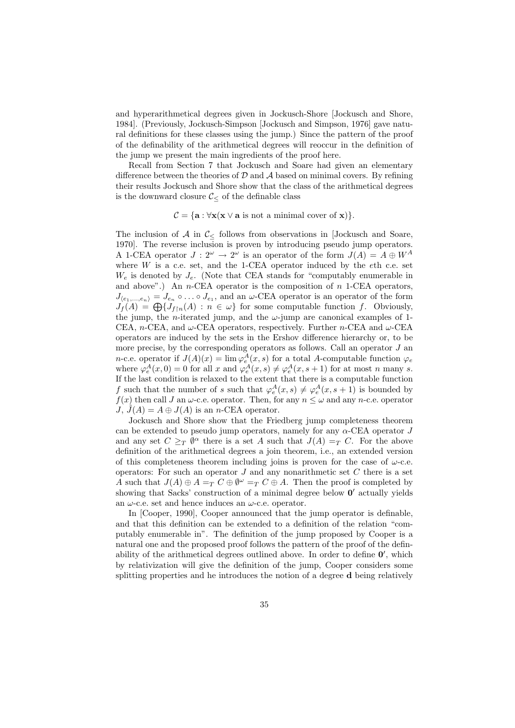and hyperarithmetical degrees given in Jockusch-Shore [Jockusch and Shore, 1984]. (Previously, Jockusch-Simpson [Jockusch and Simpson, 1976] gave natural definitions for these classes using the jump.) Since the pattern of the proof of the definability of the arithmetical degrees will reoccur in the definition of the jump we present the main ingredients of the proof here.

Recall from Section 7 that Jockusch and Soare had given an elementary difference between the theories of $\mathcal{D}$ and $\mathcal{A}$ based on minimal covers. By refining their results Jockusch and Shore show that the class of the arithmetical degrees is the downward closure $\mathcal{C}_{\leq}$ of the definable class

$$\mathcal{C} = \{\mathbf{a} : \forall \mathbf{x}(\mathbf{x} \vee \mathbf{a} \text{ is not a minimal cover of } \mathbf{x})\}.$$

The inclusion of $\mathcal{A}$ in $\mathcal{C}_{\leq}$ follows from observations in [Jockusch and Soare, 1970]. The reverse inclusion is proven by introducing pseudo jump operators. A 1-CEA operator $J : 2^{\omega} \rightarrow 2^{\omega}$ is an operator of the form $J(A) = A \oplus W^A$ where $W$ is a c.e. set, and the 1-CEA operator induced by the $e$th c.e. set $W_e$ is denoted by $J_e$. (Note that CEA stands for "computably enumerable in and above".) An $n$-CEA operator is the composition of $n$ 1-CEA operators, $J_{\langle e_1,\ldots,e_n\rangle} = J_{e_n} \circ \ldots \circ J_{e_1}$, and an $\omega$-CEA operator is an operator of the form $J_f(A) = \bigoplus\{J_{f\restriction n}(A) : n \in \omega\}$ for some computable function $f$. Obviously, the jump, the $n$-iterated jump, and the $\omega$-jump are canonical examples of 1-CEA, $n$-CEA, and $\omega$-CEA operators, respectively. Further $n$-CEA and $\omega$-CEA operators are induced by the sets in the Ershov difference hierarchy or, to be more precise, by the corresponding operators as follows. Call an operator $J$ an $n$-c.e. operator if $J(A)(x) = \lim \varphi_e^A(x, s)$ for a total $A$-computable function $\varphi_e$ where $\varphi_e^A(x, 0) = 0$ for all $x$ and $\varphi_e^A(x, s) \neq \varphi_e^A(x, s+1)$ for at most $n$ many $s$. If the last condition is relaxed to the extent that there is a computable function $f$ such that the number of $s$ such that $\varphi_e^A(x, s) \neq \varphi_e^A(x, s+1)$ is bounded by $f(x)$ then call $J$ an $\omega$-c.e. operator. Then, for any $n \leq \omega$ and any $n$-c.e. operator $J$, $\hat{J}(A) = A \oplus J(A)$ is an $n$-CEA operator.

Jockusch and Shore show that the Friedberg jump completeness theorem can be extended to pseudo jump operators, namely for any $\alpha$-CEA operator $J$ and any set $C \geq_T \emptyset^{\alpha}$ there is a set $A$ such that $J(A) =_T C$. For the above definition of the arithmetical degrees a join theorem, i.e., an extended version of this completeness theorem including joins is proven for the case of $\omega$-c.e. operators: For such an operator $J$ and any nonarithmetic set $C$ there is a set $A$ such that $J(A) \oplus A =_T C \oplus \emptyset^{\omega} =_T C \oplus A$. Then the proof is completed by showing that Sacks' construction of a minimal degree below $\mathbf{0}'$ actually yields an $\omega$-c.e. set and hence induces an $\omega$-c.e. operator.

In [Cooper, 1990], Cooper announced that the jump operator is definable, and that this definition can be extended to a definition of the relation "computably enumerable in". The definition of the jump proposed by Cooper is a natural one and the proposed proof follows the pattern of the proof of the definability of the arithmetical degrees outlined above. In order to define $\mathbf{0}'$, which by relativization will give the definition of the jump, Cooper considers some splitting properties and he introduces the notion of a degree $\mathbf{d}$ being relatively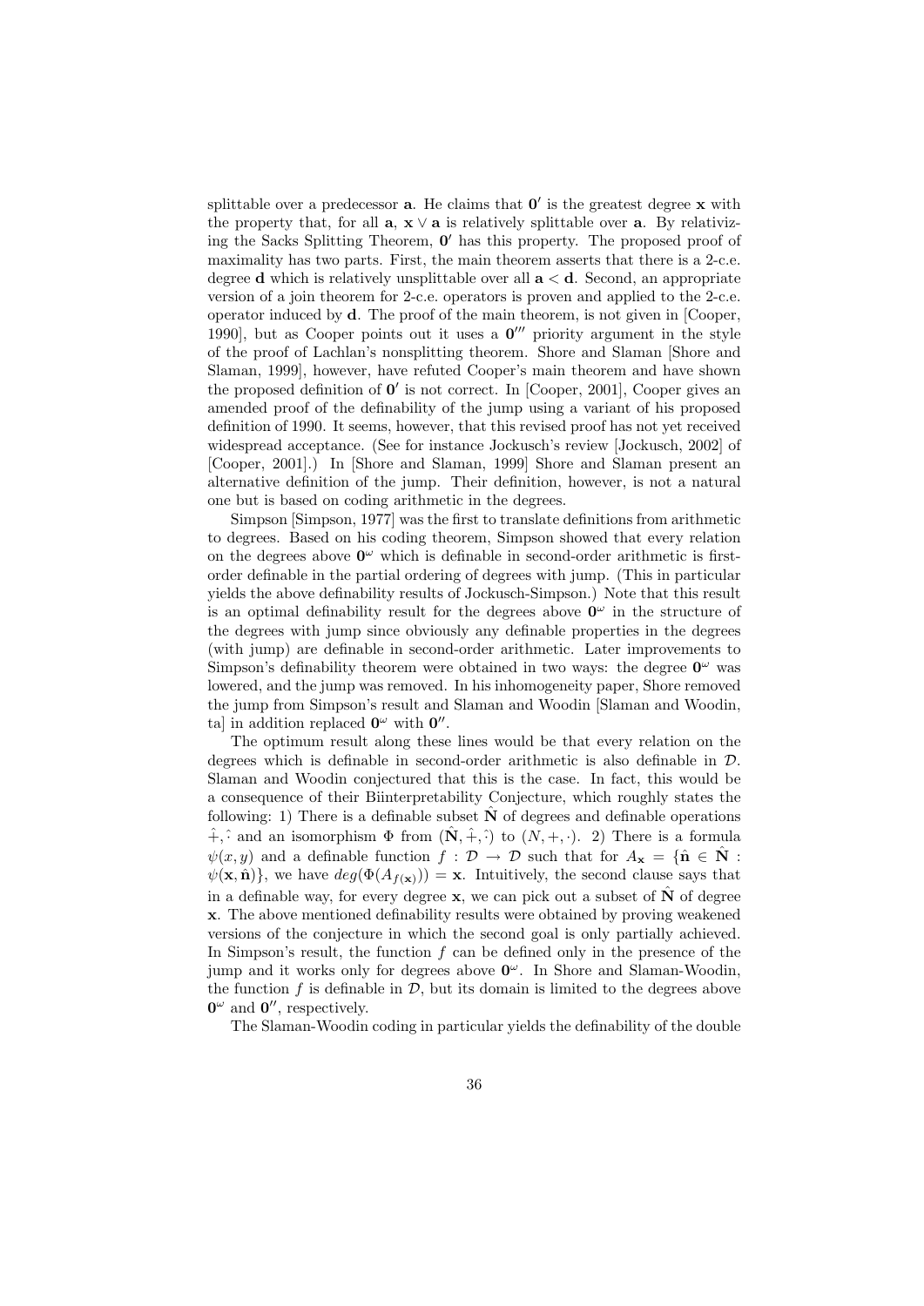splittable over a predecessor $\mathbf{a}$. He claims that $\mathbf{0}'$ is the greatest degree $\mathbf{x}$ with the property that, for all $\mathbf{a}$, $\mathbf{x} \vee \mathbf{a}$ is relatively splittable over $\mathbf{a}$. By relativizing the Sacks Splitting Theorem, $\mathbf{0}'$ has this property. The proposed proof of maximality has two parts. First, the main theorem asserts that there is a 2-c.e. degree $\mathbf{d}$ which is relatively unsplittable over all $\mathbf{a} < \mathbf{d}$. Second, an appropriate version of a join theorem for 2-c.e. operators is proven and applied to the 2-c.e. operator induced by $\mathbf{d}$. The proof of the main theorem, is not given in [Cooper, 1990], but as Cooper points out it uses a $\mathbf{0}'''$ priority argument in the style of the proof of Lachlan's nonsplitting theorem. Shore and Slaman [Shore and Slaman, 1999], however, have refuted Cooper's main theorem and have shown the proposed definition of $\mathbf{0}'$ is not correct. In [Cooper, 2001], Cooper gives an amended proof of the definability of the jump using a variant of his proposed definition of 1990. It seems, however, that this revised proof has not yet received widespread acceptance. (See for instance Jockusch's review [Jockusch, 2002] of [Cooper, 2001].) In [Shore and Slaman, 1999] Shore and Slaman present an alternative definition of the jump. Their definition, however, is not a natural one but is based on coding arithmetic in the degrees.

Simpson [Simpson, 1977] was the first to translate definitions from arithmetic to degrees. Based on his coding theorem, Simpson showed that every relation on the degrees above $\mathbf{0}^{\omega}$ which is definable in second-order arithmetic is first-order definable in the partial ordering of degrees with jump. (This in particular yields the above definability results of Jockusch-Simpson.) Note that this result is an optimal definability result for the degrees above $\mathbf{0}^{\omega}$ in the structure of the degrees with jump since obviously any definable properties in the degrees (with jump) are definable in second-order arithmetic. Later improvements to Simpson's definability theorem were obtained in two ways: the degree $\mathbf{0}^{\omega}$ was lowered, and the jump was removed. In his inhomogeneity paper, Shore removed the jump from Simpson's result and Slaman and Woodin [Slaman and Woodin, ta] in addition replaced $\mathbf{0}^{\omega}$ with $\mathbf{0}''$.

The optimum result along these lines would be that every relation on the degrees which is definable in second-order arithmetic is also definable in $\mathcal{D}$. Slaman and Woodin conjectured that this is the case. In fact, this would be a consequence of their Biinterpretability Conjecture, which roughly states the following: 1) There is a definable subset $\hat{\mathbf{N}}$ of degrees and definable operations $\hat{+}, \hat{\cdot}$ and an isomorphism $\Phi$ from $(\hat{\mathbf{N}}, \hat{+}, \hat{\cdot})$ to $(N, +, \cdot)$. 2) There is a formula $\psi(x, y)$ and a definable function $f : \mathcal{D} \to \mathcal{D}$ such that for $A_{\mathbf{x}} = \{\hat{\mathbf{n}} \in \hat{\mathbf{N}} : \psi(\mathbf{x}, \hat{\mathbf{n}})\}$, we have $deg(\Phi(A_{f(\mathbf{x})})) = \mathbf{x}$. Intuitively, the second clause says that in a definable way, for every degree $\mathbf{x}$, we can pick out a subset of $\hat{\mathbf{N}}$ of degree $\mathbf{x}$. The above mentioned definability results were obtained by proving weakened versions of the conjecture in which the second goal is only partially achieved. In Simpson's result, the function $f$ can be defined only in the presence of the jump and it works only for degrees above $\mathbf{0}^{\omega}$. In Shore and Slaman-Woodin, the function $f$ is definable in $\mathcal{D}$, but its domain is limited to the degrees above $\mathbf{0}^{\omega}$ and $\mathbf{0}''$, respectively.

The Slaman-Woodin coding in particular yields the definability of the double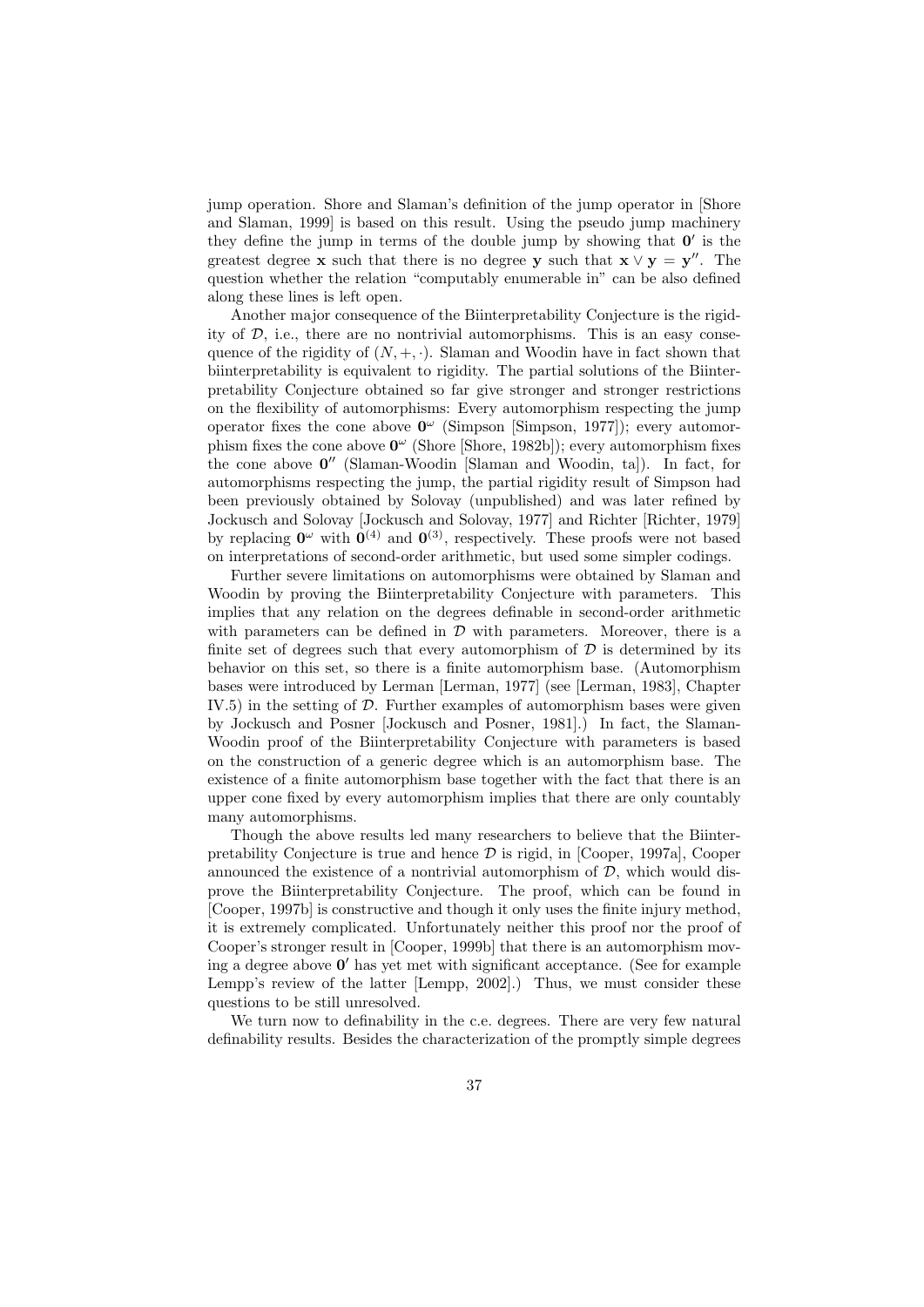jump operation. Shore and Slaman's definition of the jump operator in [Shore and Slaman, 1999] is based on this result. Using the pseudo jump machinery they define the jump in terms of the double jump by showing that $\mathbf{0}'$ is the greatest degree $\mathbf{x}$ such that there is no degree $\mathbf{y}$ such that $\mathbf{x} \vee \mathbf{y} = \mathbf{y}''$. The question whether the relation "computably enumerable in" can be also defined along these lines is left open.

Another major consequence of the Biinterpretability Conjecture is the rigidity of $\mathcal{D}$, i.e., there are no nontrivial automorphisms. This is an easy consequence of the rigidity of $(N, +, \cdot)$. Slaman and Woodin have in fact shown that biinterpretability is equivalent to rigidity. The partial solutions of the Biinterpretability Conjecture obtained so far give stronger and stronger restrictions on the flexibility of automorphisms: Every automorphism respecting the jump operator fixes the cone above $\mathbf{0}^\omega$ (Simpson [Simpson, 1977]); every automorphism fixes the cone above $\mathbf{0}^\omega$ (Shore [Shore, 1982b]); every automorphism fixes the cone above $\mathbf{0}''$ (Slaman-Woodin [Slaman and Woodin, ta]). In fact, for automorphisms respecting the jump, the partial rigidity result of Simpson had been previously obtained by Solovay (unpublished) and was later refined by Jockusch and Solovay [Jockusch and Solovay, 1977] and Richter [Richter, 1979] by replacing $\mathbf{0}^\omega$ with $\mathbf{0}^{(4)}$ and $\mathbf{0}^{(3)}$, respectively. These proofs were not based on interpretations of second-order arithmetic, but used some simpler codings.

Further severe limitations on automorphisms were obtained by Slaman and Woodin by proving the Biinterpretability Conjecture with parameters. This implies that any relation on the degrees definable in second-order arithmetic with parameters can be defined in $\mathcal{D}$ with parameters. Moreover, there is a finite set of degrees such that every automorphism of $\mathcal{D}$ is determined by its behavior on this set, so there is a finite automorphism base. (Automorphism bases were introduced by Lerman [Lerman, 1977] (see [Lerman, 1983], Chapter IV.5) in the setting of $\mathcal{D}$. Further examples of automorphism bases were given by Jockusch and Posner [Jockusch and Posner, 1981].) In fact, the Slaman-Woodin proof of the Biinterpretability Conjecture with parameters is based on the construction of a generic degree which is an automorphism base. The existence of a finite automorphism base together with the fact that there is an upper cone fixed by every automorphism implies that there are only countably many automorphisms.

Though the above results led many researchers to believe that the Biinterpretability Conjecture is true and hence $\mathcal{D}$ is rigid, in [Cooper, 1997a], Cooper announced the existence of a nontrivial automorphism of $\mathcal{D}$, which would disprove the Biinterpretability Conjecture. The proof, which can be found in [Cooper, 1997b] is constructive and though it only uses the finite injury method, it is extremely complicated. Unfortunately neither this proof nor the proof of Cooper's stronger result in [Cooper, 1999b] that there is an automorphism moving a degree above $\mathbf{0}'$ has yet met with significant acceptance. (See for example Lempp's review of the latter [Lempp, 2002].) Thus, we must consider these questions to be still unresolved.

We turn now to definability in the c.e. degrees. There are very few natural definability results. Besides the characterization of the promptly simple degrees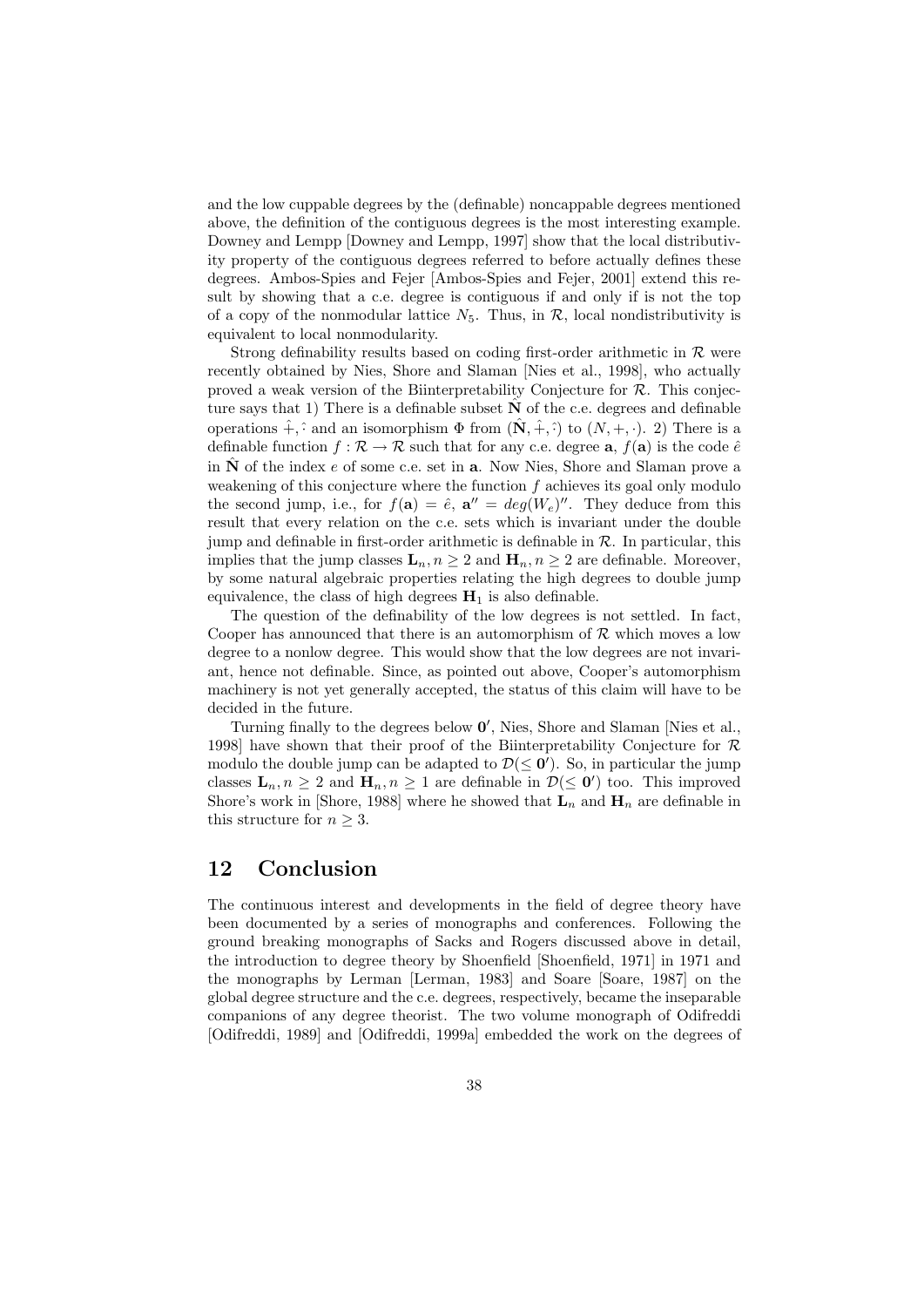and the low cuppable degrees by the (definable) noncappable degrees mentioned above, the definition of the contiguous degrees is the most interesting example. Downey and Lempp [Downey and Lempp, 1997] show that the local distributivity property of the contiguous degrees referred to before actually defines these degrees. Ambos-Spies and Fejer [Ambos-Spies and Fejer, 2001] extend this result by showing that a c.e. degree is contiguous if and only if is not the top of a copy of the nonmodular lattice $N_5$. Thus, in $\mathcal{R}$, local nondistributivity is equivalent to local nonmodularity.

Strong definability results based on coding first-order arithmetic in $\mathcal{R}$ were recently obtained by Nies, Shore and Slaman [Nies et al., 1998], who actually proved a weak version of the Biinterpretability Conjecture for $\mathcal{R}$. This conjecture says that 1) There is a definable subset $\hat{\mathbf{N}}$ of the c.e. degrees and definable operations $\hat{+}, \hat{\cdot}$ and an isomorphism $\Phi$ from $(\hat{\mathbf{N}}, \hat{+}, \hat{\cdot})$ to $(N, +, \cdot)$. 2) There is a definable function $f : \mathcal{R} \to \mathcal{R}$ such that for any c.e. degree $\mathbf{a}$, $f(\mathbf{a})$ is the code $\hat{e}$ in $\hat{\mathbf{N}}$ of the index $e$ of some c.e. set in $\mathbf{a}$. Now Nies, Shore and Slaman prove a weakening of this conjecture where the function $f$ achieves its goal only modulo the second jump, i.e., for $f(\mathbf{a}) = \hat{e}$, $\mathbf{a}'' = deg(W_e)''$. They deduce from this result that every relation on the c.e. sets which is invariant under the double jump and definable in first-order arithmetic is definable in $\mathcal{R}$. In particular, this implies that the jump classes $\mathbf{L}_n, n \geq 2$ and $\mathbf{H}_n, n \geq 2$ are definable. Moreover, by some natural algebraic properties relating the high degrees to double jump equivalence, the class of high degrees $\mathbf{H}_1$ is also definable.

The question of the definability of the low degrees is not settled. In fact, Cooper has announced that there is an automorphism of $\mathcal{R}$ which moves a low degree to a nonlow degree. This would show that the low degrees are not invariant, hence not definable. Since, as pointed out above, Cooper's automorphism machinery is not yet generally accepted, the status of this claim will have to be decided in the future.

Turning finally to the degrees below $\mathbf{0}'$, Nies, Shore and Slaman [Nies et al., 1998] have shown that their proof of the Biinterpretability Conjecture for $\mathcal{R}$ modulo the double jump can be adapted to $\mathcal{D}(\leq \mathbf{0}')$. So, in particular the jump classes $\mathbf{L}_n, n \geq 2$ and $\mathbf{H}_n, n \geq 1$ are definable in $\mathcal{D}(\leq \mathbf{0}')$ too. This improved Shore's work in [Shore, 1988] where he showed that $\mathbf{L}_n$ and $\mathbf{H}_n$ are definable in this structure for $n \geq 3$.

## 12 Conclusion

The continuous interest and developments in the field of degree theory have been documented by a series of monographs and conferences. Following the ground breaking monographs of Sacks and Rogers discussed above in detail, the introduction to degree theory by Shoenfield [Shoenfield, 1971] in 1971 and the monographs by Lerman [Lerman, 1983] and Soare [Soare, 1987] on the global degree structure and the c.e. degrees, respectively, became the inseparable companions of any degree theorist. The two volume monograph of Odifreddi [Odifreddi, 1989] and [Odifreddi, 1999a] embedded the work on the degrees of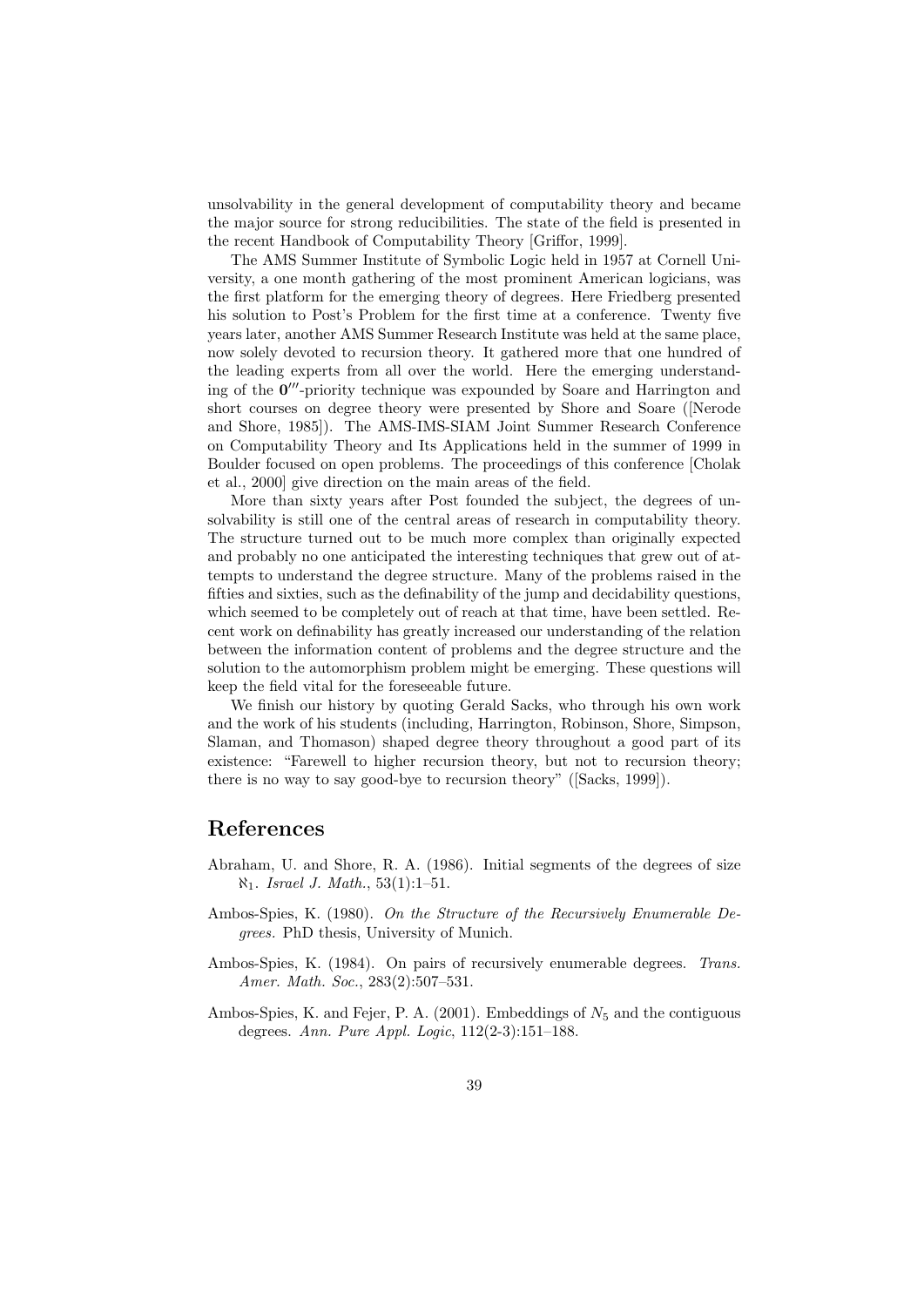unsolvability in the general development of computability theory and became the major source for strong reducibilities. The state of the field is presented in the recent Handbook of Computability Theory [Griffor, 1999].

The AMS Summer Institute of Symbolic Logic held in 1957 at Cornell University, a one month gathering of the most prominent American logicians, was the first platform for the emerging theory of degrees. Here Friedberg presented his solution to Post's Problem for the first time at a conference. Twenty five years later, another AMS Summer Research Institute was held at the same place, now solely devoted to recursion theory. It gathered more that one hundred of the leading experts from all over the world. Here the emerging understanding of the $\mathbf{0}'''$-priority technique was expounded by Soare and Harrington and short courses on degree theory were presented by Shore and Soare ([Nerode and Shore, 1985]). The AMS-IMS-SIAM Joint Summer Research Conference on Computability Theory and Its Applications held in the summer of 1999 in Boulder focused on open problems. The proceedings of this conference [Cholak et al., 2000] give direction on the main areas of the field.

More than sixty years after Post founded the subject, the degrees of unsolvability is still one of the central areas of research in computability theory. The structure turned out to be much more complex than originally expected and probably no one anticipated the interesting techniques that grew out of attempts to understand the degree structure. Many of the problems raised in the fifties and sixties, such as the definability of the jump and decidability questions, which seemed to be completely out of reach at that time, have been settled. Recent work on definability has greatly increased our understanding of the relation between the information content of problems and the degree structure and the solution to the automorphism problem might be emerging. These questions will keep the field vital for the foreseeable future.

We finish our history by quoting Gerald Sacks, who through his own work and the work of his students (including, Harrington, Robinson, Shore, Simpson, Slaman, and Thomason) shaped degree theory throughout a good part of its existence: "Farewell to higher recursion theory, but not to recursion theory; there is no way to say good-bye to recursion theory" ([Sacks, 1999]).

# References

Abraham, U. and Shore, R. A. (1986). Initial segments of the degrees of size $\aleph_1$. *Israel J. Math.*, 53(1):1–51.

Ambos-Spies, K. (1980). *On the Structure of the Recursively Enumerable Degrees.* PhD thesis, University of Munich.

Ambos-Spies, K. (1984). On pairs of recursively enumerable degrees. *Trans. Amer. Math. Soc.*, 283(2):507–531.

Ambos-Spies, K. and Fejer, P. A. (2001). Embeddings of $N_5$ and the contiguous degrees. *Ann. Pure Appl. Logic*, 112(2-3):151–188.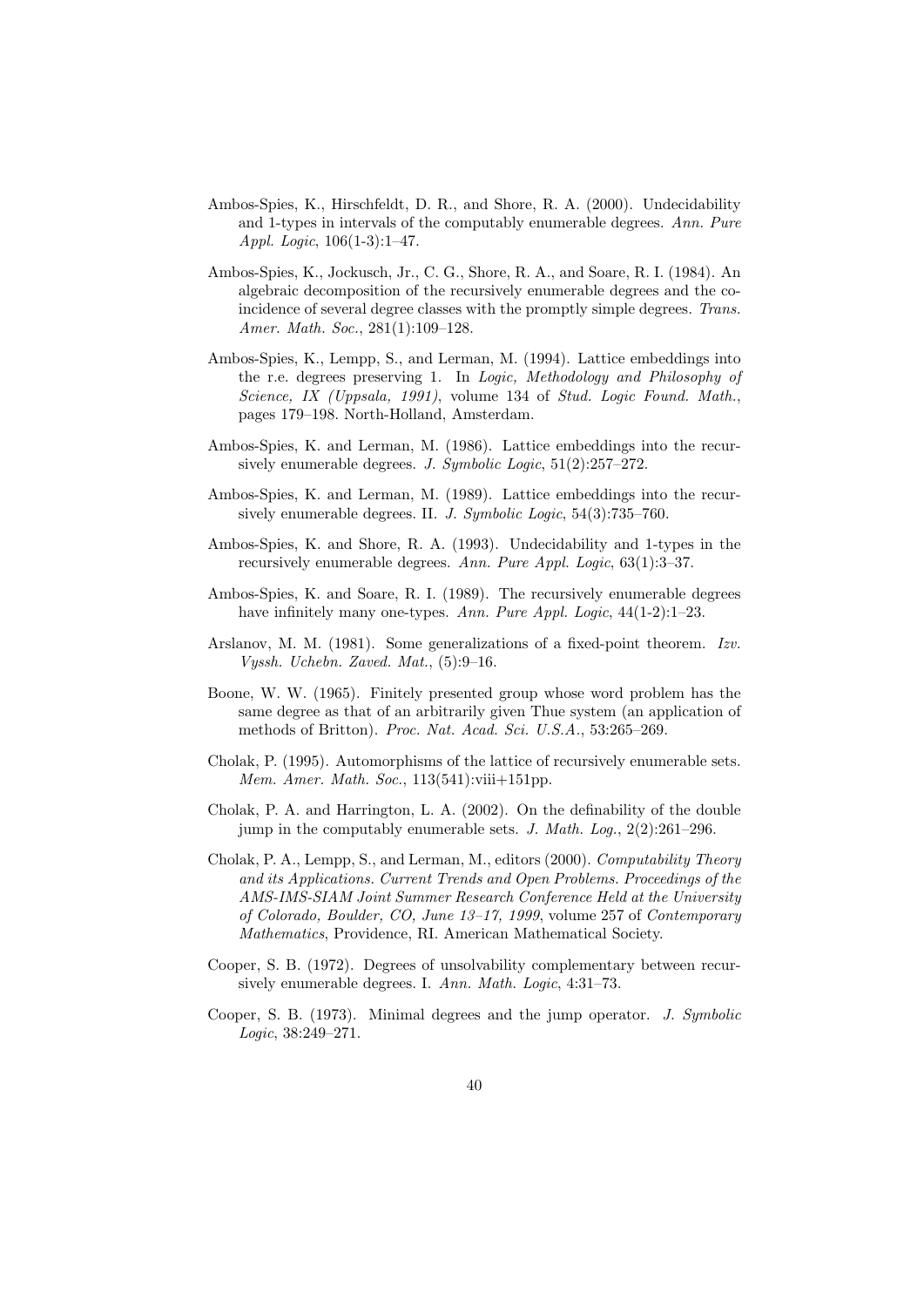Ambos-Spies, K., Hirschfeldt, D. R., and Shore, R. A. (2000). Undecidability and 1-types in intervals of the computably enumerable degrees. *Ann. Pure Appl. Logic*, 106(1-3):1–47.

Ambos-Spies, K., Jockusch, Jr., C. G., Shore, R. A., and Soare, R. I. (1984). An algebraic decomposition of the recursively enumerable degrees and the coincidence of several degree classes with the promptly simple degrees. *Trans. Amer. Math. Soc.*, 281(1):109–128.

Ambos-Spies, K., Lempp, S., and Lerman, M. (1994). Lattice embeddings into the r.e. degrees preserving 1. In *Logic, Methodology and Philosophy of Science, IX (Uppsala, 1991)*, volume 134 of *Stud. Logic Found. Math.*, pages 179–198. North-Holland, Amsterdam.

Ambos-Spies, K. and Lerman, M. (1986). Lattice embeddings into the recursively enumerable degrees. *J. Symbolic Logic*, 51(2):257–272.

Ambos-Spies, K. and Lerman, M. (1989). Lattice embeddings into the recursively enumerable degrees. II. *J. Symbolic Logic*, 54(3):735–760.

Ambos-Spies, K. and Shore, R. A. (1993). Undecidability and 1-types in the recursively enumerable degrees. *Ann. Pure Appl. Logic*, 63(1):3–37.

Ambos-Spies, K. and Soare, R. I. (1989). The recursively enumerable degrees have infinitely many one-types. *Ann. Pure Appl. Logic*, 44(1-2):1–23.

Arslanov, M. M. (1981). Some generalizations of a fixed-point theorem. *Izv. Vyssh. Uchebn. Zaved. Mat.*, (5):9–16.

Boone, W. W. (1965). Finitely presented group whose word problem has the same degree as that of an arbitrarily given Thue system (an application of methods of Britton). *Proc. Nat. Acad. Sci. U.S.A.*, 53:265–269.

Cholak, P. (1995). Automorphisms of the lattice of recursively enumerable sets. *Mem. Amer. Math. Soc.*, 113(541):viii+151pp.

Cholak, P. A. and Harrington, L. A. (2002). On the definability of the double jump in the computably enumerable sets. *J. Math. Log.*, 2(2):261–296.

Cholak, P. A., Lempp, S., and Lerman, M., editors (2000). *Computability Theory and its Applications. Current Trends and Open Problems. Proceedings of the AMS-IMS-SIAM Joint Summer Research Conference Held at the University of Colorado, Boulder, CO, June 13–17, 1999*, volume 257 of *Contemporary Mathematics*, Providence, RI. American Mathematical Society.

Cooper, S. B. (1972). Degrees of unsolvability complementary between recursively enumerable degrees. I. *Ann. Math. Logic*, 4:31–73.

Cooper, S. B. (1973). Minimal degrees and the jump operator. *J. Symbolic Logic*, 38:249–271.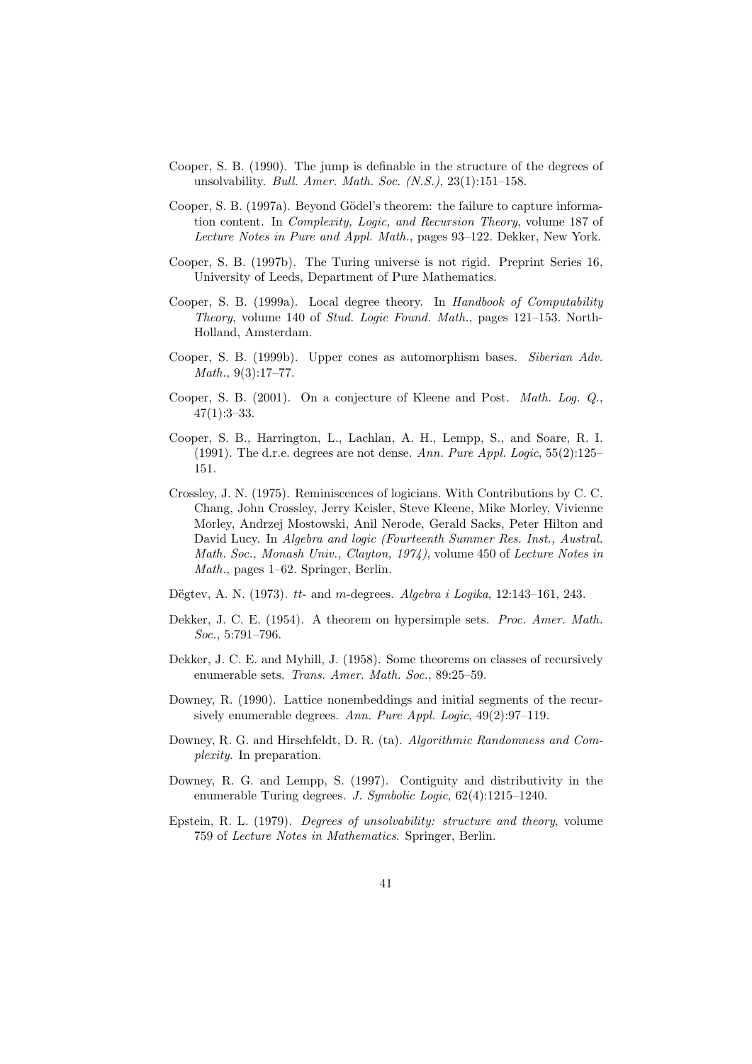Cooper, S. B. (1990). The jump is definable in the structure of the degrees of unsolvability. *Bull. Amer. Math. Soc. (N.S.)*, 23(1):151–158.

Cooper, S. B. (1997a). Beyond Gödel's theorem: the failure to capture information content. In *Complexity, Logic, and Recursion Theory*, volume 187 of *Lecture Notes in Pure and Appl. Math.*, pages 93–122. Dekker, New York.

Cooper, S. B. (1997b). The Turing universe is not rigid. Preprint Series 16, University of Leeds, Department of Pure Mathematics.

Cooper, S. B. (1999a). Local degree theory. In *Handbook of Computability Theory*, volume 140 of *Stud. Logic Found. Math.*, pages 121–153. North-Holland, Amsterdam.

Cooper, S. B. (1999b). Upper cones as automorphism bases. *Siberian Adv. Math.*, 9(3):17–77.

Cooper, S. B. (2001). On a conjecture of Kleene and Post. *Math. Log. Q.*, 47(1):3–33.

Cooper, S. B., Harrington, L., Lachlan, A. H., Lempp, S., and Soare, R. I. (1991). The d.r.e. degrees are not dense. *Ann. Pure Appl. Logic*, 55(2):125–151.

Crossley, J. N. (1975). Reminiscences of logicians. With Contributions by C. C. Chang, John Crossley, Jerry Keisler, Steve Kleene, Mike Morley, Vivienne Morley, Andrzej Mostowski, Anil Nerode, Gerald Sacks, Peter Hilton and David Lucy. In *Algebra and logic (Fourteenth Summer Res. Inst., Austral. Math. Soc., Monash Univ., Clayton, 1974)*, volume 450 of *Lecture Notes in Math.*, pages 1–62. Springer, Berlin.

Dëgtev, A. N. (1973). *tt*- and *m*-degrees. *Algebra i Logika*, 12:143–161, 243.

Dekker, J. C. E. (1954). A theorem on hypersimple sets. *Proc. Amer. Math. Soc.*, 5:791–796.

Dekker, J. C. E. and Myhill, J. (1958). Some theorems on classes of recursively enumerable sets. *Trans. Amer. Math. Soc.*, 89:25–59.

Downey, R. (1990). Lattice nonembeddings and initial segments of the recursively enumerable degrees. *Ann. Pure Appl. Logic*, 49(2):97–119.

Downey, R. G. and Hirschfeldt, D. R. (ta). *Algorithmic Randomness and Complexity*. In preparation.

Downey, R. G. and Lempp, S. (1997). Contiguity and distributivity in the enumerable Turing degrees. *J. Symbolic Logic*, 62(4):1215–1240.

Epstein, R. L. (1979). *Degrees of unsolvability: structure and theory*, volume 759 of *Lecture Notes in Mathematics*. Springer, Berlin.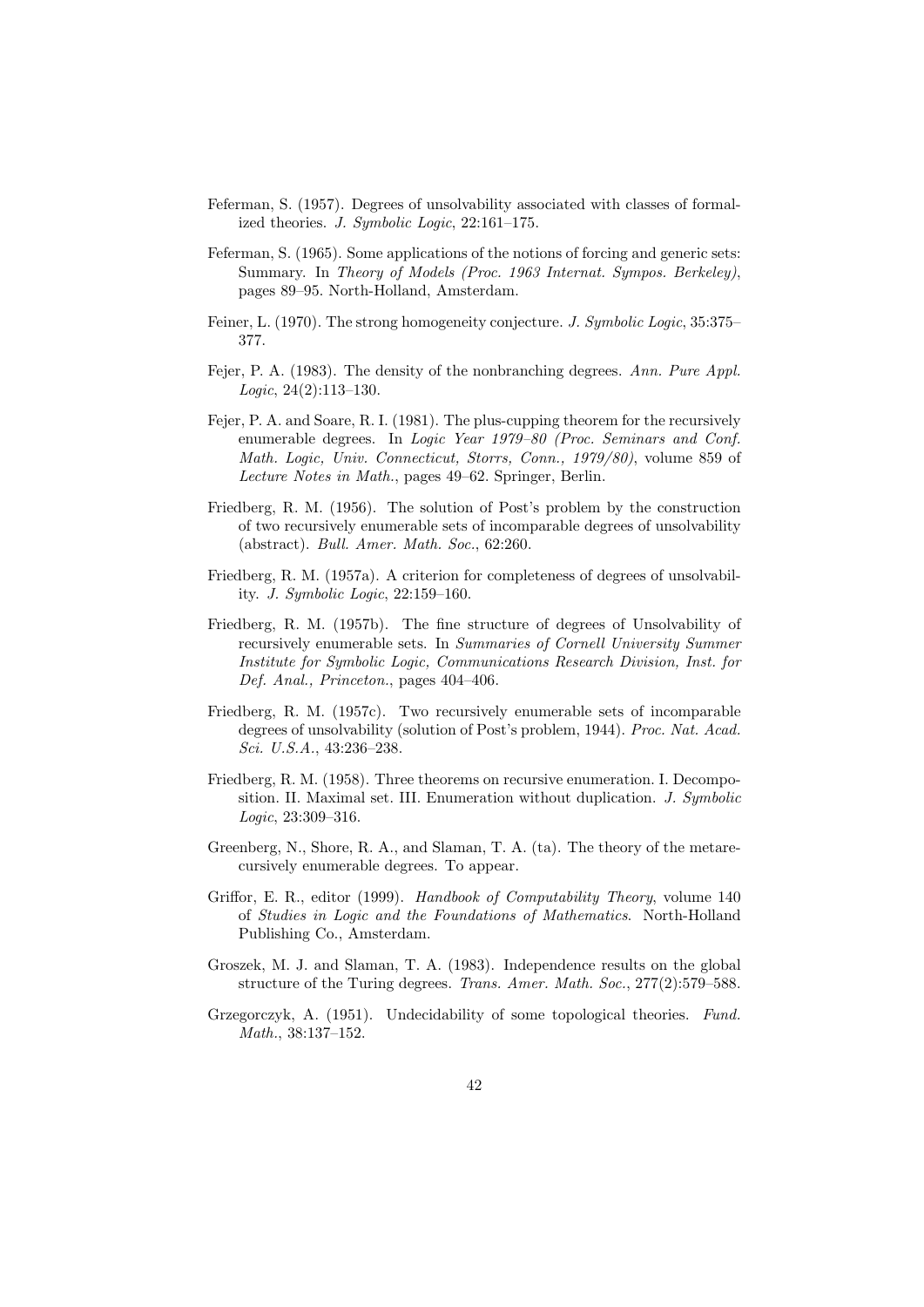Feferman, S. (1957). Degrees of unsolvability associated with classes of formalized theories. *J. Symbolic Logic*, 22:161–175.

Feferman, S. (1965). Some applications of the notions of forcing and generic sets: Summary. In *Theory of Models (Proc. 1963 Internat. Sympos. Berkeley)*, pages 89–95. North-Holland, Amsterdam.

Feiner, L. (1970). The strong homogeneity conjecture. *J. Symbolic Logic*, 35:375–377.

Fejer, P. A. (1983). The density of the nonbranching degrees. *Ann. Pure Appl. Logic*, 24(2):113–130.

Fejer, P. A. and Soare, R. I. (1981). The plus-cupping theorem for the recursively enumerable degrees. In *Logic Year 1979–80 (Proc. Seminars and Conf. Math. Logic, Univ. Connecticut, Storrs, Conn., 1979/80)*, volume 859 of *Lecture Notes in Math.*, pages 49–62. Springer, Berlin.

Friedberg, R. M. (1956). The solution of Post's problem by the construction of two recursively enumerable sets of incomparable degrees of unsolvability (abstract). *Bull. Amer. Math. Soc.*, 62:260.

Friedberg, R. M. (1957a). A criterion for completeness of degrees of unsolvability. *J. Symbolic Logic*, 22:159–160.

Friedberg, R. M. (1957b). The fine structure of degrees of Unsolvability of recursively enumerable sets. In *Summaries of Cornell University Summer Institute for Symbolic Logic, Communications Research Division, Inst. for Def. Anal., Princeton.*, pages 404–406.

Friedberg, R. M. (1957c). Two recursively enumerable sets of incomparable degrees of unsolvability (solution of Post's problem, 1944). *Proc. Nat. Acad. Sci. U.S.A.*, 43:236–238.

Friedberg, R. M. (1958). Three theorems on recursive enumeration. I. Decomposition. II. Maximal set. III. Enumeration without duplication. *J. Symbolic Logic*, 23:309–316.

Greenberg, N., Shore, R. A., and Slaman, T. A. (ta). The theory of the metarecursively enumerable degrees. To appear.

Griffor, E. R., editor (1999). *Handbook of Computability Theory*, volume 140 of *Studies in Logic and the Foundations of Mathematics*. North-Holland Publishing Co., Amsterdam.

Groszek, M. J. and Slaman, T. A. (1983). Independence results on the global structure of the Turing degrees. *Trans. Amer. Math. Soc.*, 277(2):579–588.

Grzegorczyk, A. (1951). Undecidability of some topological theories. *Fund. Math.*, 38:137–152.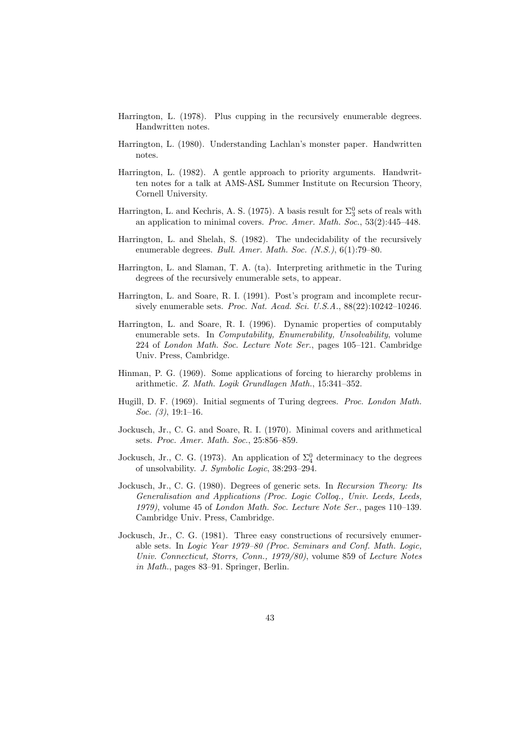Harrington, L. (1978). Plus cupping in the recursively enumerable degrees. Handwritten notes.

Harrington, L. (1980). Understanding Lachlan's monster paper. Handwritten notes.

Harrington, L. (1982). A gentle approach to priority arguments. Handwritten notes for a talk at AMS-ASL Summer Institute on Recursion Theory, Cornell University.

Harrington, L. and Kechris, A. S. (1975). A basis result for $\Sigma^0_3$ sets of reals with an application to minimal covers. *Proc. Amer. Math. Soc.*, 53(2):445–448.

Harrington, L. and Shelah, S. (1982). The undecidability of the recursively enumerable degrees. *Bull. Amer. Math. Soc. (N.S.)*, 6(1):79–80.

Harrington, L. and Slaman, T. A. (ta). Interpreting arithmetic in the Turing degrees of the recursively enumerable sets, to appear.

Harrington, L. and Soare, R. I. (1991). Post's program and incomplete recursively enumerable sets. *Proc. Nat. Acad. Sci. U.S.A.*, 88(22):10242–10246.

Harrington, L. and Soare, R. I. (1996). Dynamic properties of computably enumerable sets. In *Computability, Enumerability, Unsolvability*, volume 224 of *London Math. Soc. Lecture Note Ser.*, pages 105–121. Cambridge Univ. Press, Cambridge.

Hinman, P. G. (1969). Some applications of forcing to hierarchy problems in arithmetic. *Z. Math. Logik Grundlagen Math.*, 15:341–352.

Hugill, D. F. (1969). Initial segments of Turing degrees. *Proc. London Math. Soc. (3)*, 19:1–16.

Jockusch, Jr., C. G. and Soare, R. I. (1970). Minimal covers and arithmetical sets. *Proc. Amer. Math. Soc.*, 25:856–859.

Jockusch, Jr., C. G. (1973). An application of $\Sigma^0_4$ determinacy to the degrees of unsolvability. *J. Symbolic Logic*, 38:293–294.

Jockusch, Jr., C. G. (1980). Degrees of generic sets. In *Recursion Theory: Its Generalisation and Applications (Proc. Logic Colloq., Univ. Leeds, Leeds, 1979)*, volume 45 of *London Math. Soc. Lecture Note Ser.*, pages 110–139. Cambridge Univ. Press, Cambridge.

Jockusch, Jr., C. G. (1981). Three easy constructions of recursively enumerable sets. In *Logic Year 1979–80 (Proc. Seminars and Conf. Math. Logic, Univ. Connecticut, Storrs, Conn., 1979/80)*, volume 859 of *Lecture Notes in Math.*, pages 83–91. Springer, Berlin.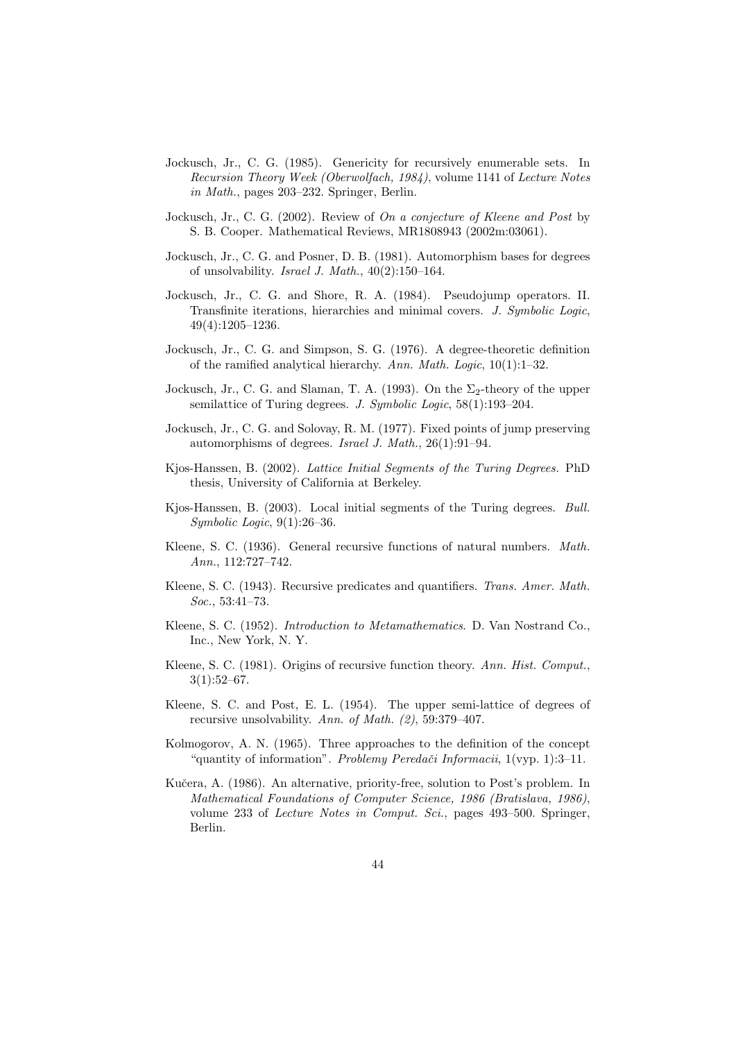Jockusch, Jr., C. G. (1985). Genericity for recursively enumerable sets. In *Recursion Theory Week (Oberwolfach, 1984)*, volume 1141 of *Lecture Notes in Math.*, pages 203–232. Springer, Berlin.

Jockusch, Jr., C. G. (2002). Review of *On a conjecture of Kleene and Post* by S. B. Cooper. Mathematical Reviews, MR1808943 (2002m:03061).

Jockusch, Jr., C. G. and Posner, D. B. (1981). Automorphism bases for degrees of unsolvability. *Israel J. Math.*, 40(2):150–164.

Jockusch, Jr., C. G. and Shore, R. A. (1984). Pseudojump operators. II. Transfinite iterations, hierarchies and minimal covers. *J. Symbolic Logic*, 49(4):1205–1236.

Jockusch, Jr., C. G. and Simpson, S. G. (1976). A degree-theoretic definition of the ramified analytical hierarchy. *Ann. Math. Logic*, 10(1):1–32.

Jockusch, Jr., C. G. and Slaman, T. A. (1993). On the $\Sigma_2$-theory of the upper semilattice of Turing degrees. *J. Symbolic Logic*, 58(1):193–204.

Jockusch, Jr., C. G. and Solovay, R. M. (1977). Fixed points of jump preserving automorphisms of degrees. *Israel J. Math.*, 26(1):91–94.

Kjos-Hanssen, B. (2002). *Lattice Initial Segments of the Turing Degrees.* PhD thesis, University of California at Berkeley.

Kjos-Hanssen, B. (2003). Local initial segments of the Turing degrees. *Bull. Symbolic Logic*, 9(1):26–36.

Kleene, S. C. (1936). General recursive functions of natural numbers. *Math. Ann.*, 112:727–742.

Kleene, S. C. (1943). Recursive predicates and quantifiers. *Trans. Amer. Math. Soc.*, 53:41–73.

Kleene, S. C. (1952). *Introduction to Metamathematics*. D. Van Nostrand Co., Inc., New York, N. Y.

Kleene, S. C. (1981). Origins of recursive function theory. *Ann. Hist. Comput.*, 3(1):52–67.

Kleene, S. C. and Post, E. L. (1954). The upper semi-lattice of degrees of recursive unsolvability. *Ann. of Math. (2)*, 59:379–407.

Kolmogorov, A. N. (1965). Three approaches to the definition of the concept "quantity of information". *Problemy Peredači Informacii*, 1(vyp. 1):3–11.

Kučera, A. (1986). An alternative, priority-free, solution to Post's problem. In *Mathematical Foundations of Computer Science, 1986 (Bratislava, 1986)*, volume 233 of *Lecture Notes in Comput. Sci.*, pages 493–500. Springer, Berlin.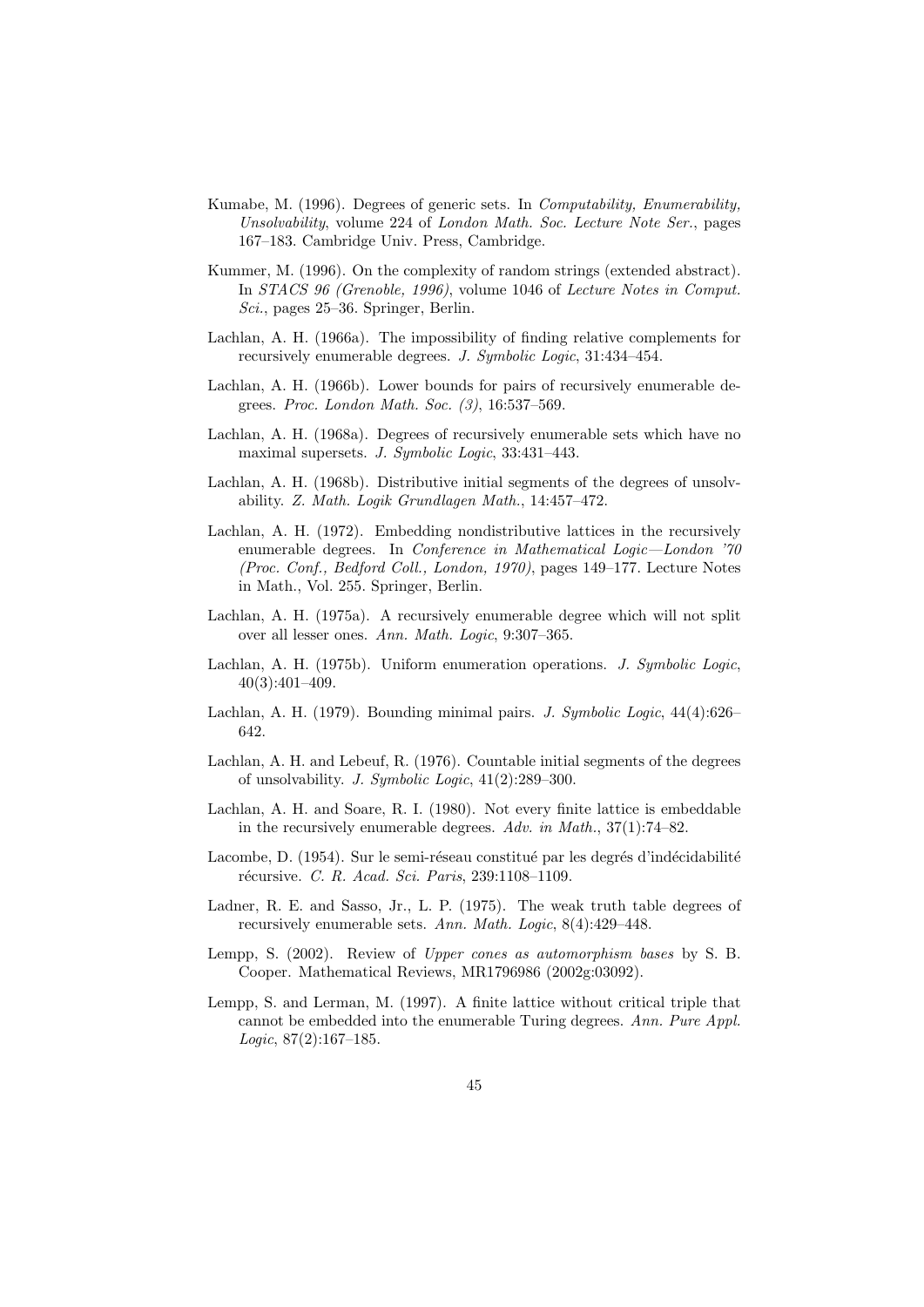Kumabe, M. (1996). Degrees of generic sets. In *Computability, Enumerability, Unsolvability*, volume 224 of *London Math. Soc. Lecture Note Ser.*, pages 167–183. Cambridge Univ. Press, Cambridge.

Kummer, M. (1996). On the complexity of random strings (extended abstract). In *STACS 96 (Grenoble, 1996)*, volume 1046 of *Lecture Notes in Comput. Sci.*, pages 25–36. Springer, Berlin.

Lachlan, A. H. (1966a). The impossibility of finding relative complements for recursively enumerable degrees. *J. Symbolic Logic*, 31:434–454.

Lachlan, A. H. (1966b). Lower bounds for pairs of recursively enumerable degrees. *Proc. London Math. Soc. (3)*, 16:537–569.

Lachlan, A. H. (1968a). Degrees of recursively enumerable sets which have no maximal supersets. *J. Symbolic Logic*, 33:431–443.

Lachlan, A. H. (1968b). Distributive initial segments of the degrees of unsolvability. *Z. Math. Logik Grundlagen Math.*, 14:457–472.

Lachlan, A. H. (1972). Embedding nondistributive lattices in the recursively enumerable degrees. In *Conference in Mathematical Logic—London '70 (Proc. Conf., Bedford Coll., London, 1970)*, pages 149–177. Lecture Notes in Math., Vol. 255. Springer, Berlin.

Lachlan, A. H. (1975a). A recursively enumerable degree which will not split over all lesser ones. *Ann. Math. Logic*, 9:307–365.

Lachlan, A. H. (1975b). Uniform enumeration operations. *J. Symbolic Logic*, 40(3):401–409.

Lachlan, A. H. (1979). Bounding minimal pairs. *J. Symbolic Logic*, 44(4):626–642.

Lachlan, A. H. and Lebeuf, R. (1976). Countable initial segments of the degrees of unsolvability. *J. Symbolic Logic*, 41(2):289–300.

Lachlan, A. H. and Soare, R. I. (1980). Not every finite lattice is embeddable in the recursively enumerable degrees. *Adv. in Math.*, 37(1):74–82.

Lacombe, D. (1954). Sur le semi-réseau constitué par les degrés d'indécidabilité récursive. *C. R. Acad. Sci. Paris*, 239:1108–1109.

Ladner, R. E. and Sasso, Jr., L. P. (1975). The weak truth table degrees of recursively enumerable sets. *Ann. Math. Logic*, 8(4):429–448.

Lempp, S. (2002). Review of *Upper cones as automorphism bases* by S. B. Cooper. Mathematical Reviews, MR1796986 (2002g:03092).

Lempp, S. and Lerman, M. (1997). A finite lattice without critical triple that cannot be embedded into the enumerable Turing degrees. *Ann. Pure Appl. Logic*, 87(2):167–185.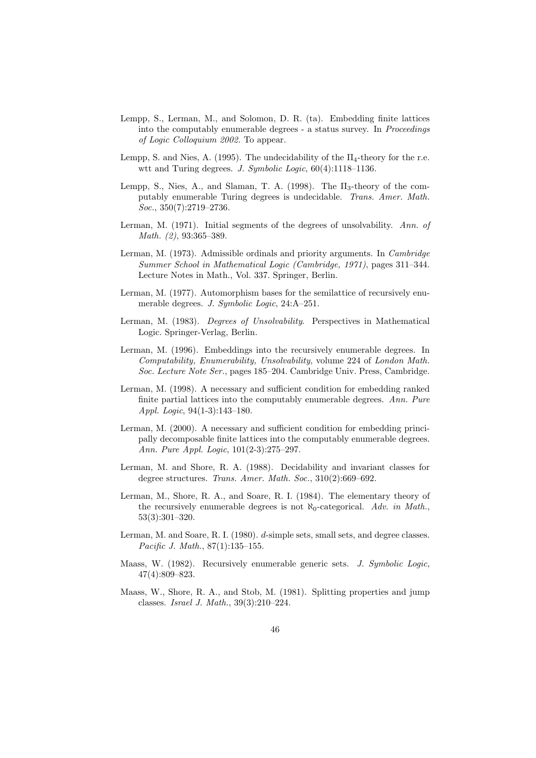Lempp, S., Lerman, M., and Solomon, D. R. (ta). Embedding finite lattices into the computably enumerable degrees - a status survey. In *Proceedings of Logic Colloquium 2002*. To appear.

Lempp, S. and Nies, A. (1995). The undecidability of the $\Pi_4$-theory for the r.e. wtt and Turing degrees. *J. Symbolic Logic*, 60(4):1118–1136.

Lempp, S., Nies, A., and Slaman, T. A. (1998). The $\Pi_3$-theory of the computably enumerable Turing degrees is undecidable. *Trans. Amer. Math. Soc.*, 350(7):2719–2736.

Lerman, M. (1971). Initial segments of the degrees of unsolvability. *Ann. of Math. (2)*, 93:365–389.

Lerman, M. (1973). Admissible ordinals and priority arguments. In *Cambridge Summer School in Mathematical Logic (Cambridge, 1971)*, pages 311–344. Lecture Notes in Math., Vol. 337. Springer, Berlin.

Lerman, M. (1977). Automorphism bases for the semilattice of recursively enumerable degrees. *J. Symbolic Logic*, 24:A–251.

Lerman, M. (1983). *Degrees of Unsolvability*. Perspectives in Mathematical Logic. Springer-Verlag, Berlin.

Lerman, M. (1996). Embeddings into the recursively enumerable degrees. In *Computability, Enumerability, Unsolvability*, volume 224 of *London Math. Soc. Lecture Note Ser.*, pages 185–204. Cambridge Univ. Press, Cambridge.

Lerman, M. (1998). A necessary and sufficient condition for embedding ranked finite partial lattices into the computably enumerable degrees. *Ann. Pure Appl. Logic*, 94(1-3):143–180.

Lerman, M. (2000). A necessary and sufficient condition for embedding principally decomposable finite lattices into the computably enumerable degrees. *Ann. Pure Appl. Logic*, 101(2-3):275–297.

Lerman, M. and Shore, R. A. (1988). Decidability and invariant classes for degree structures. *Trans. Amer. Math. Soc.*, 310(2):669–692.

Lerman, M., Shore, R. A., and Soare, R. I. (1984). The elementary theory of the recursively enumerable degrees is not $\aleph_0$-categorical. *Adv. in Math.*, 53(3):301–320.

Lerman, M. and Soare, R. I. (1980). *d*-simple sets, small sets, and degree classes. *Pacific J. Math.*, 87(1):135–155.

Maass, W. (1982). Recursively enumerable generic sets. *J. Symbolic Logic*, 47(4):809–823.

Maass, W., Shore, R. A., and Stob, M. (1981). Splitting properties and jump classes. *Israel J. Math.*, 39(3):210–224.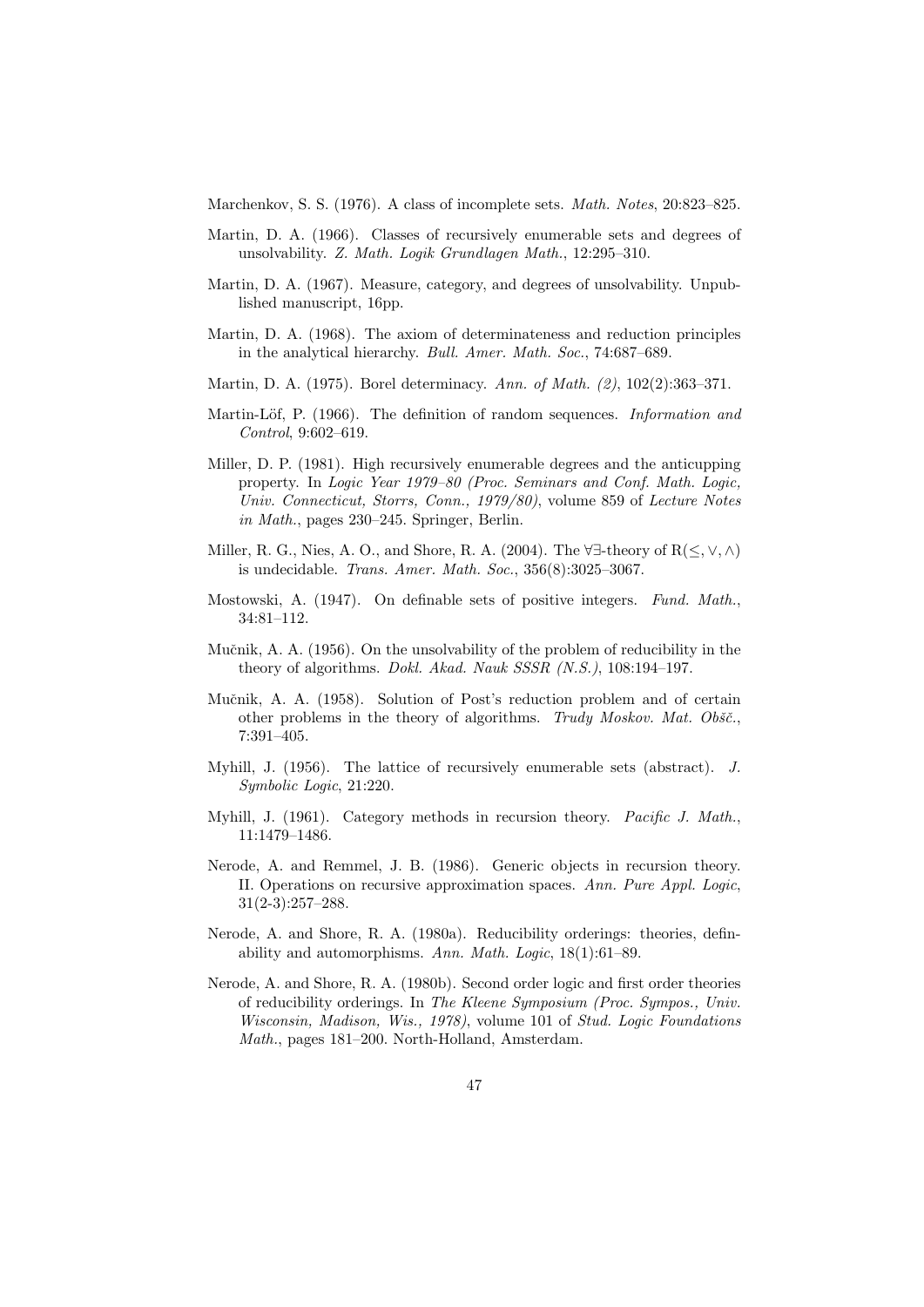Marchenkov, S. S. (1976). A class of incomplete sets. *Math. Notes*, 20:823–825.

Martin, D. A. (1966). Classes of recursively enumerable sets and degrees of unsolvability. *Z. Math. Logik Grundlagen Math.*, 12:295–310.

Martin, D. A. (1967). Measure, category, and degrees of unsolvability. Unpublished manuscript, 16pp.

Martin, D. A. (1968). The axiom of determinateness and reduction principles in the analytical hierarchy. *Bull. Amer. Math. Soc.*, 74:687–689.

Martin, D. A. (1975). Borel determinacy. *Ann. of Math. (2)*, 102(2):363–371.

Martin-Löf, P. (1966). The definition of random sequences. *Information and Control*, 9:602–619.

Miller, D. P. (1981). High recursively enumerable degrees and the anticupping property. In *Logic Year 1979–80 (Proc. Seminars and Conf. Math. Logic, Univ. Connecticut, Storrs, Conn., 1979/80)*, volume 859 of *Lecture Notes in Math.*, pages 230–245. Springer, Berlin.

Miller, R. G., Nies, A. O., and Shore, R. A. (2004). The $\forall\exists$-theory of $\mathrm{R}(\leq, \vee, \wedge)$ is undecidable. *Trans. Amer. Math. Soc.*, 356(8):3025–3067.

Mostowski, A. (1947). On definable sets of positive integers. *Fund. Math.*, 34:81–112.

Mučnik, A. A. (1956). On the unsolvability of the problem of reducibility in the theory of algorithms. *Dokl. Akad. Nauk SSSR (N.S.)*, 108:194–197.

Mučnik, A. A. (1958). Solution of Post's reduction problem and of certain other problems in the theory of algorithms. *Trudy Moskov. Mat. Obšč.*, 7:391–405.

Myhill, J. (1956). The lattice of recursively enumerable sets (abstract). *J. Symbolic Logic*, 21:220.

Myhill, J. (1961). Category methods in recursion theory. *Pacific J. Math.*, 11:1479–1486.

Nerode, A. and Remmel, J. B. (1986). Generic objects in recursion theory. II. Operations on recursive approximation spaces. *Ann. Pure Appl. Logic*, 31(2-3):257–288.

Nerode, A. and Shore, R. A. (1980a). Reducibility orderings: theories, definability and automorphisms. *Ann. Math. Logic*, 18(1):61–89.

Nerode, A. and Shore, R. A. (1980b). Second order logic and first order theories of reducibility orderings. In *The Kleene Symposium (Proc. Sympos., Univ. Wisconsin, Madison, Wis., 1978)*, volume 101 of *Stud. Logic Foundations Math.*, pages 181–200. North-Holland, Amsterdam.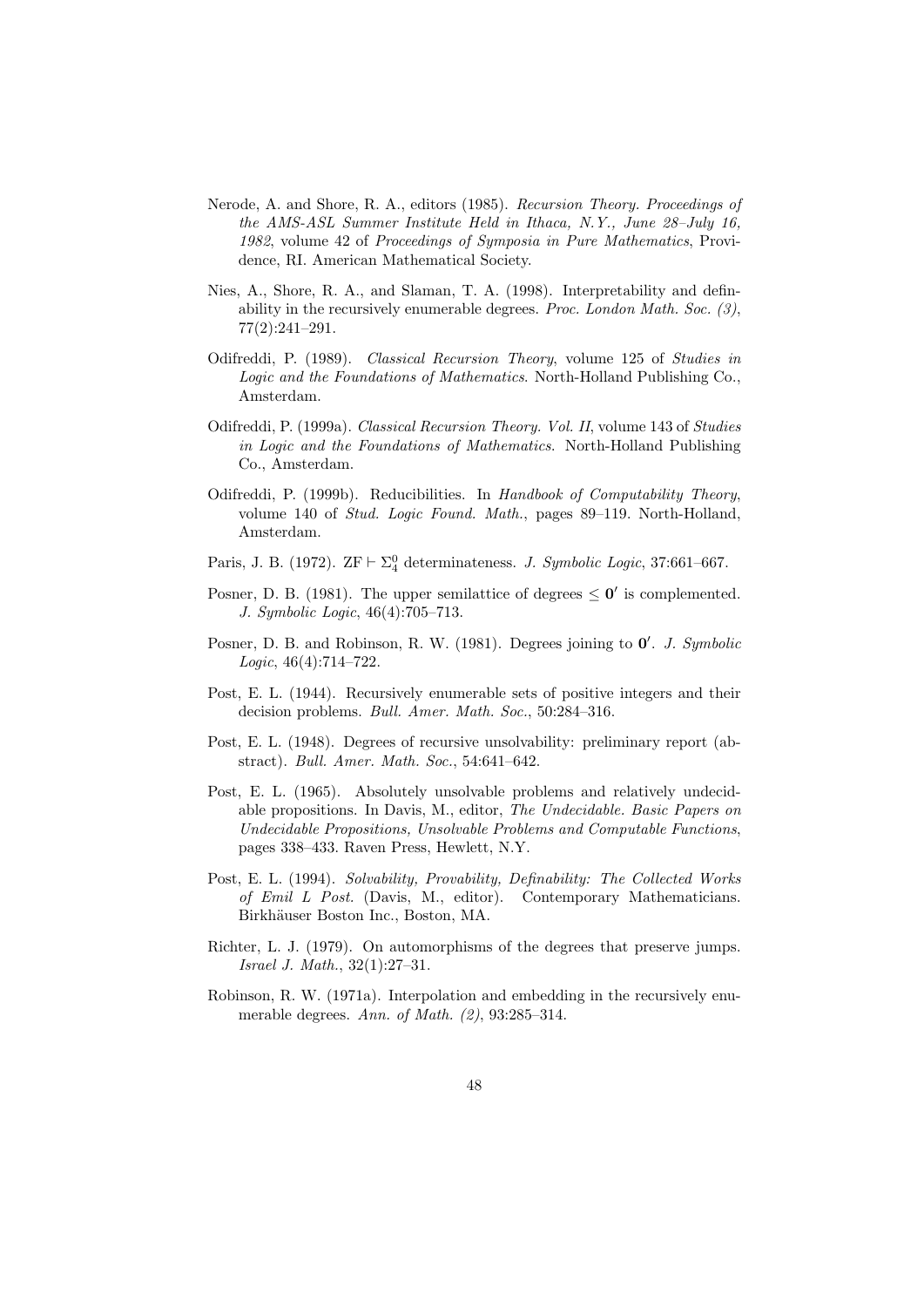Nerode, A. and Shore, R. A., editors (1985). *Recursion Theory. Proceedings of the AMS-ASL Summer Institute Held in Ithaca, N.Y., June 28–July 16, 1982*, volume 42 of *Proceedings of Symposia in Pure Mathematics*, Providence, RI. American Mathematical Society.

Nies, A., Shore, R. A., and Slaman, T. A. (1998). Interpretability and definability in the recursively enumerable degrees. *Proc. London Math. Soc. (3)*, 77(2):241–291.

Odifreddi, P. (1989). *Classical Recursion Theory*, volume 125 of *Studies in Logic and the Foundations of Mathematics*. North-Holland Publishing Co., Amsterdam.

Odifreddi, P. (1999a). *Classical Recursion Theory. Vol. II*, volume 143 of *Studies in Logic and the Foundations of Mathematics*. North-Holland Publishing Co., Amsterdam.

Odifreddi, P. (1999b). Reducibilities. In *Handbook of Computability Theory*, volume 140 of *Stud. Logic Found. Math.*, pages 89–119. North-Holland, Amsterdam.

Paris, J. B. (1972). $\mathrm{ZF} \vdash \Sigma^0_4$ determinateness. *J. Symbolic Logic*, 37:661–667.

Posner, D. B. (1981). The upper semilattice of degrees $\leq \mathbf{0}'$ is complemented. *J. Symbolic Logic*, 46(4):705–713.

Posner, D. B. and Robinson, R. W. (1981). Degrees joining to $\mathbf{0}'$. *J. Symbolic Logic*, 46(4):714–722.

Post, E. L. (1944). Recursively enumerable sets of positive integers and their decision problems. *Bull. Amer. Math. Soc.*, 50:284–316.

Post, E. L. (1948). Degrees of recursive unsolvability: preliminary report (abstract). *Bull. Amer. Math. Soc.*, 54:641–642.

Post, E. L. (1965). Absolutely unsolvable problems and relatively undecidable propositions. In Davis, M., editor, *The Undecidable. Basic Papers on Undecidable Propositions, Unsolvable Problems and Computable Functions*, pages 338–433. Raven Press, Hewlett, N.Y.

Post, E. L. (1994). *Solvability, Provability, Definability: The Collected Works of Emil L Post.* (Davis, M., editor). Contemporary Mathematicians. Birkhäuser Boston Inc., Boston, MA.

Richter, L. J. (1979). On automorphisms of the degrees that preserve jumps. *Israel J. Math.*, 32(1):27–31.

Robinson, R. W. (1971a). Interpolation and embedding in the recursively enumerable degrees. *Ann. of Math. (2)*, 93:285–314.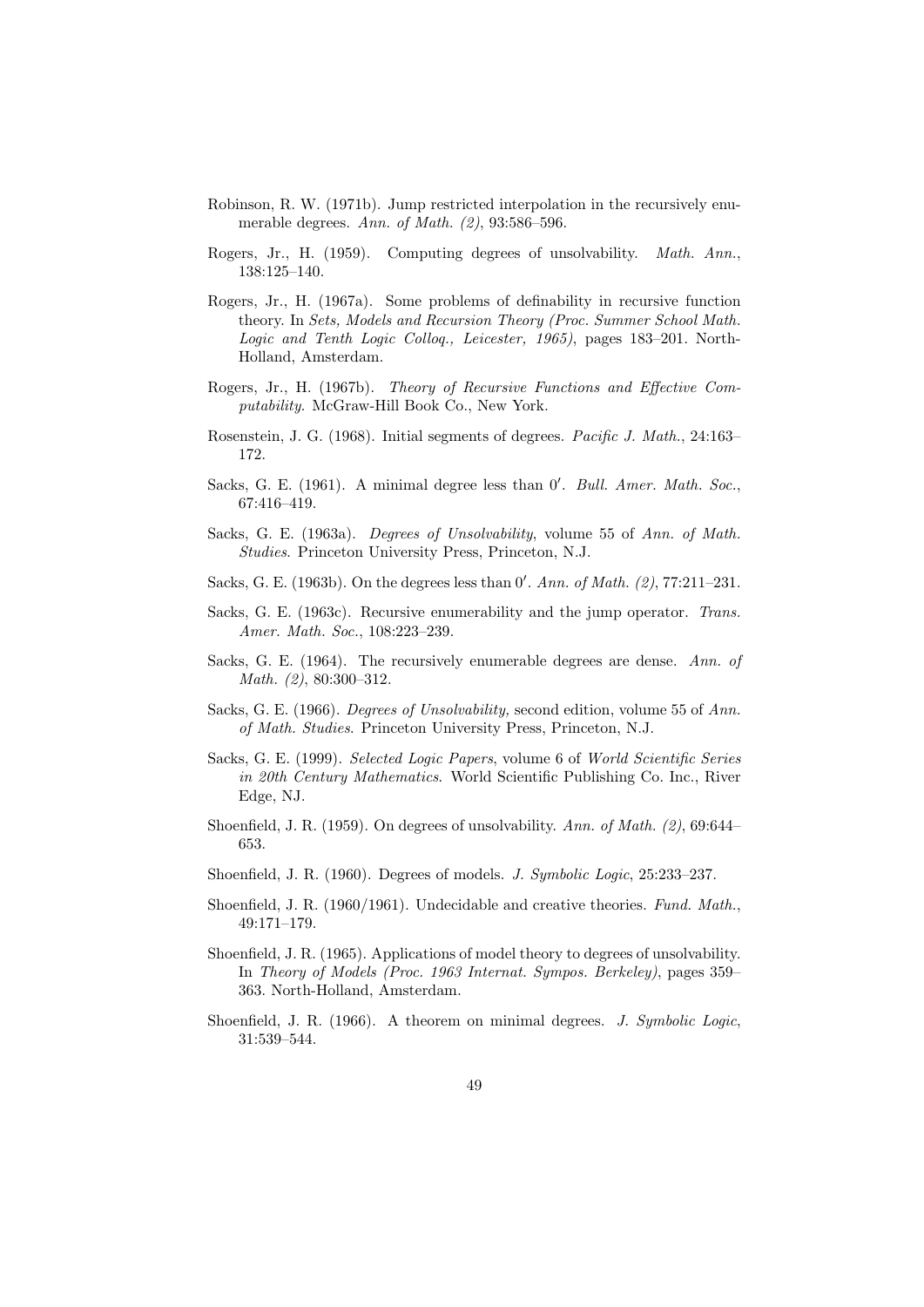Robinson, R. W. (1971b). Jump restricted interpolation in the recursively enumerable degrees. *Ann. of Math. (2)*, 93:586–596.

Rogers, Jr., H. (1959). Computing degrees of unsolvability. *Math. Ann.*, 138:125–140.

Rogers, Jr., H. (1967a). Some problems of definability in recursive function theory. In *Sets, Models and Recursion Theory (Proc. Summer School Math. Logic and Tenth Logic Colloq., Leicester, 1965)*, pages 183–201. North-Holland, Amsterdam.

Rogers, Jr., H. (1967b). *Theory of Recursive Functions and Effective Computability*. McGraw-Hill Book Co., New York.

Rosenstein, J. G. (1968). Initial segments of degrees. *Pacific J. Math.*, 24:163–172.

Sacks, G. E. (1961). A minimal degree less than $0'$. *Bull. Amer. Math. Soc.*, 67:416–419.

Sacks, G. E. (1963a). *Degrees of Unsolvability*, volume 55 of *Ann. of Math. Studies*. Princeton University Press, Princeton, N.J.

Sacks, G. E. (1963b). On the degrees less than $0'$. *Ann. of Math. (2)*, 77:211–231.

Sacks, G. E. (1963c). Recursive enumerability and the jump operator. *Trans. Amer. Math. Soc.*, 108:223–239.

Sacks, G. E. (1964). The recursively enumerable degrees are dense. *Ann. of Math. (2)*, 80:300–312.

Sacks, G. E. (1966). *Degrees of Unsolvability,* second edition, volume 55 of *Ann. of Math. Studies*. Princeton University Press, Princeton, N.J.

Sacks, G. E. (1999). *Selected Logic Papers*, volume 6 of *World Scientific Series in 20th Century Mathematics*. World Scientific Publishing Co. Inc., River Edge, NJ.

Shoenfield, J. R. (1959). On degrees of unsolvability. *Ann. of Math. (2)*, 69:644–653.

Shoenfield, J. R. (1960). Degrees of models. *J. Symbolic Logic*, 25:233–237.

Shoenfield, J. R. (1960/1961). Undecidable and creative theories. *Fund. Math.*, 49:171–179.

Shoenfield, J. R. (1965). Applications of model theory to degrees of unsolvability. In *Theory of Models (Proc. 1963 Internat. Sympos. Berkeley)*, pages 359–363. North-Holland, Amsterdam.

Shoenfield, J. R. (1966). A theorem on minimal degrees. *J. Symbolic Logic*, 31:539–544.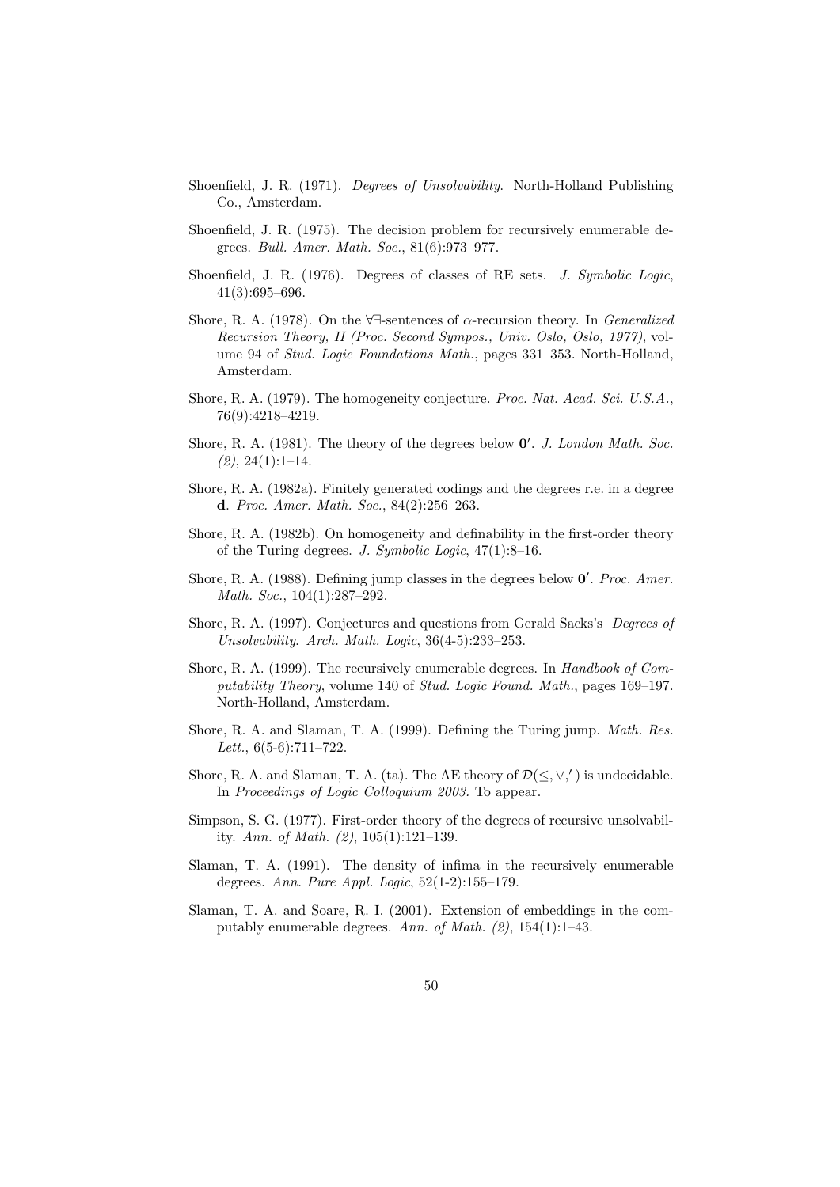Shoenfield, J. R. (1971). *Degrees of Unsolvability*. North-Holland Publishing Co., Amsterdam.

Shoenfield, J. R. (1975). The decision problem for recursively enumerable degrees. *Bull. Amer. Math. Soc.*, 81(6):973–977.

Shoenfield, J. R. (1976). Degrees of classes of RE sets. *J. Symbolic Logic*, 41(3):695–696.

Shore, R. A. (1978). On the $\forall\exists$-sentences of $\alpha$-recursion theory. In *Generalized Recursion Theory, II (Proc. Second Sympos., Univ. Oslo, Oslo, 1977)*, volume 94 of *Stud. Logic Foundations Math.*, pages 331–353. North-Holland, Amsterdam.

Shore, R. A. (1979). The homogeneity conjecture. *Proc. Nat. Acad. Sci. U.S.A.*, 76(9):4218–4219.

Shore, R. A. (1981). The theory of the degrees below $\mathbf{0}'$. *J. London Math. Soc. (2)*, 24(1):1–14.

Shore, R. A. (1982a). Finitely generated codings and the degrees r.e. in a degree $\mathbf{d}$. *Proc. Amer. Math. Soc.*, 84(2):256–263.

Shore, R. A. (1982b). On homogeneity and definability in the first-order theory of the Turing degrees. *J. Symbolic Logic*, 47(1):8–16.

Shore, R. A. (1988). Defining jump classes in the degrees below $\mathbf{0}'$. *Proc. Amer. Math. Soc.*, 104(1):287–292.

Shore, R. A. (1997). Conjectures and questions from Gerald Sacks's *Degrees of Unsolvability*. *Arch. Math. Logic*, 36(4-5):233–253.

Shore, R. A. (1999). The recursively enumerable degrees. In *Handbook of Computability Theory*, volume 140 of *Stud. Logic Found. Math.*, pages 169–197. North-Holland, Amsterdam.

Shore, R. A. and Slaman, T. A. (1999). Defining the Turing jump. *Math. Res. Lett.*, 6(5-6):711–722.

Shore, R. A. and Slaman, T. A. (ta). The AE theory of $\mathcal{D}(\leq, \vee, ')$ is undecidable. In *Proceedings of Logic Colloquium 2003.* To appear.

Simpson, S. G. (1977). First-order theory of the degrees of recursive unsolvability. *Ann. of Math. (2)*, 105(1):121–139.

Slaman, T. A. (1991). The density of infima in the recursively enumerable degrees. *Ann. Pure Appl. Logic*, 52(1-2):155–179.

Slaman, T. A. and Soare, R. I. (2001). Extension of embeddings in the computably enumerable degrees. *Ann. of Math. (2)*, 154(1):1–43.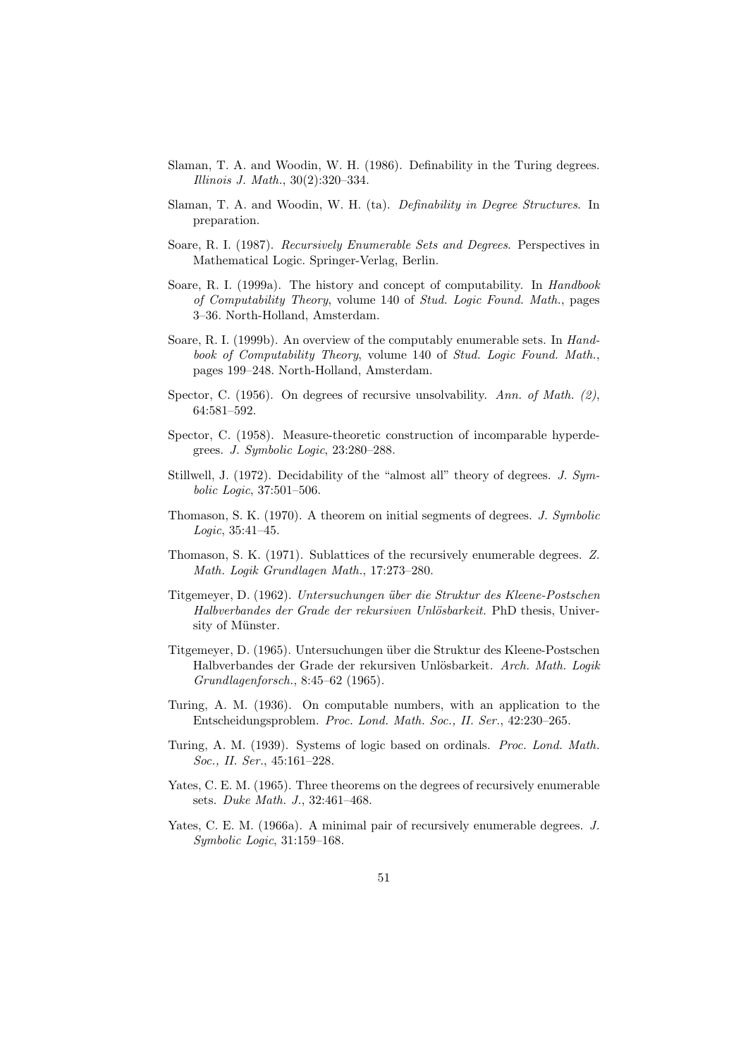Slaman, T. A. and Woodin, W. H. (1986). Definability in the Turing degrees. *Illinois J. Math.*, 30(2):320–334.

Slaman, T. A. and Woodin, W. H. (ta). *Definability in Degree Structures*. In preparation.

Soare, R. I. (1987). *Recursively Enumerable Sets and Degrees*. Perspectives in Mathematical Logic. Springer-Verlag, Berlin.

Soare, R. I. (1999a). The history and concept of computability. In *Handbook of Computability Theory*, volume 140 of *Stud. Logic Found. Math.*, pages 3–36. North-Holland, Amsterdam.

Soare, R. I. (1999b). An overview of the computably enumerable sets. In *Handbook of Computability Theory*, volume 140 of *Stud. Logic Found. Math.*, pages 199–248. North-Holland, Amsterdam.

Spector, C. (1956). On degrees of recursive unsolvability. *Ann. of Math. (2)*, 64:581–592.

Spector, C. (1958). Measure-theoretic construction of incomparable hyperdegrees. *J. Symbolic Logic*, 23:280–288.

Stillwell, J. (1972). Decidability of the "almost all" theory of degrees. *J. Symbolic Logic*, 37:501–506.

Thomason, S. K. (1970). A theorem on initial segments of degrees. *J. Symbolic Logic*, 35:41–45.

Thomason, S. K. (1971). Sublattices of the recursively enumerable degrees. *Z. Math. Logik Grundlagen Math.*, 17:273–280.

Titgemeyer, D. (1962). *Untersuchungen über die Struktur des Kleene-Postschen Halbverbandes der Grade der rekursiven Unlösbarkeit.* PhD thesis, University of Münster.

Titgemeyer, D. (1965). Untersuchungen über die Struktur des Kleene-Postschen Halbverbandes der Grade der rekursiven Unlösbarkeit. *Arch. Math. Logik Grundlagenforsch.*, 8:45–62 (1965).

Turing, A. M. (1936). On computable numbers, with an application to the Entscheidungsproblem. *Proc. Lond. Math. Soc., II. Ser.*, 42:230–265.

Turing, A. M. (1939). Systems of logic based on ordinals. *Proc. Lond. Math. Soc., II. Ser.*, 45:161–228.

Yates, C. E. M. (1965). Three theorems on the degrees of recursively enumerable sets. *Duke Math. J.*, 32:461–468.

Yates, C. E. M. (1966a). A minimal pair of recursively enumerable degrees. *J. Symbolic Logic*, 31:159–168.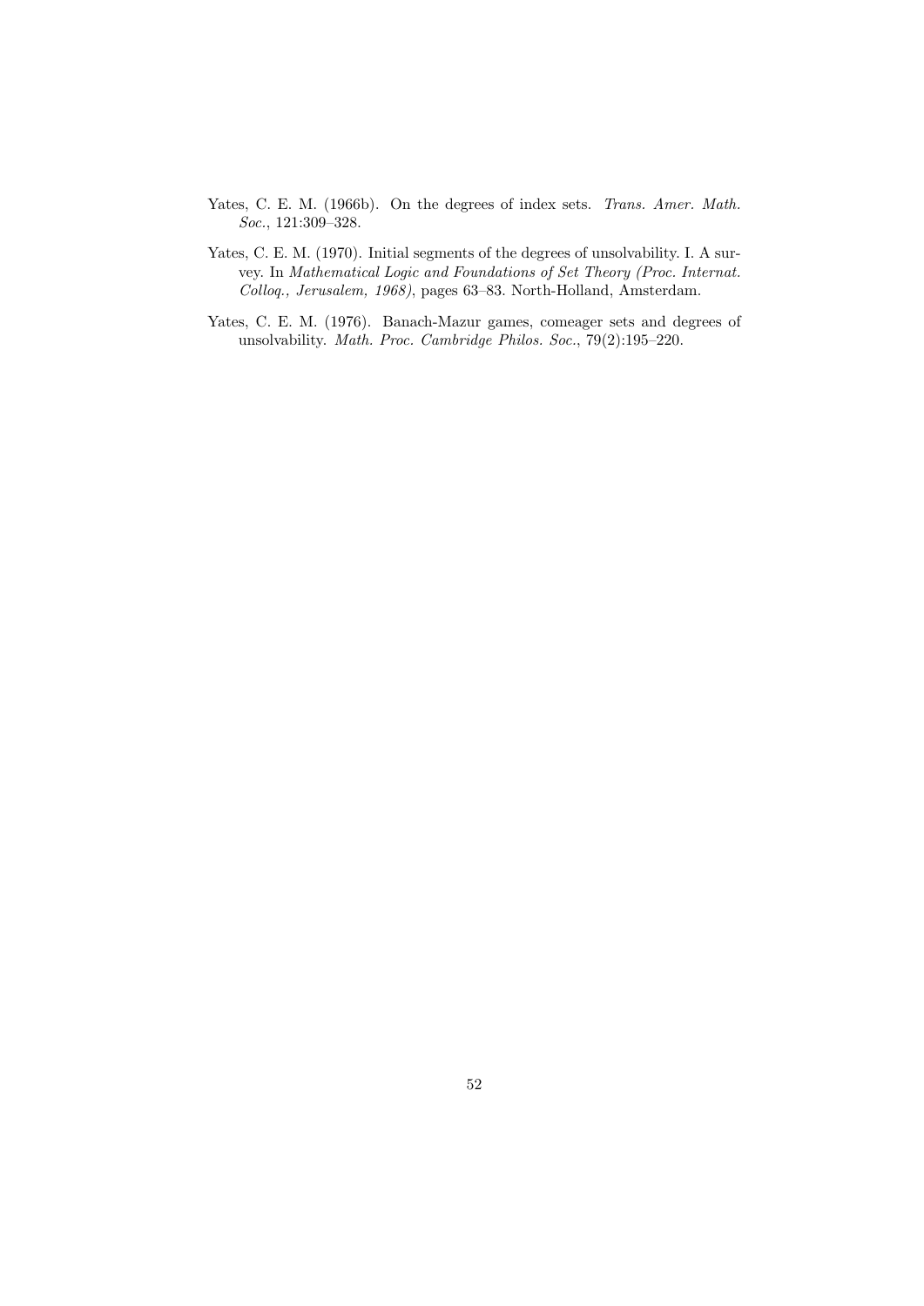Yates, C. E. M. (1966b). On the degrees of index sets. *Trans. Amer. Math. Soc.*, 121:309–328.

Yates, C. E. M. (1970). Initial segments of the degrees of unsolvability. I. A survey. In *Mathematical Logic and Foundations of Set Theory (Proc. Internat. Colloq., Jerusalem, 1968)*, pages 63–83. North-Holland, Amsterdam.

Yates, C. E. M. (1976). Banach-Mazur games, comeager sets and degrees of unsolvability. *Math. Proc. Cambridge Philos. Soc.*, 79(2):195–220.